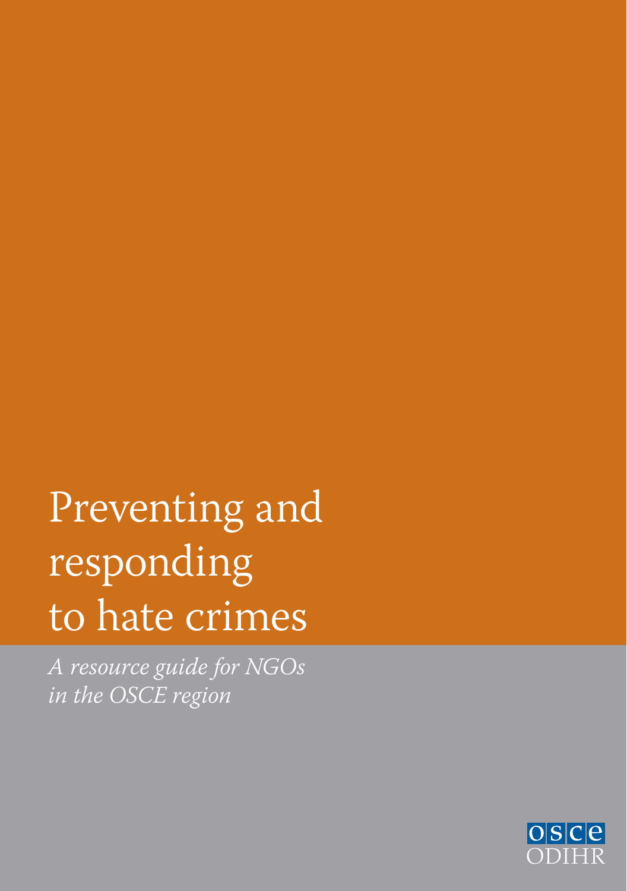# Preventing and responding to hate crimes

*A resource guide for NGOs in the OSCE region*

OSCE ODIHR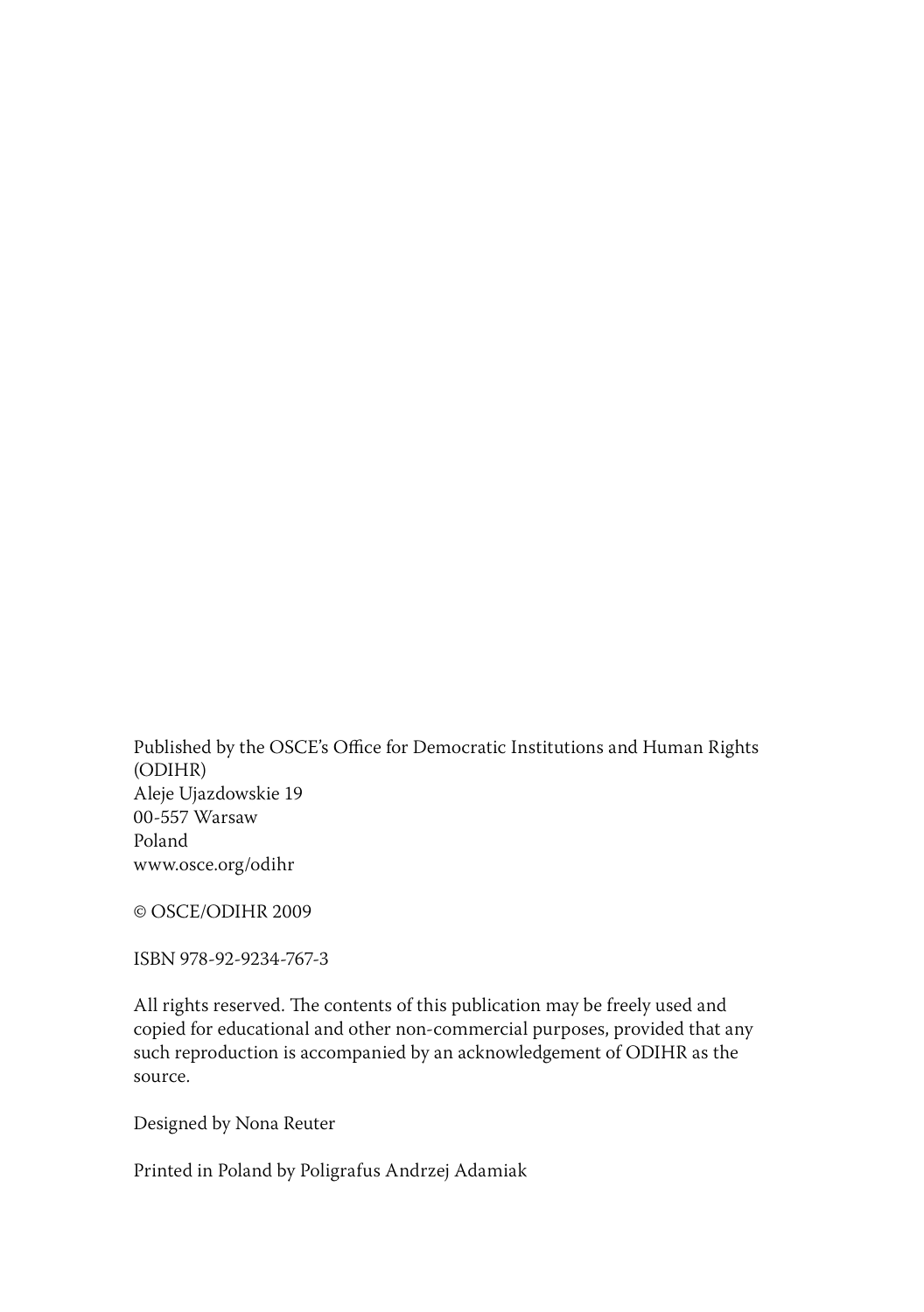Published by the OSCE's Office for Democratic Institutions and Human Rights (ODIHR)
Aleje Ujazdowskie 19
00-557 Warsaw
Poland
www.osce.org/odihr

© OSCE/ODIHR 2009

ISBN 978-92-9234-767-3

All rights reserved. The contents of this publication may be freely used and copied for educational and other non-commercial purposes, provided that any such reproduction is accompanied by an acknowledgement of ODIHR as the source.

Designed by Nona Reuter

Printed in Poland by Poligrafus Andrzej Adamiak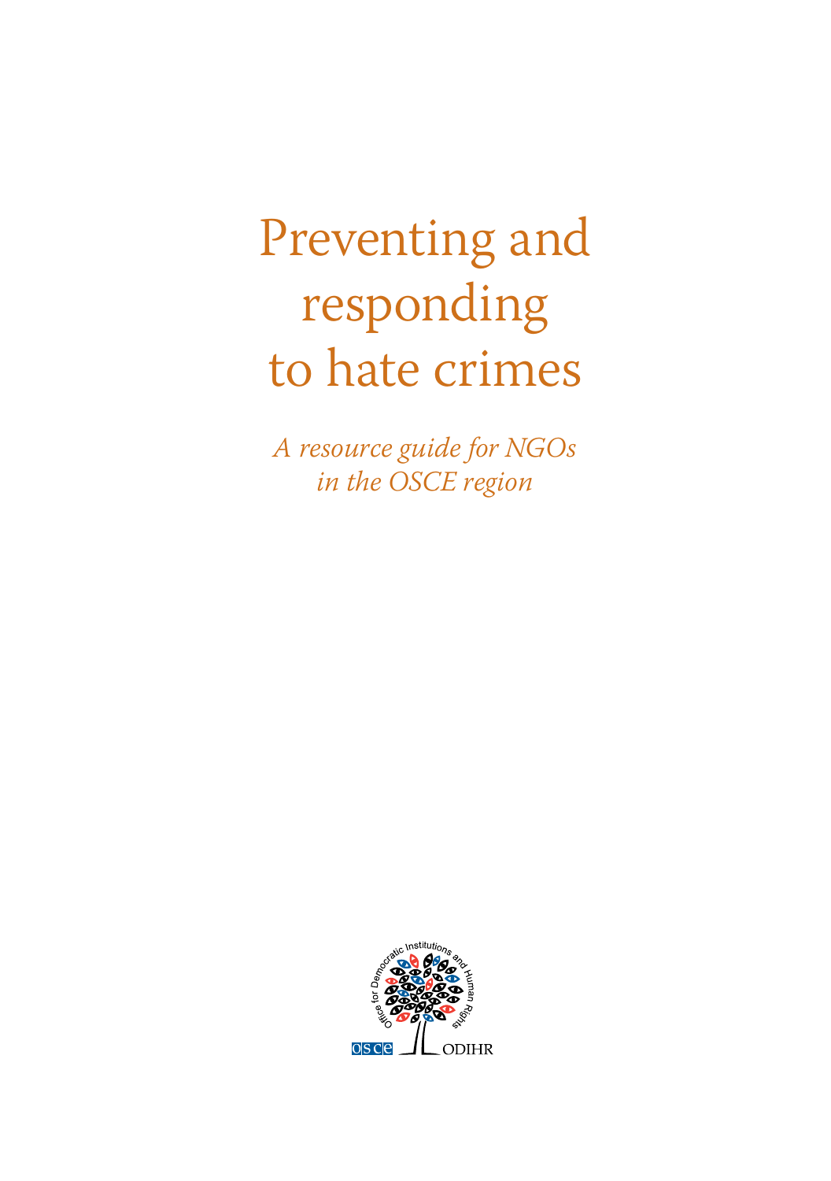# Preventing and responding to hate crimes

*A resource guide for NGOs in the OSCE region*

Office for Democratic Institutions and Human Rights

OSCE ODIHR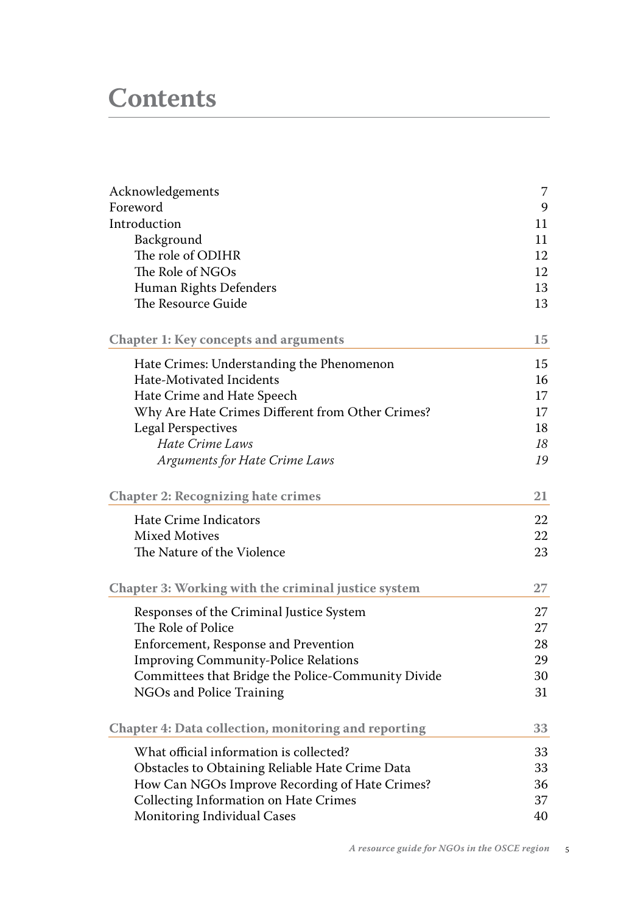# Contents

| | |
|---|---|
| Acknowledgements | 7 |
| Foreword | 9 |
| Introduction | 11 |
| Background | 11 |
| The role of ODIHR | 12 |
| The Role of NGOs | 12 |
| Human Rights Defenders | 13 |
| The Resource Guide | 13 |
| **Chapter 1: Key concepts and arguments** | **15** |
| Hate Crimes: Understanding the Phenomenon | 15 |
| Hate-Motivated Incidents | 16 |
| Hate Crime and Hate Speech | 17 |
| Why Are Hate Crimes Different from Other Crimes? | 17 |
| Legal Perspectives | 18 |
| *Hate Crime Laws* | *18* |
| *Arguments for Hate Crime Laws* | *19* |
| **Chapter 2: Recognizing hate crimes** | **21** |
| Hate Crime Indicators | 22 |
| Mixed Motives | 22 |
| The Nature of the Violence | 23 |
| **Chapter 3: Working with the criminal justice system** | **27** |
| Responses of the Criminal Justice System | 27 |
| The Role of Police | 27 |
| Enforcement, Response and Prevention | 28 |
| Improving Community-Police Relations | 29 |
| Committees that Bridge the Police-Community Divide | 30 |
| NGOs and Police Training | 31 |
| **Chapter 4: Data collection, monitoring and reporting** | **33** |
| What official information is collected? | 33 |
| Obstacles to Obtaining Reliable Hate Crime Data | 33 |
| How Can NGOs Improve Recording of Hate Crimes? | 36 |
| Collecting Information on Hate Crimes | 37 |
| Monitoring Individual Cases | 40 |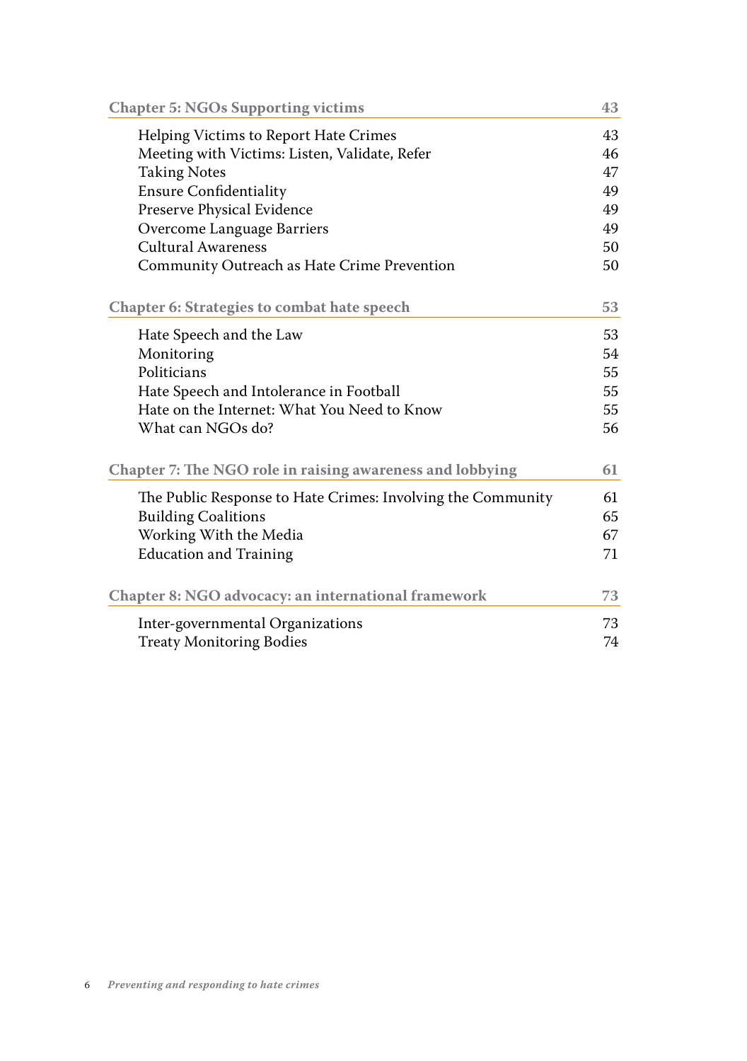| Chapter 5: NGOs Supporting victims | 43 |
|---|---|
| Helping Victims to Report Hate Crimes | 43 |
| Meeting with Victims: Listen, Validate, Refer | 46 |
| Taking Notes | 47 |
| Ensure Confidentiality | 49 |
| Preserve Physical Evidence | 49 |
| Overcome Language Barriers | 49 |
| Cultural Awareness | 50 |
| Community Outreach as Hate Crime Prevention | 50 |

| Chapter 6: Strategies to combat hate speech | 53 |
|---|---|
| Hate Speech and the Law | 53 |
| Monitoring | 54 |
| Politicians | 55 |
| Hate Speech and Intolerance in Football | 55 |
| Hate on the Internet: What You Need to Know | 55 |
| What can NGOs do? | 56 |

| Chapter 7: The NGO role in raising awareness and lobbying | 61 |
|---|---|
| The Public Response to Hate Crimes: Involving the Community | 61 |
| Building Coalitions | 65 |
| Working With the Media | 67 |
| Education and Training | 71 |

| Chapter 8: NGO advocacy: an international framework | 73 |
|---|---|
| Inter-governmental Organizations | 73 |
| Treaty Monitoring Bodies | 74 |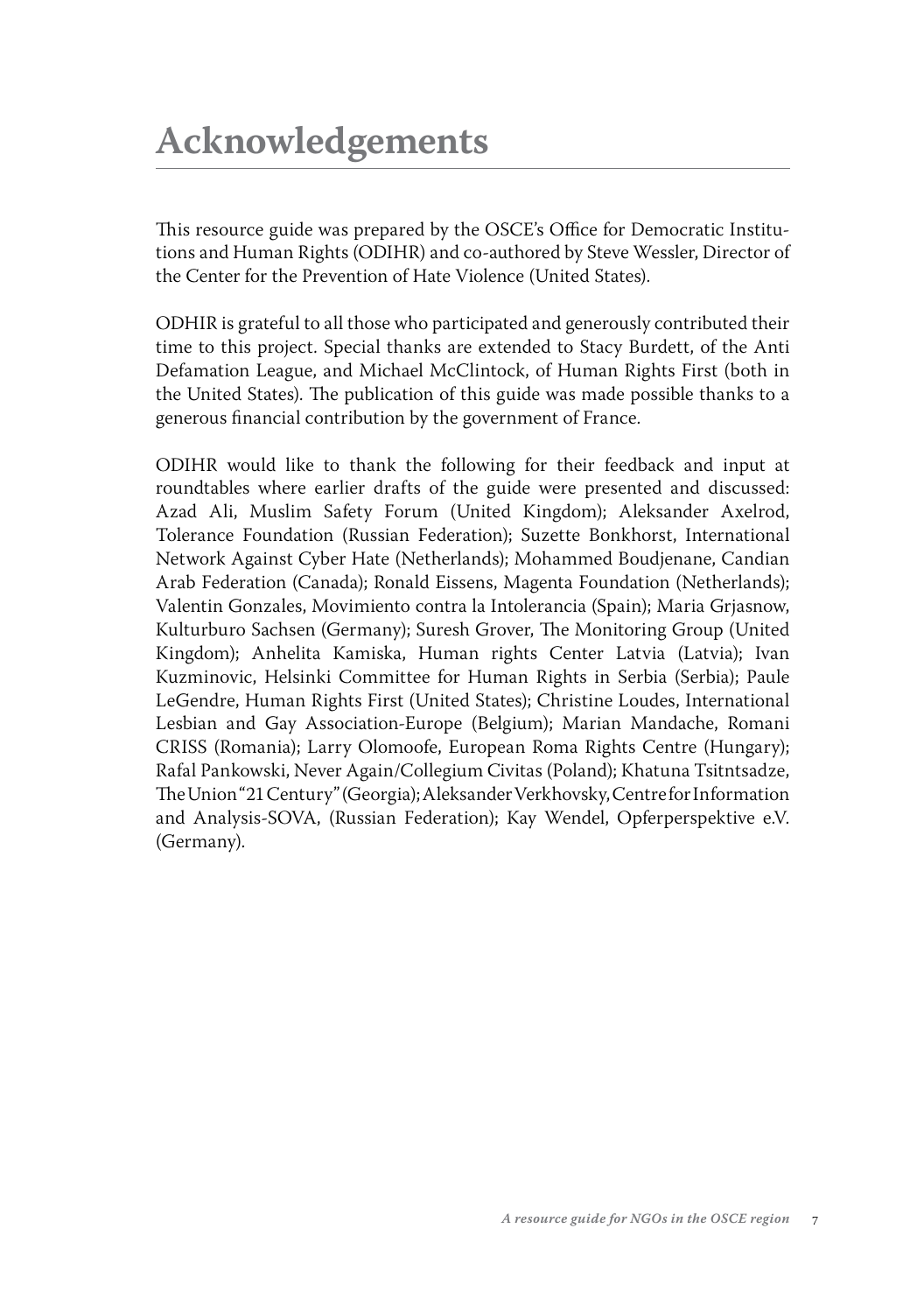# Acknowledgements

This resource guide was prepared by the OSCE's Office for Democratic Institutions and Human Rights (ODIHR) and co-authored by Steve Wessler, Director of the Center for the Prevention of Hate Violence (United States).

ODHIR is grateful to all those who participated and generously contributed their time to this project. Special thanks are extended to Stacy Burdett, of the Anti Defamation League, and Michael McClintock, of Human Rights First (both in the United States). The publication of this guide was made possible thanks to a generous financial contribution by the government of France.

ODIHR would like to thank the following for their feedback and input at roundtables where earlier drafts of the guide were presented and discussed: Azad Ali, Muslim Safety Forum (United Kingdom); Aleksander Axelrod, Tolerance Foundation (Russian Federation); Suzette Bonkhorst, International Network Against Cyber Hate (Netherlands); Mohammed Boudjenane, Candian Arab Federation (Canada); Ronald Eissens, Magenta Foundation (Netherlands); Valentin Gonzales, Movimiento contra la Intolerancia (Spain); Maria Grjasnow, Kulturburo Sachsen (Germany); Suresh Grover, The Monitoring Group (United Kingdom); Anhelita Kamiska, Human rights Center Latvia (Latvia); Ivan Kuzminovic, Helsinki Committee for Human Rights in Serbia (Serbia); Paule LeGendre, Human Rights First (United States); Christine Loudes, International Lesbian and Gay Association-Europe (Belgium); Marian Mandache, Romani CRISS (Romania); Larry Olomoofe, European Roma Rights Centre (Hungary); Rafal Pankowski, Never Again/Collegium Civitas (Poland); Khatuna Tsitntsadze, The Union "21 Century" (Georgia); Aleksander Verkhovsky, Centre for Information and Analysis-SOVA, (Russian Federation); Kay Wendel, Opferperspektive e.V. (Germany).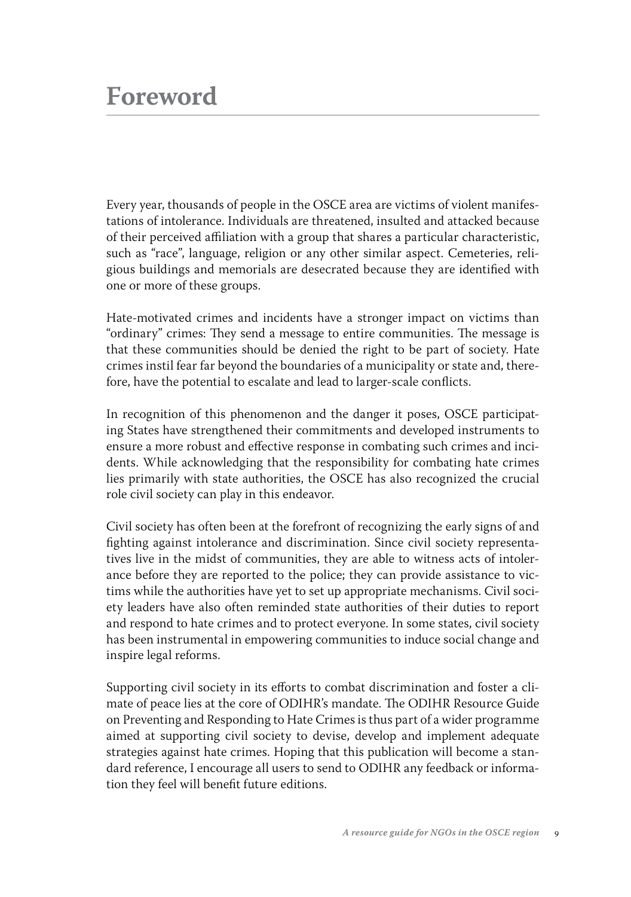# Foreword

Every year, thousands of people in the OSCE area are victims of violent manifestations of intolerance. Individuals are threatened, insulted and attacked because of their perceived affiliation with a group that shares a particular characteristic, such as "race", language, religion or any other similar aspect. Cemeteries, religious buildings and memorials are desecrated because they are identified with one or more of these groups.

Hate-motivated crimes and incidents have a stronger impact on victims than "ordinary" crimes: They send a message to entire communities. The message is that these communities should be denied the right to be part of society. Hate crimes instil fear far beyond the boundaries of a municipality or state and, therefore, have the potential to escalate and lead to larger-scale conflicts.

In recognition of this phenomenon and the danger it poses, OSCE participating States have strengthened their commitments and developed instruments to ensure a more robust and effective response in combating such crimes and incidents. While acknowledging that the responsibility for combating hate crimes lies primarily with state authorities, the OSCE has also recognized the crucial role civil society can play in this endeavor.

Civil society has often been at the forefront of recognizing the early signs of and fighting against intolerance and discrimination. Since civil society representatives live in the midst of communities, they are able to witness acts of intolerance before they are reported to the police; they can provide assistance to victims while the authorities have yet to set up appropriate mechanisms. Civil society leaders have also often reminded state authorities of their duties to report and respond to hate crimes and to protect everyone. In some states, civil society has been instrumental in empowering communities to induce social change and inspire legal reforms.

Supporting civil society in its efforts to combat discrimination and foster a climate of peace lies at the core of ODIHR's mandate. The ODIHR Resource Guide on Preventing and Responding to Hate Crimes is thus part of a wider programme aimed at supporting civil society to devise, develop and implement adequate strategies against hate crimes. Hoping that this publication will become a standard reference, I encourage all users to send to ODIHR any feedback or information they feel will benefit future editions.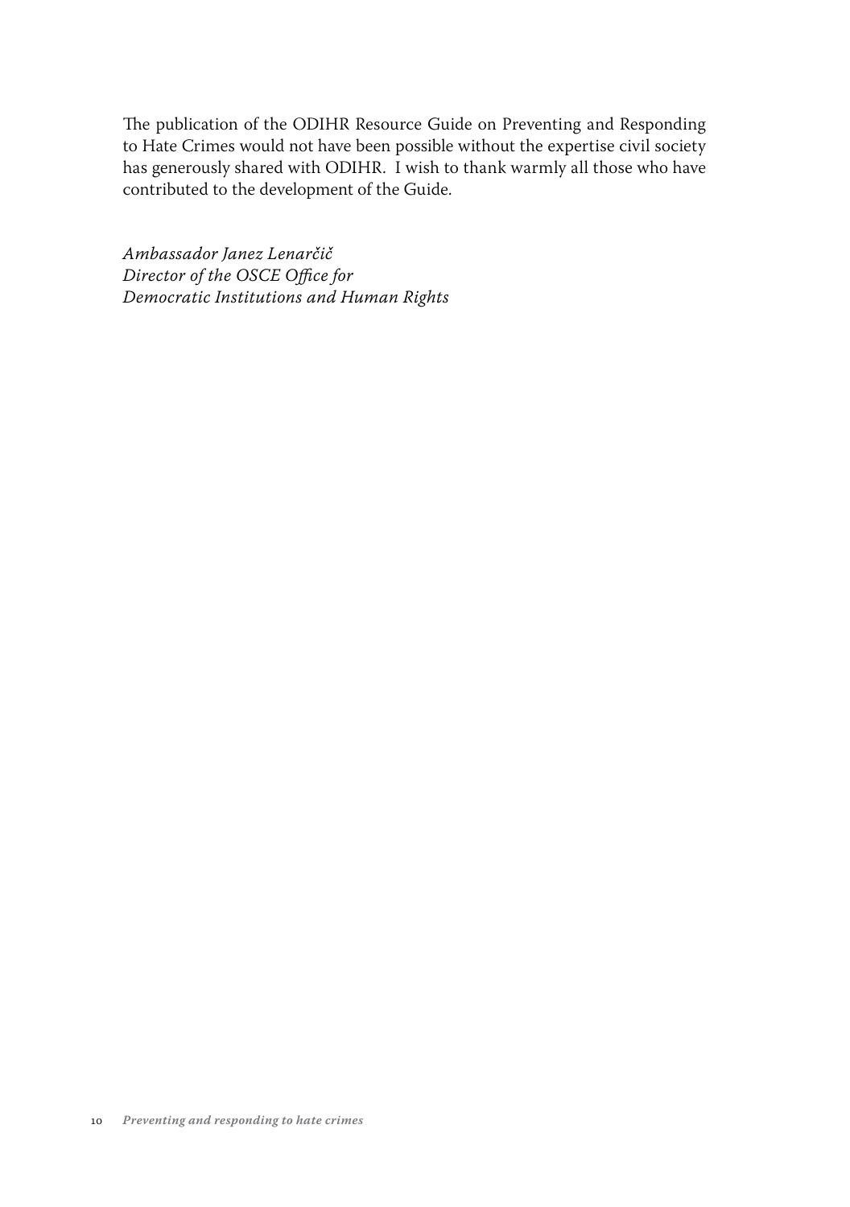The publication of the ODIHR Resource Guide on Preventing and Responding to Hate Crimes would not have been possible without the expertise civil society has generously shared with ODIHR. I wish to thank warmly all those who have contributed to the development of the Guide.

*Ambassador Janez Lenarčič*
*Director of the OSCE Office for*
*Democratic Institutions and Human Rights*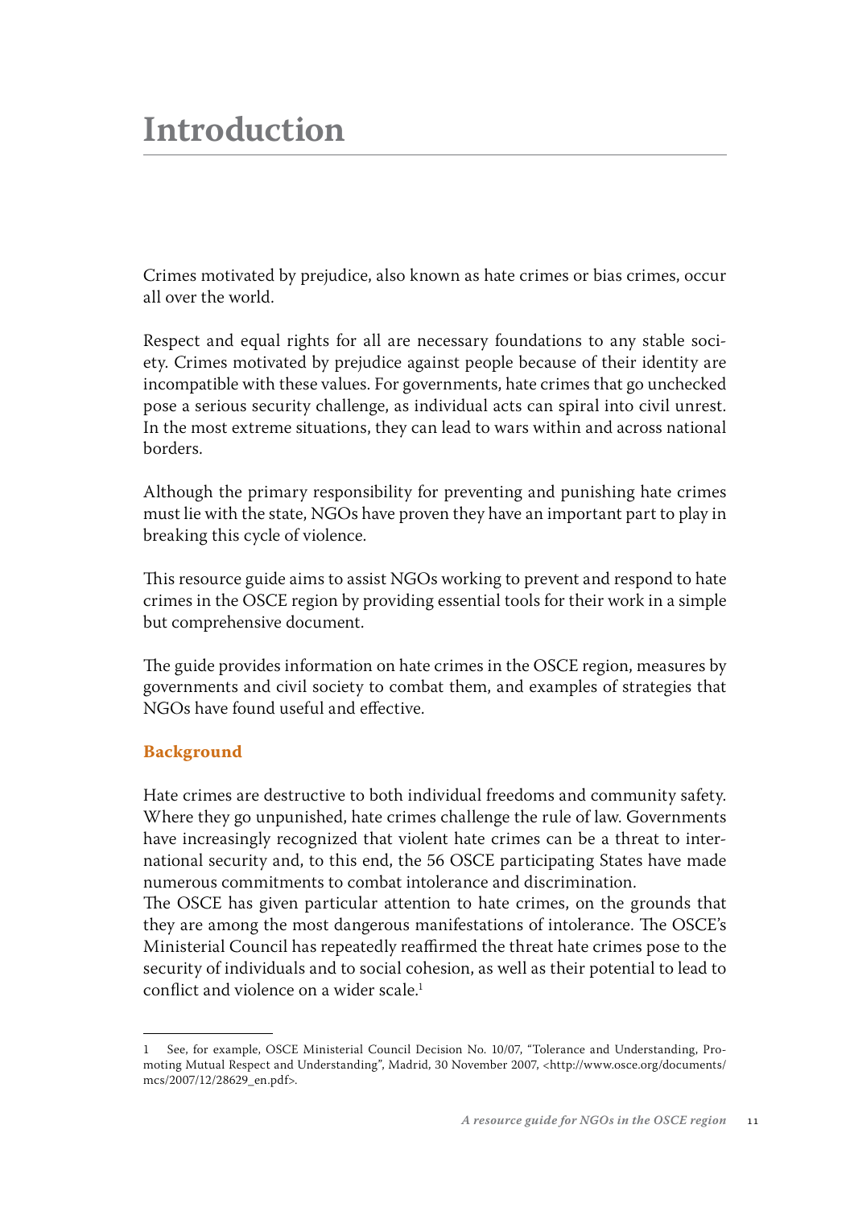# Introduction

Crimes motivated by prejudice, also known as hate crimes or bias crimes, occur all over the world.

Respect and equal rights for all are necessary foundations to any stable society. Crimes motivated by prejudice against people because of their identity are incompatible with these values. For governments, hate crimes that go unchecked pose a serious security challenge, as individual acts can spiral into civil unrest. In the most extreme situations, they can lead to wars within and across national borders.

Although the primary responsibility for preventing and punishing hate crimes must lie with the state, NGOs have proven they have an important part to play in breaking this cycle of violence.

This resource guide aims to assist NGOs working to prevent and respond to hate crimes in the OSCE region by providing essential tools for their work in a simple but comprehensive document.

The guide provides information on hate crimes in the OSCE region, measures by governments and civil society to combat them, and examples of strategies that NGOs have found useful and effective.

## Background

Hate crimes are destructive to both individual freedoms and community safety. Where they go unpunished, hate crimes challenge the rule of law. Governments have increasingly recognized that violent hate crimes can be a threat to international security and, to this end, the 56 OSCE participating States have made numerous commitments to combat intolerance and discrimination.

The OSCE has given particular attention to hate crimes, on the grounds that they are among the most dangerous manifestations of intolerance. The OSCE's Ministerial Council has repeatedly reaffirmed the threat hate crimes pose to the security of individuals and to social cohesion, as well as their potential to lead to conflict and violence on a wider scale.[1]

---

1 See, for example, OSCE Ministerial Council Decision No. 10/07, "Tolerance and Understanding, Promoting Mutual Respect and Understanding", Madrid, 30 November 2007, <http://www.osce.org/documents/mcs/2007/12/28629_en.pdf>.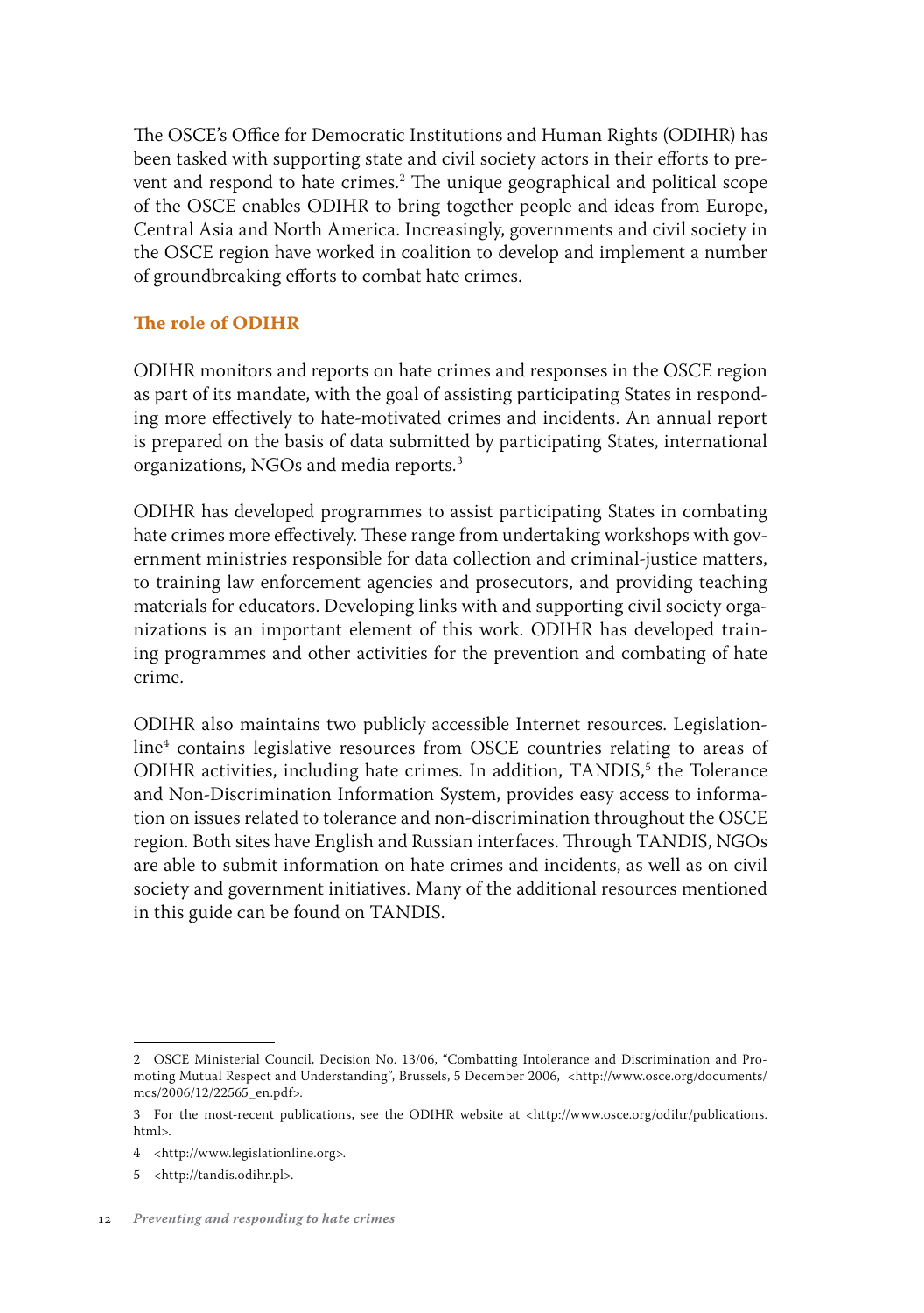The OSCE's Office for Democratic Institutions and Human Rights (ODIHR) has been tasked with supporting state and civil society actors in their efforts to prevent and respond to hate crimes.[2] The unique geographical and political scope of the OSCE enables ODIHR to bring together people and ideas from Europe, Central Asia and North America. Increasingly, governments and civil society in the OSCE region have worked in coalition to develop and implement a number of groundbreaking efforts to combat hate crimes.

### The role of ODIHR

ODIHR monitors and reports on hate crimes and responses in the OSCE region as part of its mandate, with the goal of assisting participating States in responding more effectively to hate-motivated crimes and incidents. An annual report is prepared on the basis of data submitted by participating States, international organizations, NGOs and media reports.[3]

ODIHR has developed programmes to assist participating States in combating hate crimes more effectively. These range from undertaking workshops with government ministries responsible for data collection and criminal-justice matters, to training law enforcement agencies and prosecutors, and providing teaching materials for educators. Developing links with and supporting civil society organizations is an important element of this work. ODIHR has developed training programmes and other activities for the prevention and combating of hate crime.

ODIHR also maintains two publicly accessible Internet resources. Legislationline[4] contains legislative resources from OSCE countries relating to areas of ODIHR activities, including hate crimes. In addition, TANDIS,[5] the Tolerance and Non-Discrimination Information System, provides easy access to information on issues related to tolerance and non-discrimination throughout the OSCE region. Both sites have English and Russian interfaces. Through TANDIS, NGOs are able to submit information on hate crimes and incidents, as well as on civil society and government initiatives. Many of the additional resources mentioned in this guide can be found on TANDIS.

---

2 OSCE Ministerial Council, Decision No. 13/06, "Combatting Intolerance and Discrimination and Promoting Mutual Respect and Understanding", Brussels, 5 December 2006, <http://www.osce.org/documents/mcs/2006/12/22565_en.pdf>.

3 For the most-recent publications, see the ODIHR website at <http://www.osce.org/odihr/publications.html>.

4 <http://www.legislationline.org>.

5 <http://tandis.odihr.pl>.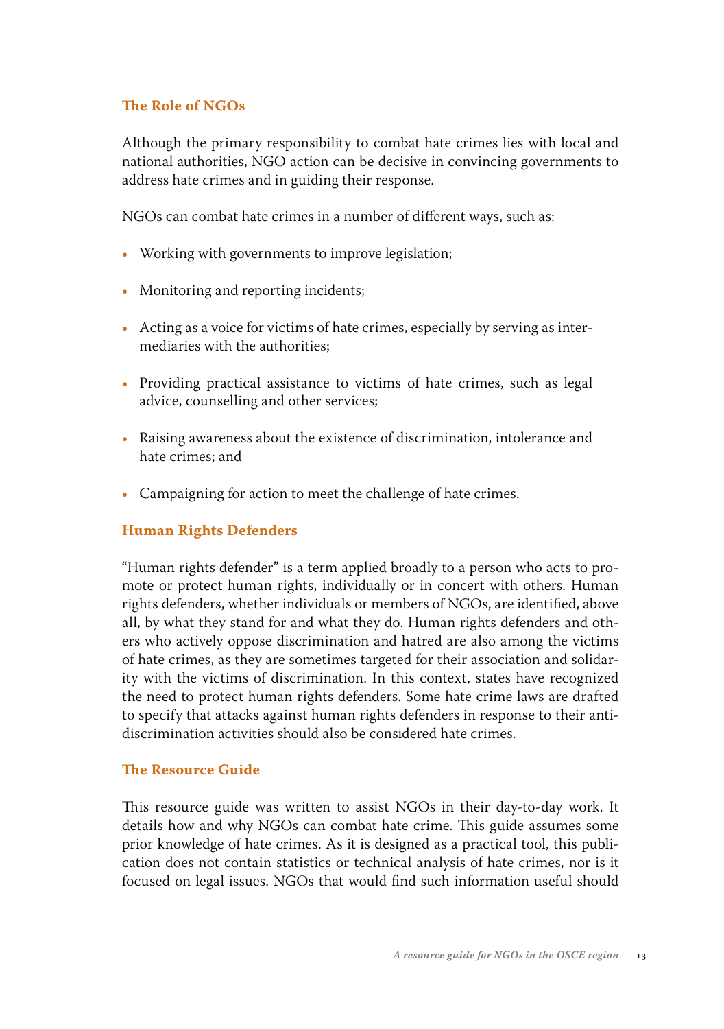### The Role of NGOs

Although the primary responsibility to combat hate crimes lies with local and national authorities, NGO action can be decisive in convincing governments to address hate crimes and in guiding their response.

NGOs can combat hate crimes in a number of different ways, such as:

- Working with governments to improve legislation;
- Monitoring and reporting incidents;
- Acting as a voice for victims of hate crimes, especially by serving as intermediaries with the authorities;
- Providing practical assistance to victims of hate crimes, such as legal advice, counselling and other services;
- Raising awareness about the existence of discrimination, intolerance and hate crimes; and
- Campaigning for action to meet the challenge of hate crimes.

### Human Rights Defenders

"Human rights defender" is a term applied broadly to a person who acts to promote or protect human rights, individually or in concert with others. Human rights defenders, whether individuals or members of NGOs, are identified, above all, by what they stand for and what they do. Human rights defenders and others who actively oppose discrimination and hatred are also among the victims of hate crimes, as they are sometimes targeted for their association and solidarity with the victims of discrimination. In this context, states have recognized the need to protect human rights defenders. Some hate crime laws are drafted to specify that attacks against human rights defenders in response to their anti-discrimination activities should also be considered hate crimes.

### The Resource Guide

This resource guide was written to assist NGOs in their day-to-day work. It details how and why NGOs can combat hate crime. This guide assumes some prior knowledge of hate crimes. As it is designed as a practical tool, this publication does not contain statistics or technical analysis of hate crimes, nor is it focused on legal issues. NGOs that would find such information useful should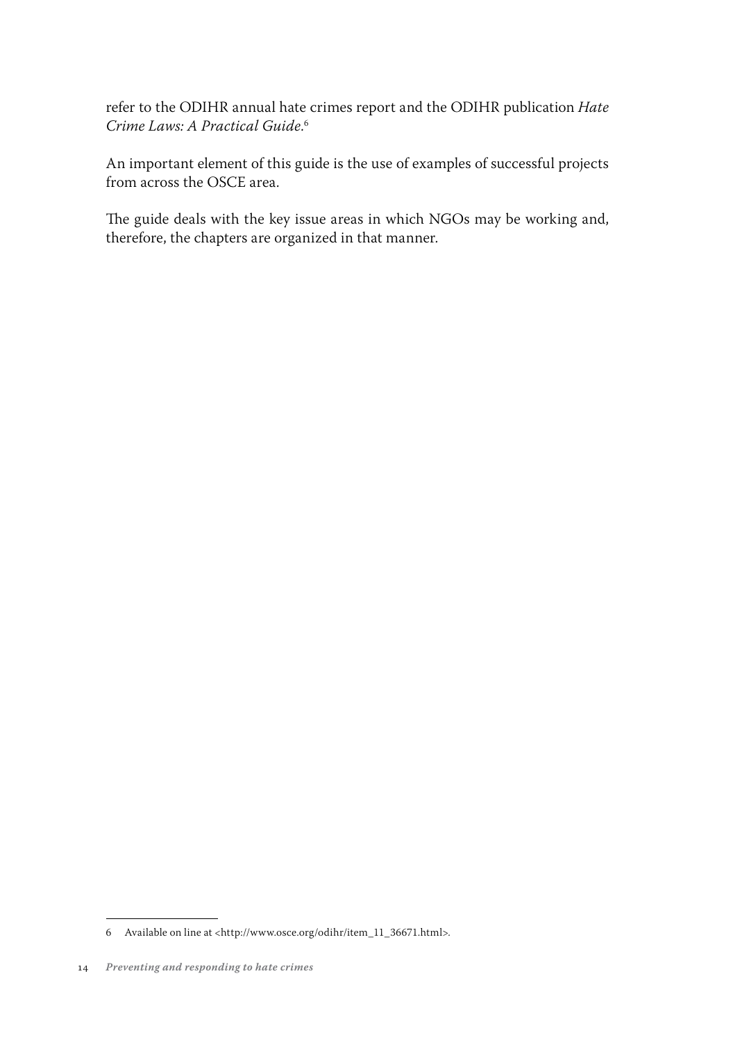refer to the ODIHR annual hate crimes report and the ODIHR publication *Hate Crime Laws: A Practical Guide*.[6]

An important element of this guide is the use of examples of successful projects from across the OSCE area.

The guide deals with the key issue areas in which NGOs may be working and, therefore, the chapters are organized in that manner.

---

6 Available on line at <http://www.osce.org/odihr/item_11_36671.html>.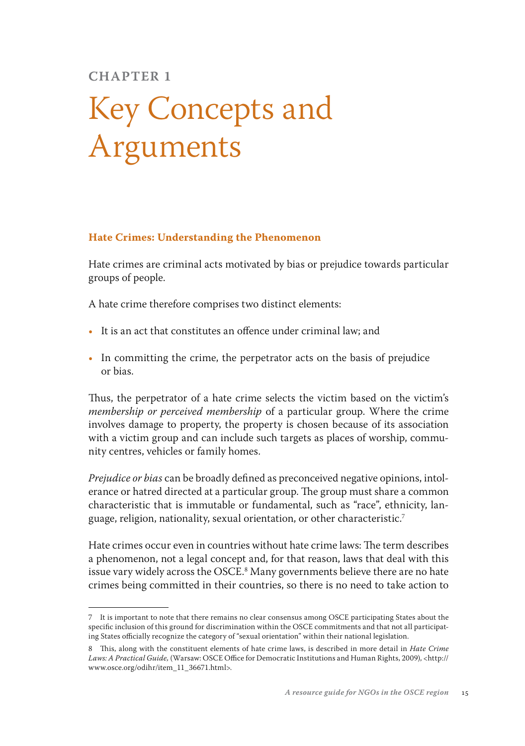# CHAPTER 1

# Key Concepts and Arguments

## Hate Crimes: Understanding the Phenomenon

Hate crimes are criminal acts motivated by bias or prejudice towards particular groups of people.

A hate crime therefore comprises two distinct elements:

- It is an act that constitutes an offence under criminal law; and
- In committing the crime, the perpetrator acts on the basis of prejudice or bias.

Thus, the perpetrator of a hate crime selects the victim based on the victim's *membership or perceived membership* of a particular group. Where the crime involves damage to property, the property is chosen because of its association with a victim group and can include such targets as places of worship, community centres, vehicles or family homes.

*Prejudice or bias* can be broadly defined as preconceived negative opinions, intolerance or hatred directed at a particular group. The group must share a common characteristic that is immutable or fundamental, such as "race", ethnicity, language, religion, nationality, sexual orientation, or other characteristic.[7]

Hate crimes occur even in countries without hate crime laws: The term describes a phenomenon, not a legal concept and, for that reason, laws that deal with this issue vary widely across the OSCE.[8] Many governments believe there are no hate crimes being committed in their countries, so there is no need to take action to

---

7 It is important to note that there remains no clear consensus among OSCE participating States about the specific inclusion of this ground for discrimination within the OSCE commitments and that not all participating States officially recognize the category of "sexual orientation" within their national legislation.

8 This, along with the constituent elements of hate crime laws, is described in more detail in *Hate Crime Laws: A Practical Guide*, (Warsaw: OSCE Office for Democratic Institutions and Human Rights, 2009), <http://www.osce.org/odihr/item_11_36671.html>.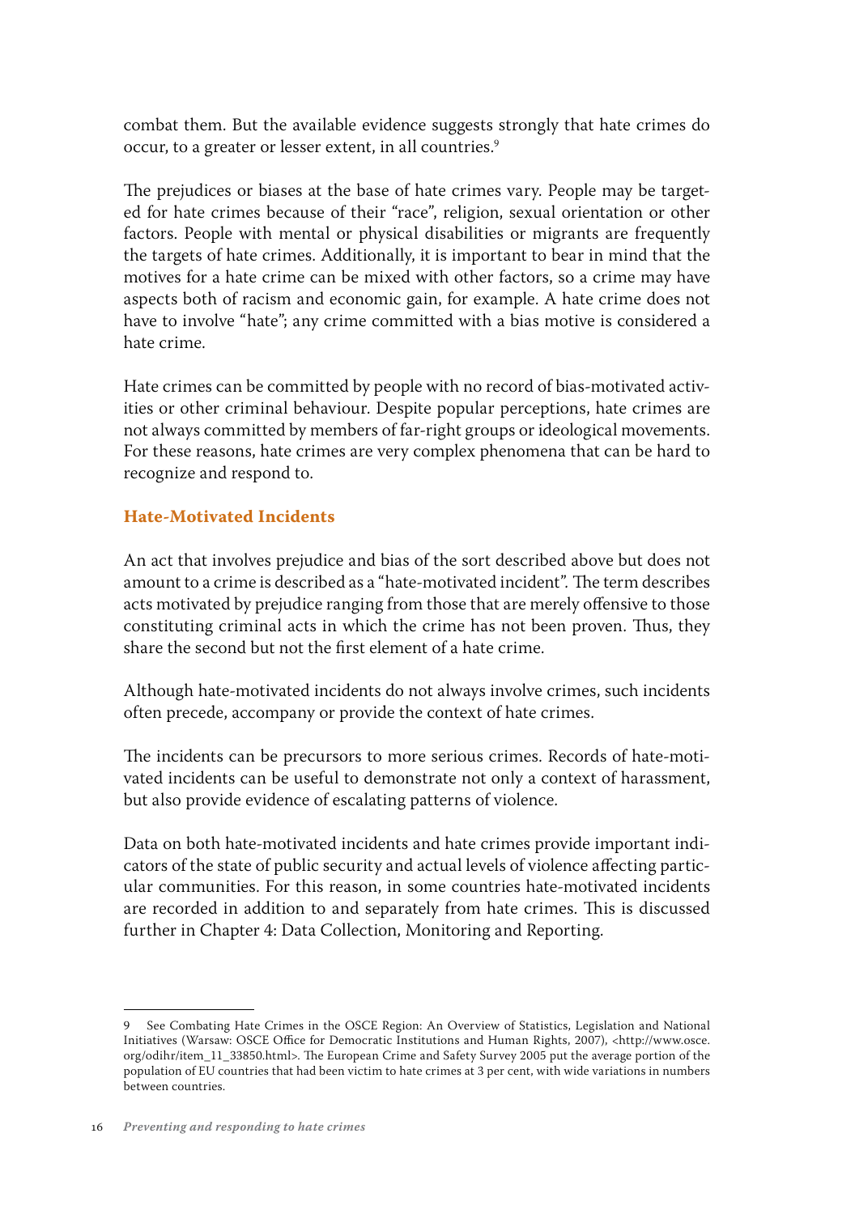combat them. But the available evidence suggests strongly that hate crimes do occur, to a greater or lesser extent, in all countries.[9]

The prejudices or biases at the base of hate crimes vary. People may be targeted for hate crimes because of their "race", religion, sexual orientation or other factors. People with mental or physical disabilities or migrants are frequently the targets of hate crimes. Additionally, it is important to bear in mind that the motives for a hate crime can be mixed with other factors, so a crime may have aspects both of racism and economic gain, for example. A hate crime does not have to involve "hate"; any crime committed with a bias motive is considered a hate crime.

Hate crimes can be committed by people with no record of bias-motivated activities or other criminal behaviour. Despite popular perceptions, hate crimes are not always committed by members of far-right groups or ideological movements. For these reasons, hate crimes are very complex phenomena that can be hard to recognize and respond to.

### Hate-Motivated Incidents

An act that involves prejudice and bias of the sort described above but does not amount to a crime is described as a "hate-motivated incident". The term describes acts motivated by prejudice ranging from those that are merely offensive to those constituting criminal acts in which the crime has not been proven. Thus, they share the second but not the first element of a hate crime.

Although hate-motivated incidents do not always involve crimes, such incidents often precede, accompany or provide the context of hate crimes.

The incidents can be precursors to more serious crimes. Records of hate-motivated incidents can be useful to demonstrate not only a context of harassment, but also provide evidence of escalating patterns of violence.

Data on both hate-motivated incidents and hate crimes provide important indicators of the state of public security and actual levels of violence affecting particular communities. For this reason, in some countries hate-motivated incidents are recorded in addition to and separately from hate crimes. This is discussed further in Chapter 4: Data Collection, Monitoring and Reporting.

---

9 See Combating Hate Crimes in the OSCE Region: An Overview of Statistics, Legislation and National Initiatives (Warsaw: OSCE Office for Democratic Institutions and Human Rights, 2007), <http://www.osce.org/odihr/item_11_33850.html>. The European Crime and Safety Survey 2005 put the average portion of the population of EU countries that had been victim to hate crimes at 3 per cent, with wide variations in numbers between countries.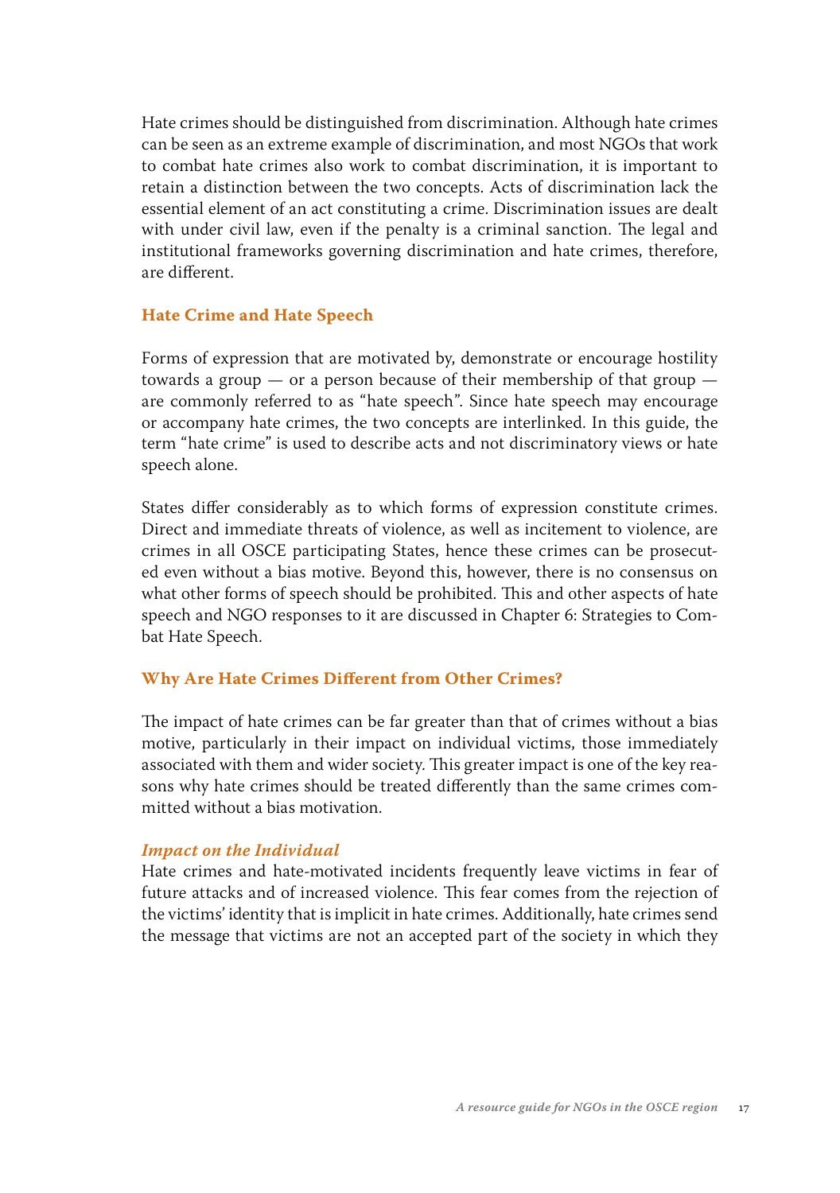Hate crimes should be distinguished from discrimination. Although hate crimes can be seen as an extreme example of discrimination, and most NGOs that work to combat hate crimes also work to combat discrimination, it is important to retain a distinction between the two concepts. Acts of discrimination lack the essential element of an act constituting a crime. Discrimination issues are dealt with under civil law, even if the penalty is a criminal sanction. The legal and institutional frameworks governing discrimination and hate crimes, therefore, are different.

### Hate Crime and Hate Speech

Forms of expression that are motivated by, demonstrate or encourage hostility towards a group — or a person because of their membership of that group — are commonly referred to as "hate speech". Since hate speech may encourage or accompany hate crimes, the two concepts are interlinked. In this guide, the term "hate crime" is used to describe acts and not discriminatory views or hate speech alone.

States differ considerably as to which forms of expression constitute crimes. Direct and immediate threats of violence, as well as incitement to violence, are crimes in all OSCE participating States, hence these crimes can be prosecuted even without a bias motive. Beyond this, however, there is no consensus on what other forms of speech should be prohibited. This and other aspects of hate speech and NGO responses to it are discussed in Chapter 6: Strategies to Combat Hate Speech.

### Why Are Hate Crimes Different from Other Crimes?

The impact of hate crimes can be far greater than that of crimes without a bias motive, particularly in their impact on individual victims, those immediately associated with them and wider society. This greater impact is one of the key reasons why hate crimes should be treated differently than the same crimes committed without a bias motivation.

#### *Impact on the Individual*

Hate crimes and hate-motivated incidents frequently leave victims in fear of future attacks and of increased violence. This fear comes from the rejection of the victims' identity that is implicit in hate crimes. Additionally, hate crimes send the message that victims are not an accepted part of the society in which they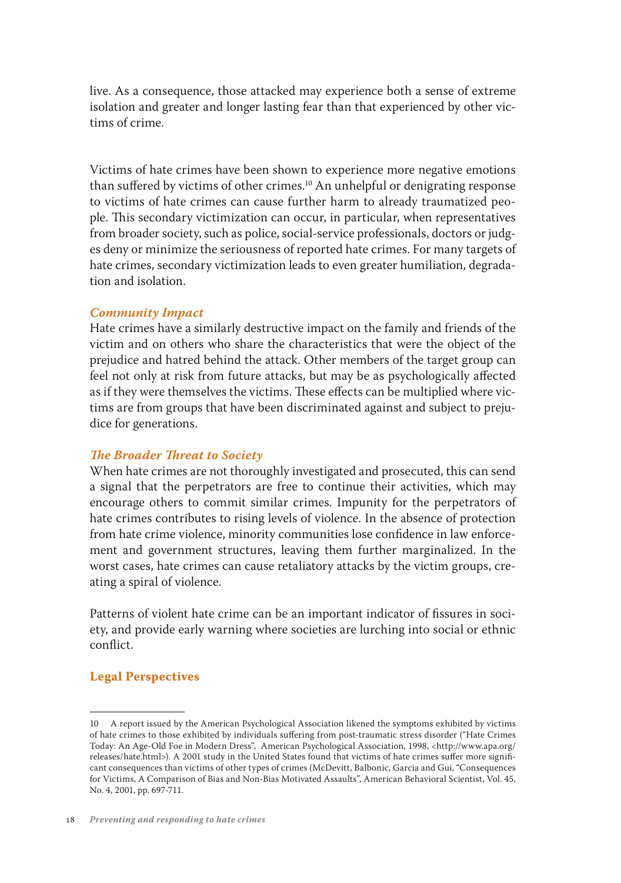live. As a consequence, those attacked may experience both a sense of extreme isolation and greater and longer lasting fear than that experienced by other victims of crime.

Victims of hate crimes have been shown to experience more negative emotions than suffered by victims of other crimes.[10] An unhelpful or denigrating response to victims of hate crimes can cause further harm to already traumatized people. This secondary victimization can occur, in particular, when representatives from broader society, such as police, social-service professionals, doctors or judges deny or minimize the seriousness of reported hate crimes. For many targets of hate crimes, secondary victimization leads to even greater humiliation, degradation and isolation.

### *Community Impact*

Hate crimes have a similarly destructive impact on the family and friends of the victim and on others who share the characteristics that were the object of the prejudice and hatred behind the attack. Other members of the target group can feel not only at risk from future attacks, but may be as psychologically affected as if they were themselves the victims. These effects can be multiplied where victims are from groups that have been discriminated against and subject to prejudice for generations.

### *The Broader Threat to Society*

When hate crimes are not thoroughly investigated and prosecuted, this can send a signal that the perpetrators are free to continue their activities, which may encourage others to commit similar crimes. Impunity for the perpetrators of hate crimes contributes to rising levels of violence. In the absence of protection from hate crime violence, minority communities lose confidence in law enforcement and government structures, leaving them further marginalized. In the worst cases, hate crimes can cause retaliatory attacks by the victim groups, creating a spiral of violence.

Patterns of violent hate crime can be an important indicator of fissures in society, and provide early warning where societies are lurching into social or ethnic conflict.

## Legal Perspectives

---

10 A report issued by the American Psychological Association likened the symptoms exhibited by victims of hate crimes to those exhibited by individuals suffering from post-traumatic stress disorder ("Hate Crimes Today: An Age-Old Foe in Modern Dress", American Psychological Association, 1998, <http://www.apa.org/releases/hate.html>). A 2001 study in the United States found that victims of hate crimes suffer more significant consequences than victims of other types of crimes (McDevitt, Balbonic, Garcia and Gui, "Consequences for Victims, A Comparison of Bias and Non-Bias Motivated Assaults", American Behavioral Scientist, Vol. 45, No. 4, 2001, pp. 697-711.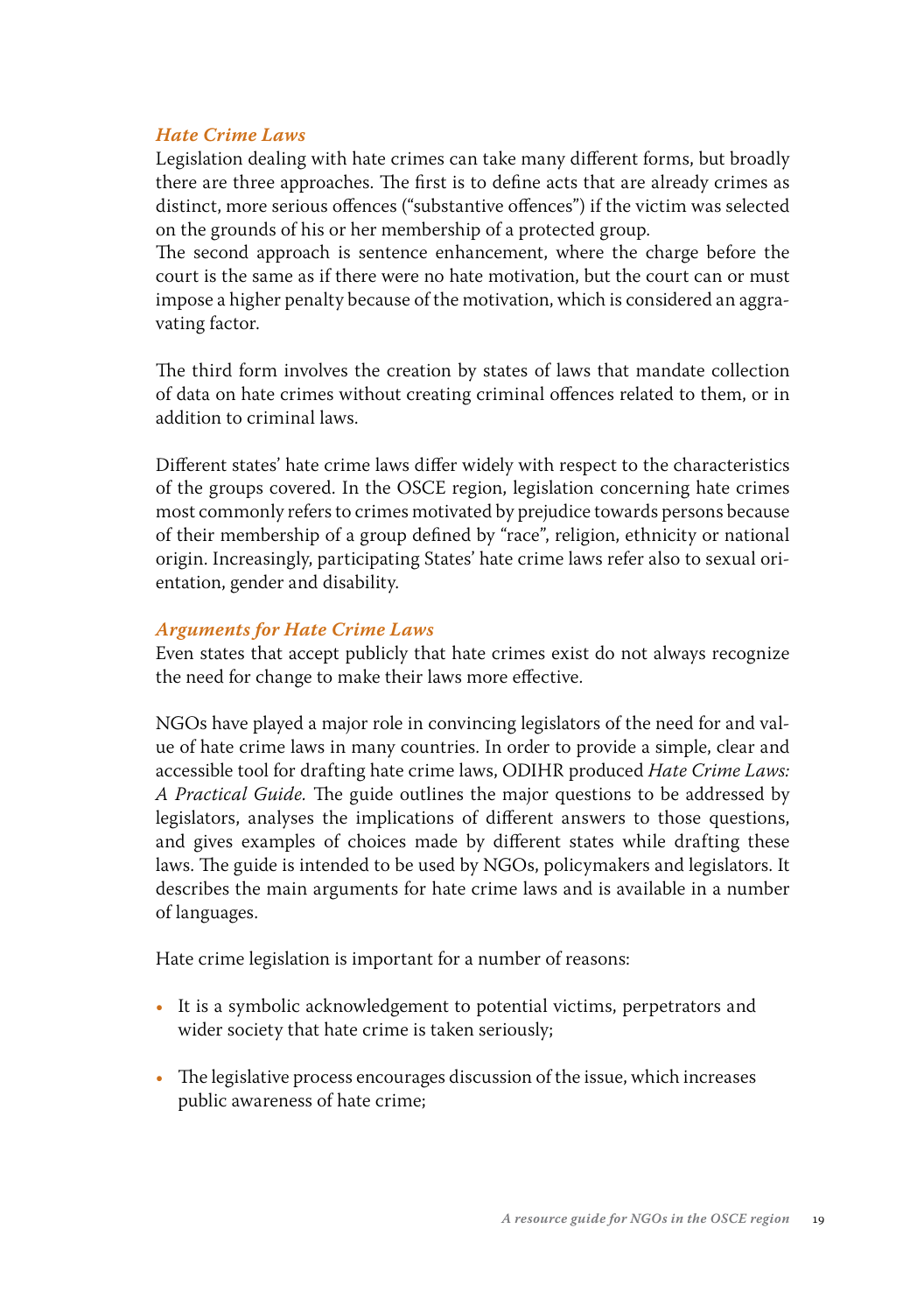### *Hate Crime Laws*

Legislation dealing with hate crimes can take many different forms, but broadly there are three approaches. The first is to define acts that are already crimes as distinct, more serious offences ("substantive offences") if the victim was selected on the grounds of his or her membership of a protected group.

The second approach is sentence enhancement, where the charge before the court is the same as if there were no hate motivation, but the court can or must impose a higher penalty because of the motivation, which is considered an aggravating factor.

The third form involves the creation by states of laws that mandate collection of data on hate crimes without creating criminal offences related to them, or in addition to criminal laws.

Different states' hate crime laws differ widely with respect to the characteristics of the groups covered. In the OSCE region, legislation concerning hate crimes most commonly refers to crimes motivated by prejudice towards persons because of their membership of a group defined by "race", religion, ethnicity or national origin. Increasingly, participating States' hate crime laws refer also to sexual orientation, gender and disability.

### *Arguments for Hate Crime Laws*

Even states that accept publicly that hate crimes exist do not always recognize the need for change to make their laws more effective.

NGOs have played a major role in convincing legislators of the need for and value of hate crime laws in many countries. In order to provide a simple, clear and accessible tool for drafting hate crime laws, ODIHR produced *Hate Crime Laws: A Practical Guide.* The guide outlines the major questions to be addressed by legislators, analyses the implications of different answers to those questions, and gives examples of choices made by different states while drafting these laws. The guide is intended to be used by NGOs, policymakers and legislators. It describes the main arguments for hate crime laws and is available in a number of languages.

Hate crime legislation is important for a number of reasons:

- It is a symbolic acknowledgement to potential victims, perpetrators and wider society that hate crime is taken seriously;
- The legislative process encourages discussion of the issue, which increases public awareness of hate crime;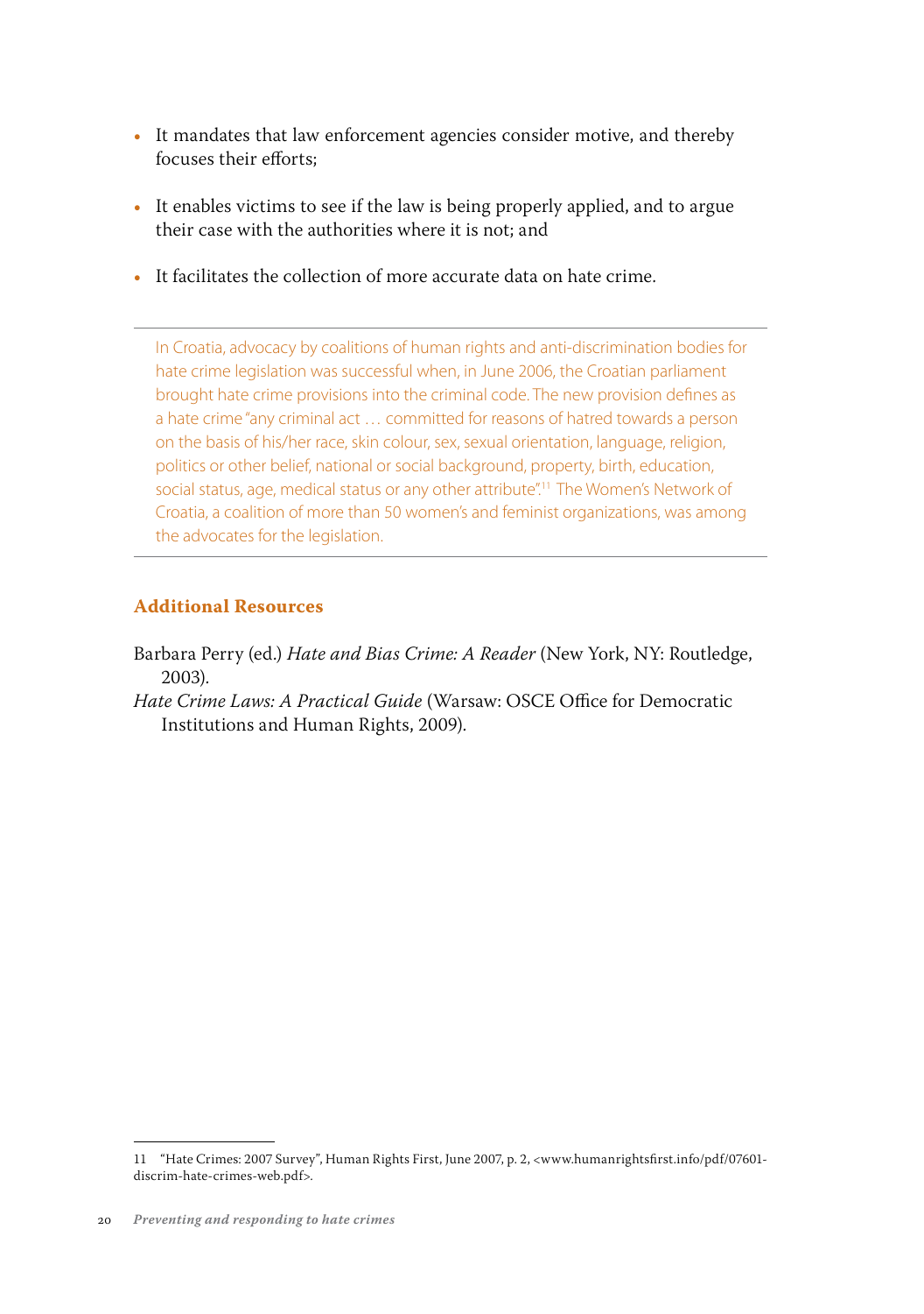- It mandates that law enforcement agencies consider motive, and thereby focuses their efforts;
- It enables victims to see if the law is being properly applied, and to argue their case with the authorities where it is not; and
- It facilitates the collection of more accurate data on hate crime.

---

In Croatia, advocacy by coalitions of human rights and anti-discrimination bodies for hate crime legislation was successful when, in June 2006, the Croatian parliament brought hate crime provisions into the criminal code. The new provision defines as a hate crime "any criminal act … committed for reasons of hatred towards a person on the basis of his/her race, skin colour, sex, sexual orientation, language, religion, politics or other belief, national or social background, property, birth, education, social status, age, medical status or any other attribute".[11] The Women's Network of Croatia, a coalition of more than 50 women's and feminist organizations, was among the advocates for the legislation.

---

### Additional Resources

Barbara Perry (ed.) *Hate and Bias Crime: A Reader* (New York, NY: Routledge, 2003).

*Hate Crime Laws: A Practical Guide* (Warsaw: OSCE Office for Democratic Institutions and Human Rights, 2009).

---

11 "Hate Crimes: 2007 Survey", Human Rights First, June 2007, p. 2, <www.humanrightsfirst.info/pdf/07601-discrim-hate-crimes-web.pdf>.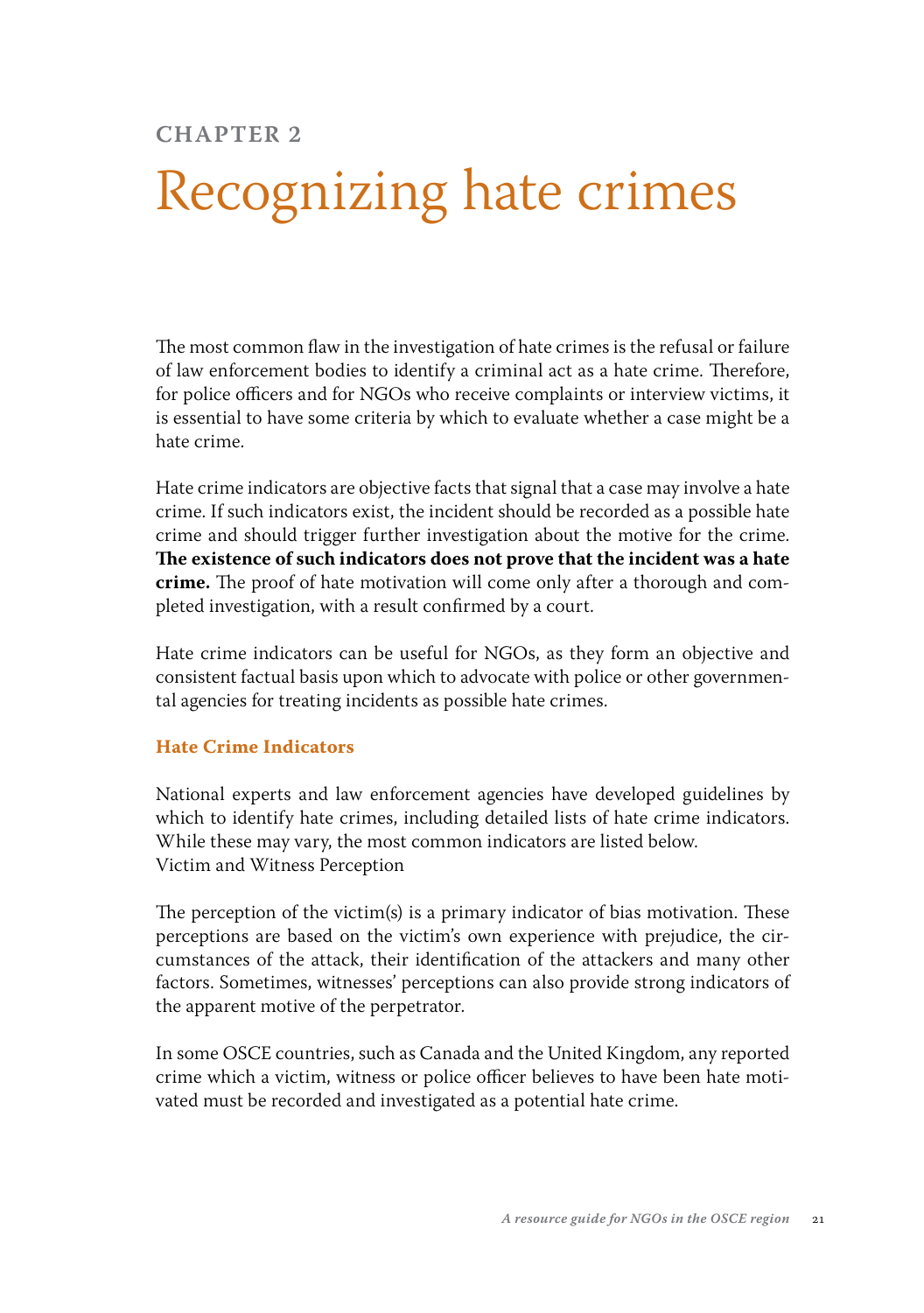# CHAPTER 2

# Recognizing hate crimes

The most common flaw in the investigation of hate crimes is the refusal or failure of law enforcement bodies to identify a criminal act as a hate crime. Therefore, for police officers and for NGOs who receive complaints or interview victims, it is essential to have some criteria by which to evaluate whether a case might be a hate crime.

Hate crime indicators are objective facts that signal that a case may involve a hate crime. If such indicators exist, the incident should be recorded as a possible hate crime and should trigger further investigation about the motive for the crime. **The existence of such indicators does not prove that the incident was a hate crime.** The proof of hate motivation will come only after a thorough and completed investigation, with a result confirmed by a court.

Hate crime indicators can be useful for NGOs, as they form an objective and consistent factual basis upon which to advocate with police or other governmental agencies for treating incidents as possible hate crimes.

## Hate Crime Indicators

National experts and law enforcement agencies have developed guidelines by which to identify hate crimes, including detailed lists of hate crime indicators. While these may vary, the most common indicators are listed below.
Victim and Witness Perception

The perception of the victim(s) is a primary indicator of bias motivation. These perceptions are based on the victim's own experience with prejudice, the circumstances of the attack, their identification of the attackers and many other factors. Sometimes, witnesses' perceptions can also provide strong indicators of the apparent motive of the perpetrator.

In some OSCE countries, such as Canada and the United Kingdom, any reported crime which a victim, witness or police officer believes to have been hate motivated must be recorded and investigated as a potential hate crime.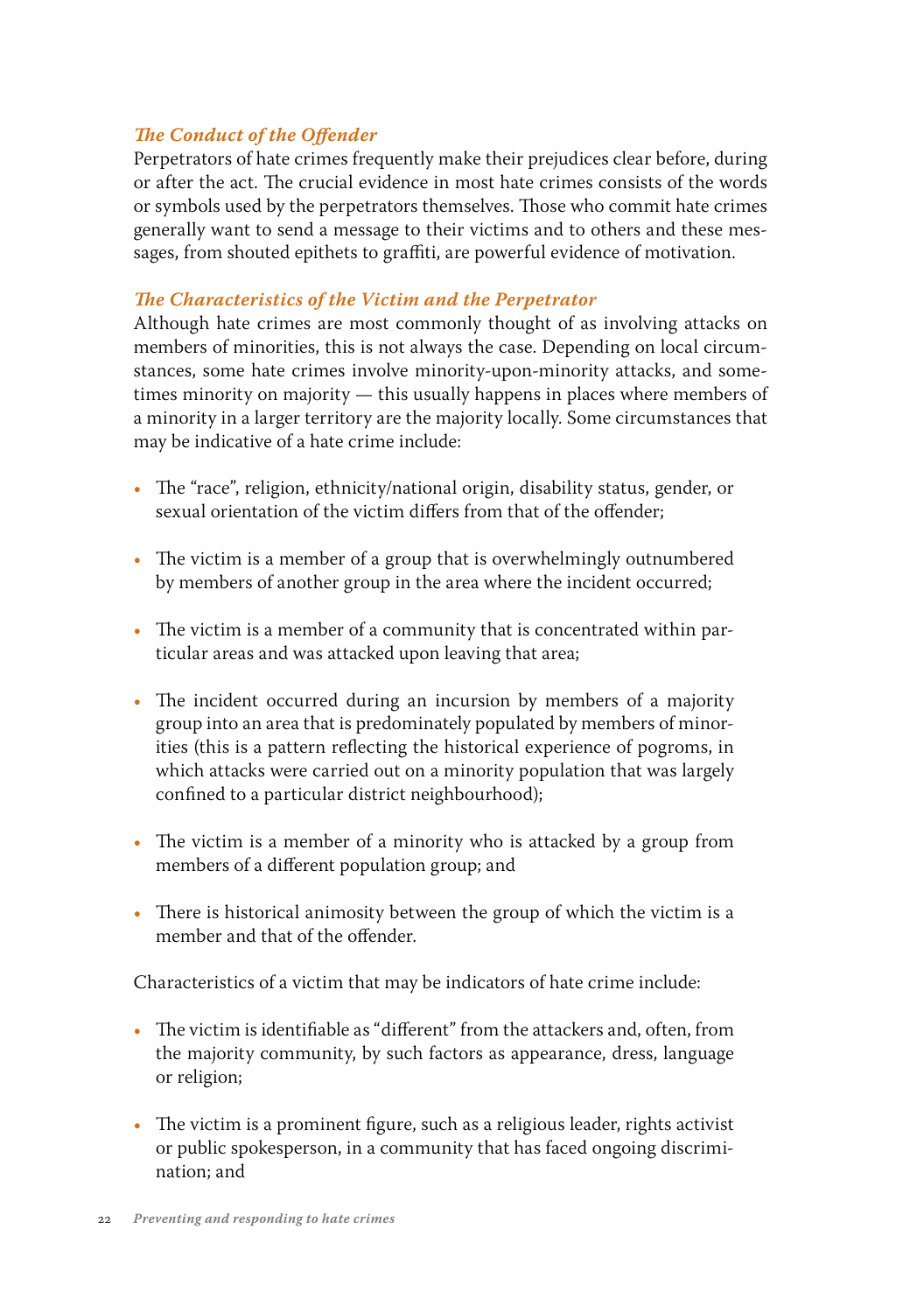### *The Conduct of the Offender*

Perpetrators of hate crimes frequently make their prejudices clear before, during or after the act. The crucial evidence in most hate crimes consists of the words or symbols used by the perpetrators themselves. Those who commit hate crimes generally want to send a message to their victims and to others and these messages, from shouted epithets to graffiti, are powerful evidence of motivation.

### *The Characteristics of the Victim and the Perpetrator*

Although hate crimes are most commonly thought of as involving attacks on members of minorities, this is not always the case. Depending on local circumstances, some hate crimes involve minority-upon-minority attacks, and sometimes minority on majority — this usually happens in places where members of a minority in a larger territory are the majority locally. Some circumstances that may be indicative of a hate crime include:

- The "race", religion, ethnicity/national origin, disability status, gender, or sexual orientation of the victim differs from that of the offender;
- The victim is a member of a group that is overwhelmingly outnumbered by members of another group in the area where the incident occurred;
- The victim is a member of a community that is concentrated within particular areas and was attacked upon leaving that area;
- The incident occurred during an incursion by members of a majority group into an area that is predominately populated by members of minorities (this is a pattern reflecting the historical experience of pogroms, in which attacks were carried out on a minority population that was largely confined to a particular district neighbourhood);
- The victim is a member of a minority who is attacked by a group from members of a different population group; and
- There is historical animosity between the group of which the victim is a member and that of the offender.

Characteristics of a victim that may be indicators of hate crime include:

- The victim is identifiable as "different" from the attackers and, often, from the majority community, by such factors as appearance, dress, language or religion;
- The victim is a prominent figure, such as a religious leader, rights activist or public spokesperson, in a community that has faced ongoing discrimination; and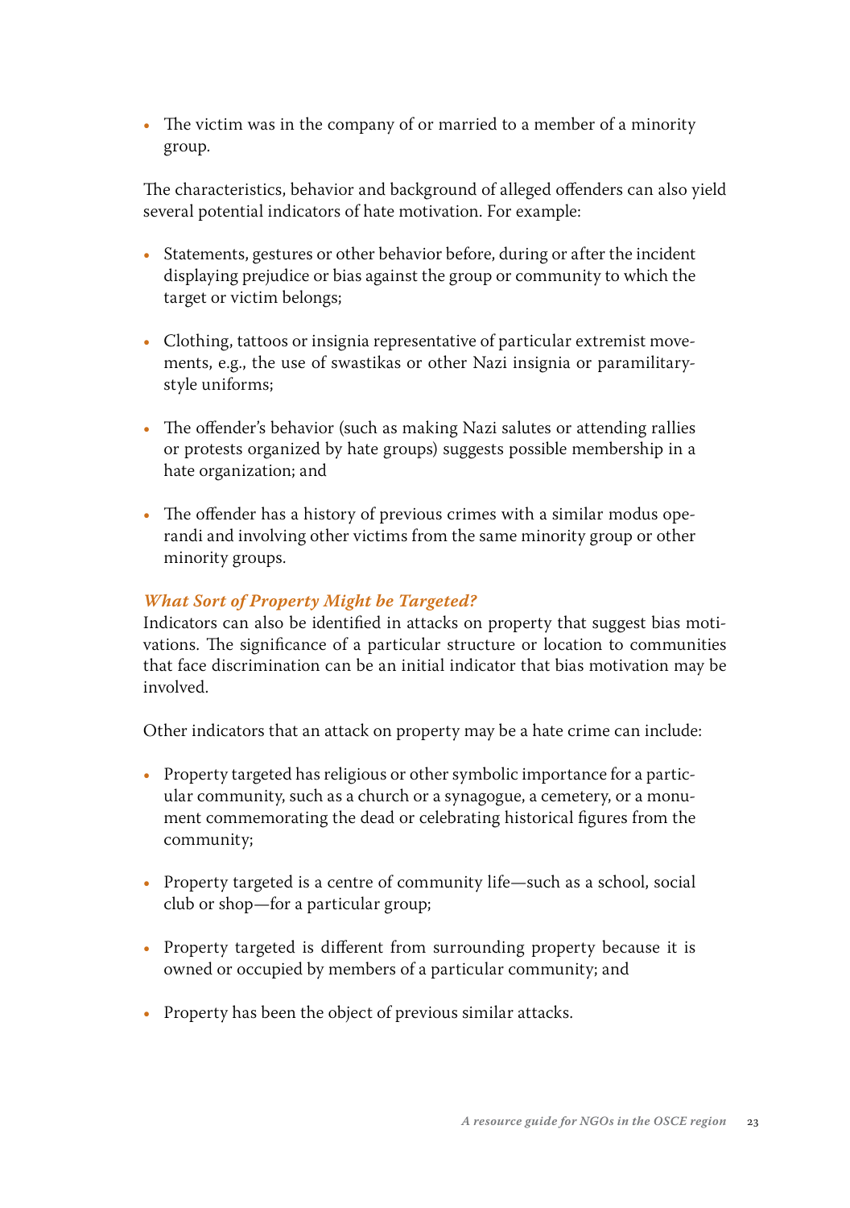- The victim was in the company of or married to a member of a minority group.

The characteristics, behavior and background of alleged offenders can also yield several potential indicators of hate motivation. For example:

- Statements, gestures or other behavior before, during or after the incident displaying prejudice or bias against the group or community to which the target or victim belongs;

- Clothing, tattoos or insignia representative of particular extremist movements, e.g., the use of swastikas or other Nazi insignia or paramilitary-style uniforms;

- The offender's behavior (such as making Nazi salutes or attending rallies or protests organized by hate groups) suggests possible membership in a hate organization; and

- The offender has a history of previous crimes with a similar modus operandi and involving other victims from the same minority group or other minority groups.

### *What Sort of Property Might be Targeted?*

Indicators can also be identified in attacks on property that suggest bias motivations. The significance of a particular structure or location to communities that face discrimination can be an initial indicator that bias motivation may be involved.

Other indicators that an attack on property may be a hate crime can include:

- Property targeted has religious or other symbolic importance for a particular community, such as a church or a synagogue, a cemetery, or a monument commemorating the dead or celebrating historical figures from the community;

- Property targeted is a centre of community life—such as a school, social club or shop—for a particular group;

- Property targeted is different from surrounding property because it is owned or occupied by members of a particular community; and

- Property has been the object of previous similar attacks.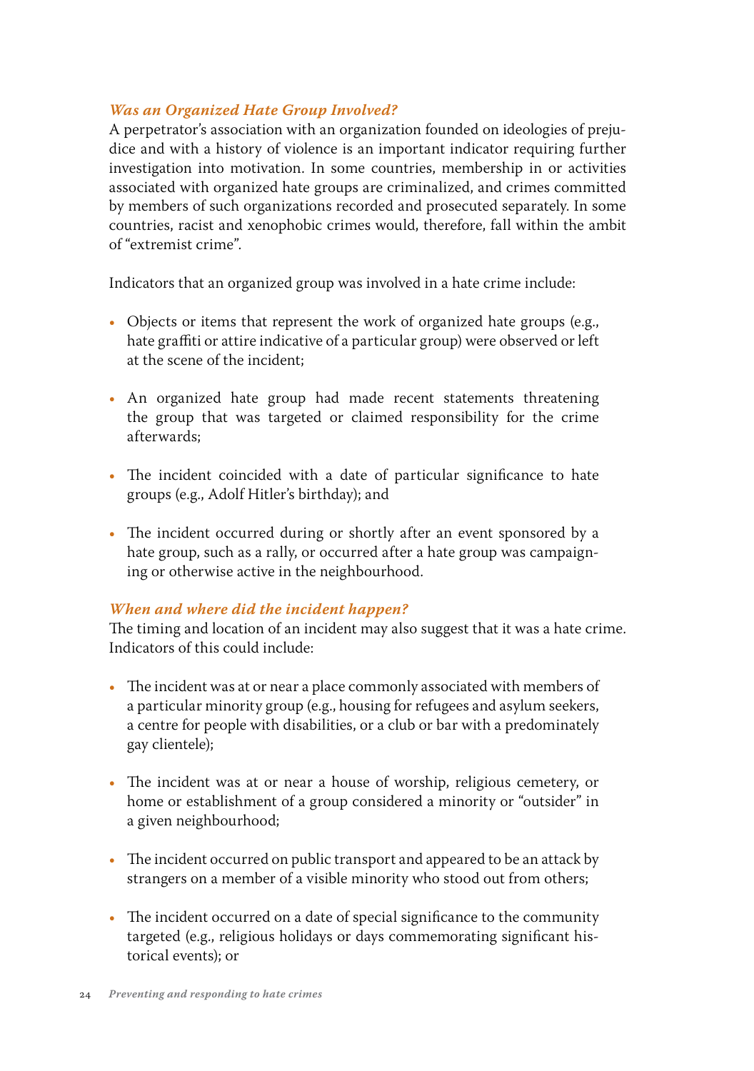### *Was an Organized Hate Group Involved?*

A perpetrator's association with an organization founded on ideologies of prejudice and with a history of violence is an important indicator requiring further investigation into motivation. In some countries, membership in or activities associated with organized hate groups are criminalized, and crimes committed by members of such organizations recorded and prosecuted separately. In some countries, racist and xenophobic crimes would, therefore, fall within the ambit of "extremist crime".

Indicators that an organized group was involved in a hate crime include:

- Objects or items that represent the work of organized hate groups (e.g., hate graffiti or attire indicative of a particular group) were observed or left at the scene of the incident;
- An organized hate group had made recent statements threatening the group that was targeted or claimed responsibility for the crime afterwards;
- The incident coincided with a date of particular significance to hate groups (e.g., Adolf Hitler's birthday); and
- The incident occurred during or shortly after an event sponsored by a hate group, such as a rally, or occurred after a hate group was campaigning or otherwise active in the neighbourhood.

### *When and where did the incident happen?*

The timing and location of an incident may also suggest that it was a hate crime. Indicators of this could include:

- The incident was at or near a place commonly associated with members of a particular minority group (e.g., housing for refugees and asylum seekers, a centre for people with disabilities, or a club or bar with a predominately gay clientele);
- The incident was at or near a house of worship, religious cemetery, or home or establishment of a group considered a minority or "outsider" in a given neighbourhood;
- The incident occurred on public transport and appeared to be an attack by strangers on a member of a visible minority who stood out from others;
- The incident occurred on a date of special significance to the community targeted (e.g., religious holidays or days commemorating significant historical events); or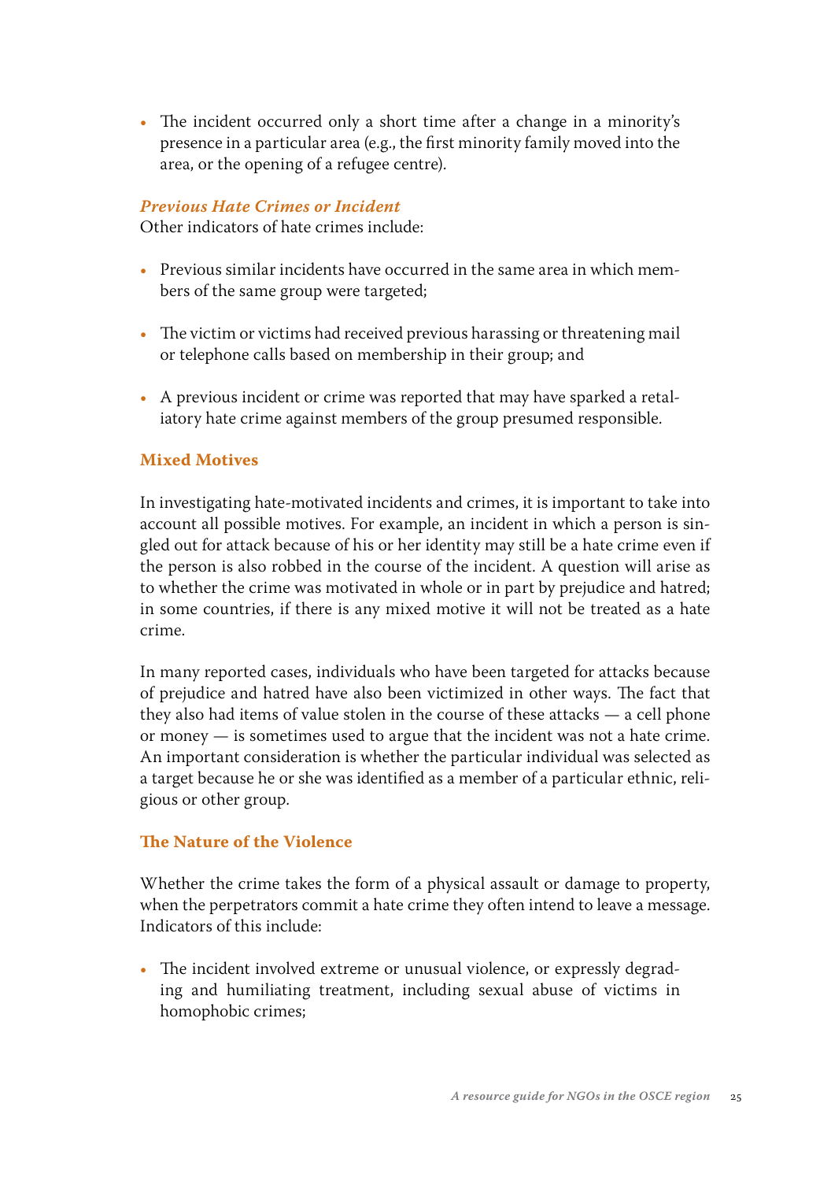- The incident occurred only a short time after a change in a minority's presence in a particular area (e.g., the first minority family moved into the area, or the opening of a refugee centre).

### *Previous Hate Crimes or Incident*

Other indicators of hate crimes include:

- Previous similar incidents have occurred in the same area in which members of the same group were targeted;
- The victim or victims had received previous harassing or threatening mail or telephone calls based on membership in their group; and
- A previous incident or crime was reported that may have sparked a retaliatory hate crime against members of the group presumed responsible.

### Mixed Motives

In investigating hate-motivated incidents and crimes, it is important to take into account all possible motives. For example, an incident in which a person is singled out for attack because of his or her identity may still be a hate crime even if the person is also robbed in the course of the incident. A question will arise as to whether the crime was motivated in whole or in part by prejudice and hatred; in some countries, if there is any mixed motive it will not be treated as a hate crime.

In many reported cases, individuals who have been targeted for attacks because of prejudice and hatred have also been victimized in other ways. The fact that they also had items of value stolen in the course of these attacks — a cell phone or money — is sometimes used to argue that the incident was not a hate crime. An important consideration is whether the particular individual was selected as a target because he or she was identified as a member of a particular ethnic, religious or other group.

### The Nature of the Violence

Whether the crime takes the form of a physical assault or damage to property, when the perpetrators commit a hate crime they often intend to leave a message. Indicators of this include:

- The incident involved extreme or unusual violence, or expressly degrading and humiliating treatment, including sexual abuse of victims in homophobic crimes;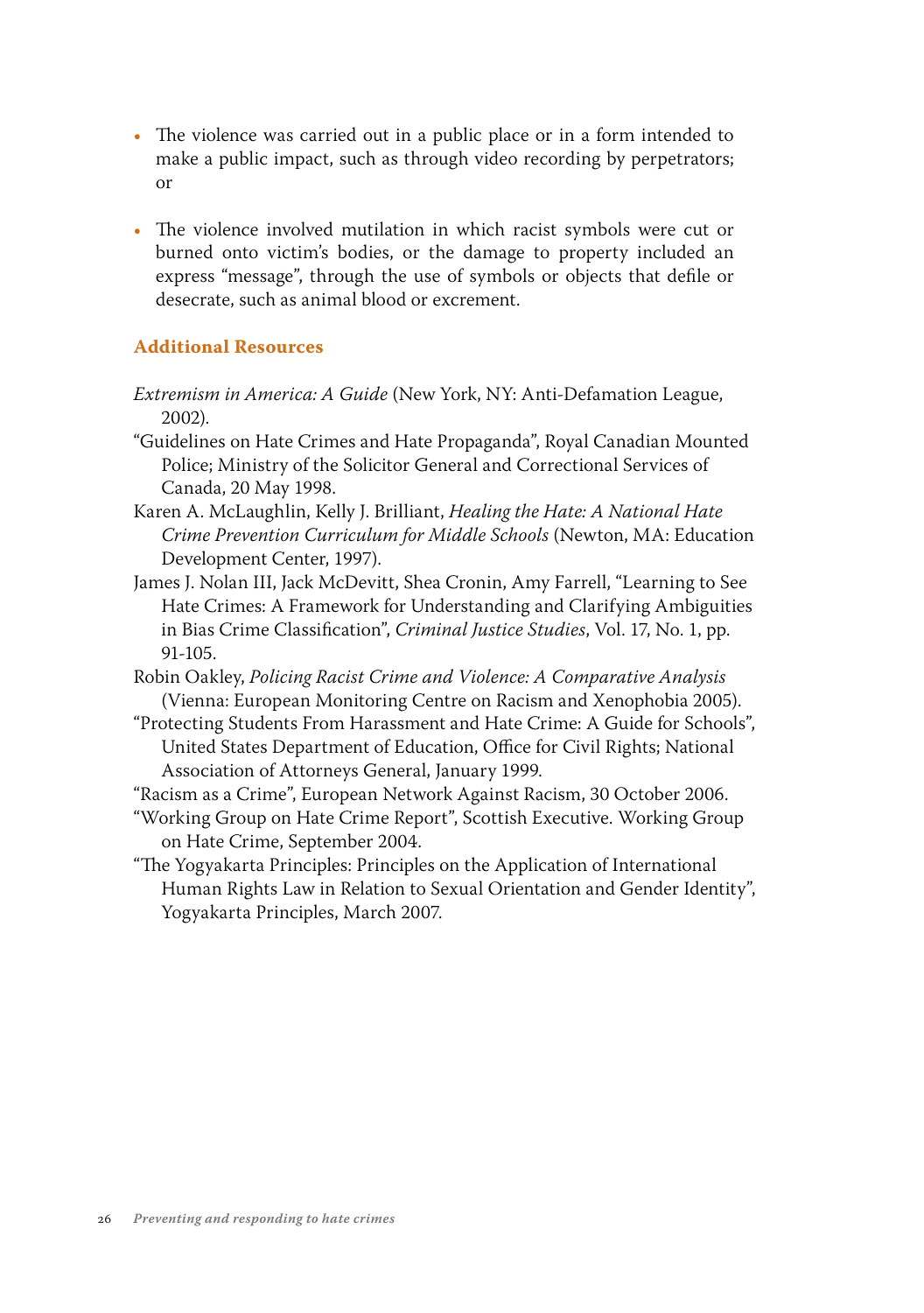- The violence was carried out in a public place or in a form intended to make a public impact, such as through video recording by perpetrators; or

- The violence involved mutilation in which racist symbols were cut or burned onto victim's bodies, or the damage to property included an express "message", through the use of symbols or objects that defile or desecrate, such as animal blood or excrement.

### Additional Resources

*Extremism in America: A Guide* (New York, NY: Anti-Defamation League, 2002).

"Guidelines on Hate Crimes and Hate Propaganda", Royal Canadian Mounted Police; Ministry of the Solicitor General and Correctional Services of Canada, 20 May 1998.

Karen A. McLaughlin, Kelly J. Brilliant, *Healing the Hate: A National Hate Crime Prevention Curriculum for Middle Schools* (Newton, MA: Education Development Center, 1997).

James J. Nolan III, Jack McDevitt, Shea Cronin, Amy Farrell, "Learning to See Hate Crimes: A Framework for Understanding and Clarifying Ambiguities in Bias Crime Classification", *Criminal Justice Studies*, Vol. 17, No. 1, pp. 91-105.

Robin Oakley, *Policing Racist Crime and Violence: A Comparative Analysis* (Vienna: European Monitoring Centre on Racism and Xenophobia 2005).

"Protecting Students From Harassment and Hate Crime: A Guide for Schools", United States Department of Education, Office for Civil Rights; National Association of Attorneys General, January 1999.

"Racism as a Crime", European Network Against Racism, 30 October 2006.

"Working Group on Hate Crime Report", Scottish Executive. Working Group on Hate Crime, September 2004.

"The Yogyakarta Principles: Principles on the Application of International Human Rights Law in Relation to Sexual Orientation and Gender Identity", Yogyakarta Principles, March 2007.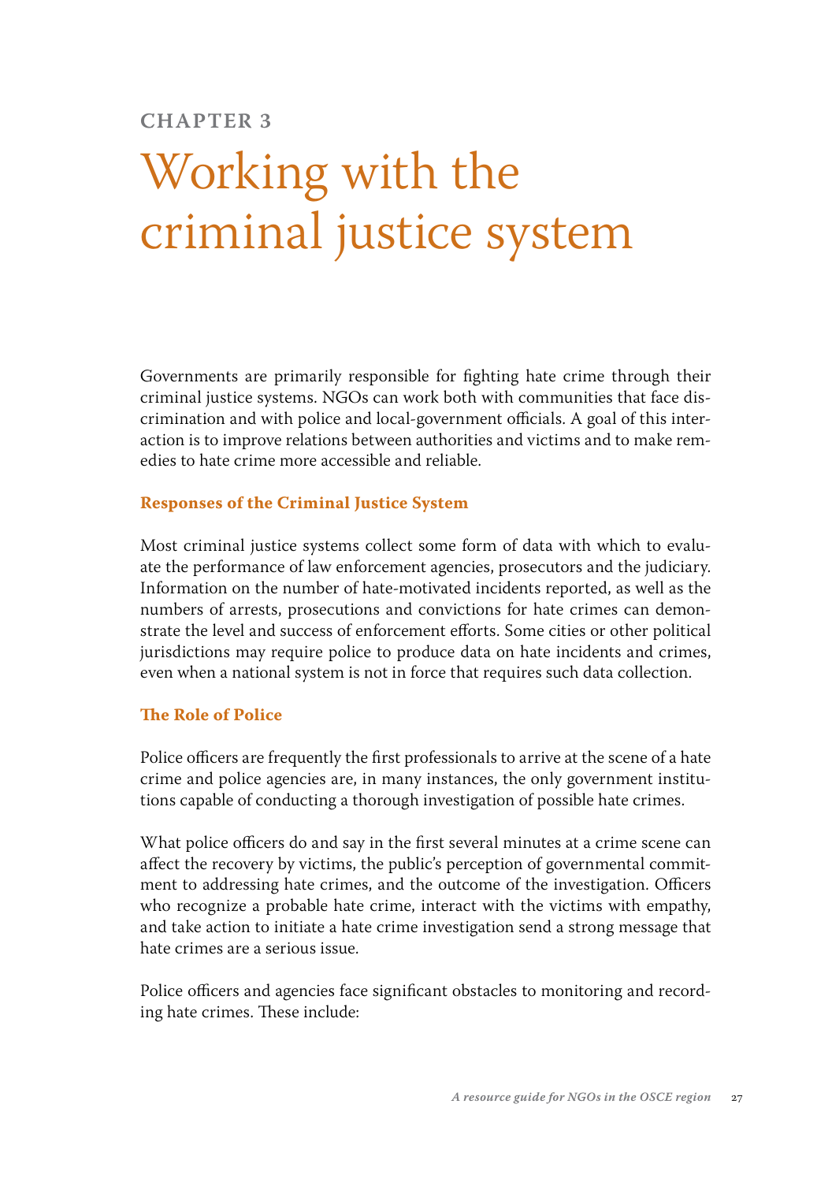CHAPTER 3

# Working with the criminal justice system

Governments are primarily responsible for fighting hate crime through their criminal justice systems. NGOs can work both with communities that face discrimination and with police and local-government officials. A goal of this interaction is to improve relations between authorities and victims and to make remedies to hate crime more accessible and reliable.

### Responses of the Criminal Justice System

Most criminal justice systems collect some form of data with which to evaluate the performance of law enforcement agencies, prosecutors and the judiciary. Information on the number of hate-motivated incidents reported, as well as the numbers of arrests, prosecutions and convictions for hate crimes can demonstrate the level and success of enforcement efforts. Some cities or other political jurisdictions may require police to produce data on hate incidents and crimes, even when a national system is not in force that requires such data collection.

### The Role of Police

Police officers are frequently the first professionals to arrive at the scene of a hate crime and police agencies are, in many instances, the only government institutions capable of conducting a thorough investigation of possible hate crimes.

What police officers do and say in the first several minutes at a crime scene can affect the recovery by victims, the public's perception of governmental commitment to addressing hate crimes, and the outcome of the investigation. Officers who recognize a probable hate crime, interact with the victims with empathy, and take action to initiate a hate crime investigation send a strong message that hate crimes are a serious issue.

Police officers and agencies face significant obstacles to monitoring and recording hate crimes. These include: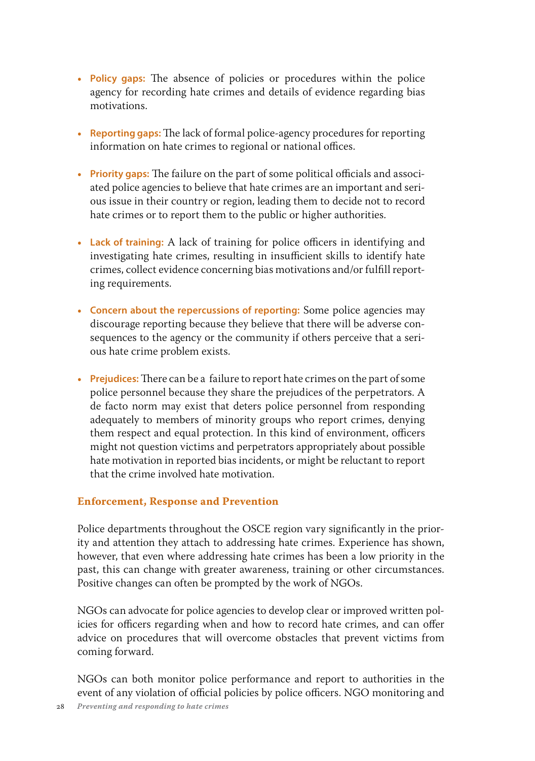- **Policy gaps:** The absence of policies or procedures within the police agency for recording hate crimes and details of evidence regarding bias motivations.

- **Reporting gaps:** The lack of formal police-agency procedures for reporting information on hate crimes to regional or national offices.

- **Priority gaps:** The failure on the part of some political officials and associated police agencies to believe that hate crimes are an important and serious issue in their country or region, leading them to decide not to record hate crimes or to report them to the public or higher authorities.

- **Lack of training:** A lack of training for police officers in identifying and investigating hate crimes, resulting in insufficient skills to identify hate crimes, collect evidence concerning bias motivations and/or fulfill reporting requirements.

- **Concern about the repercussions of reporting:** Some police agencies may discourage reporting because they believe that there will be adverse consequences to the agency or the community if others perceive that a serious hate crime problem exists.

- **Prejudices:** There can be a failure to report hate crimes on the part of some police personnel because they share the prejudices of the perpetrators. A de facto norm may exist that deters police personnel from responding adequately to members of minority groups who report crimes, denying them respect and equal protection. In this kind of environment, officers might not question victims and perpetrators appropriately about possible hate motivation in reported bias incidents, or might be reluctant to report that the crime involved hate motivation.

### Enforcement, Response and Prevention

Police departments throughout the OSCE region vary significantly in the priority and attention they attach to addressing hate crimes. Experience has shown, however, that even where addressing hate crimes has been a low priority in the past, this can change with greater awareness, training or other circumstances. Positive changes can often be prompted by the work of NGOs.

NGOs can advocate for police agencies to develop clear or improved written policies for officers regarding when and how to record hate crimes, and can offer advice on procedures that will overcome obstacles that prevent victims from coming forward.

NGOs can both monitor police performance and report to authorities in the event of any violation of official policies by police officers. NGO monitoring and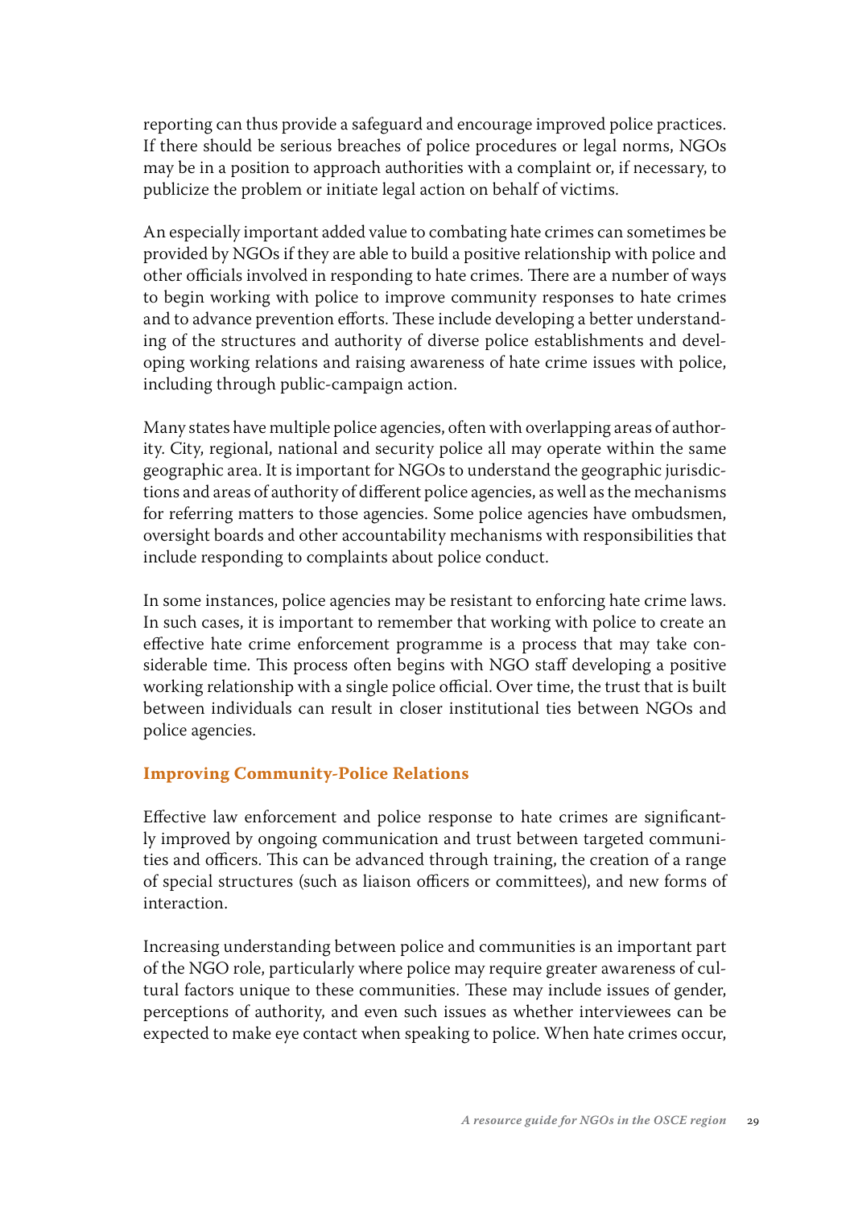reporting can thus provide a safeguard and encourage improved police practices. If there should be serious breaches of police procedures or legal norms, NGOs may be in a position to approach authorities with a complaint or, if necessary, to publicize the problem or initiate legal action on behalf of victims.

An especially important added value to combating hate crimes can sometimes be provided by NGOs if they are able to build a positive relationship with police and other officials involved in responding to hate crimes. There are a number of ways to begin working with police to improve community responses to hate crimes and to advance prevention efforts. These include developing a better understanding of the structures and authority of diverse police establishments and developing working relations and raising awareness of hate crime issues with police, including through public-campaign action.

Many states have multiple police agencies, often with overlapping areas of authority. City, regional, national and security police all may operate within the same geographic area. It is important for NGOs to understand the geographic jurisdictions and areas of authority of different police agencies, as well as the mechanisms for referring matters to those agencies. Some police agencies have ombudsmen, oversight boards and other accountability mechanisms with responsibilities that include responding to complaints about police conduct.

In some instances, police agencies may be resistant to enforcing hate crime laws. In such cases, it is important to remember that working with police to create an effective hate crime enforcement programme is a process that may take considerable time. This process often begins with NGO staff developing a positive working relationship with a single police official. Over time, the trust that is built between individuals can result in closer institutional ties between NGOs and police agencies.

### Improving Community-Police Relations

Effective law enforcement and police response to hate crimes are significantly improved by ongoing communication and trust between targeted communities and officers. This can be advanced through training, the creation of a range of special structures (such as liaison officers or committees), and new forms of interaction.

Increasing understanding between police and communities is an important part of the NGO role, particularly where police may require greater awareness of cultural factors unique to these communities. These may include issues of gender, perceptions of authority, and even such issues as whether interviewees can be expected to make eye contact when speaking to police. When hate crimes occur,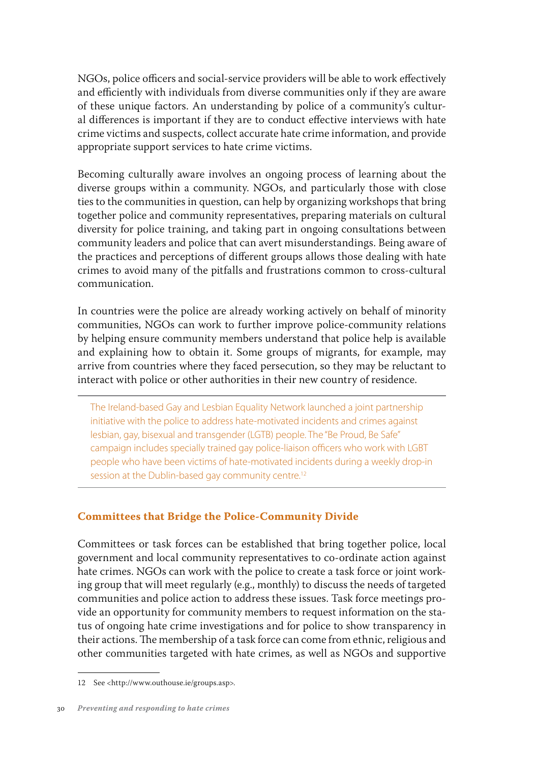NGOs, police officers and social-service providers will be able to work effectively and efficiently with individuals from diverse communities only if they are aware of these unique factors. An understanding by police of a community's cultural differences is important if they are to conduct effective interviews with hate crime victims and suspects, collect accurate hate crime information, and provide appropriate support services to hate crime victims.

Becoming culturally aware involves an ongoing process of learning about the diverse groups within a community. NGOs, and particularly those with close ties to the communities in question, can help by organizing workshops that bring together police and community representatives, preparing materials on cultural diversity for police training, and taking part in ongoing consultations between community leaders and police that can avert misunderstandings. Being aware of the practices and perceptions of different groups allows those dealing with hate crimes to avoid many of the pitfalls and frustrations common to cross-cultural communication.

In countries were the police are already working actively on behalf of minority communities, NGOs can work to further improve police-community relations by helping ensure community members understand that police help is available and explaining how to obtain it. Some groups of migrants, for example, may arrive from countries where they faced persecution, so they may be reluctant to interact with police or other authorities in their new country of residence.

---

The Ireland-based Gay and Lesbian Equality Network launched a joint partnership initiative with the police to address hate-motivated incidents and crimes against lesbian, gay, bisexual and transgender (LGTB) people. The "Be Proud, Be Safe" campaign includes specially trained gay police-liaison officers who work with LGBT people who have been victims of hate-motivated incidents during a weekly drop-in session at the Dublin-based gay community centre.[12]

---

## Committees that Bridge the Police-Community Divide

Committees or task forces can be established that bring together police, local government and local community representatives to co-ordinate action against hate crimes. NGOs can work with the police to create a task force or joint working group that will meet regularly (e.g., monthly) to discuss the needs of targeted communities and police action to address these issues. Task force meetings provide an opportunity for community members to request information on the status of ongoing hate crime investigations and for police to show transparency in their actions. The membership of a task force can come from ethnic, religious and other communities targeted with hate crimes, as well as NGOs and supportive

---

12 See <http://www.outhouse.ie/groups.asp>.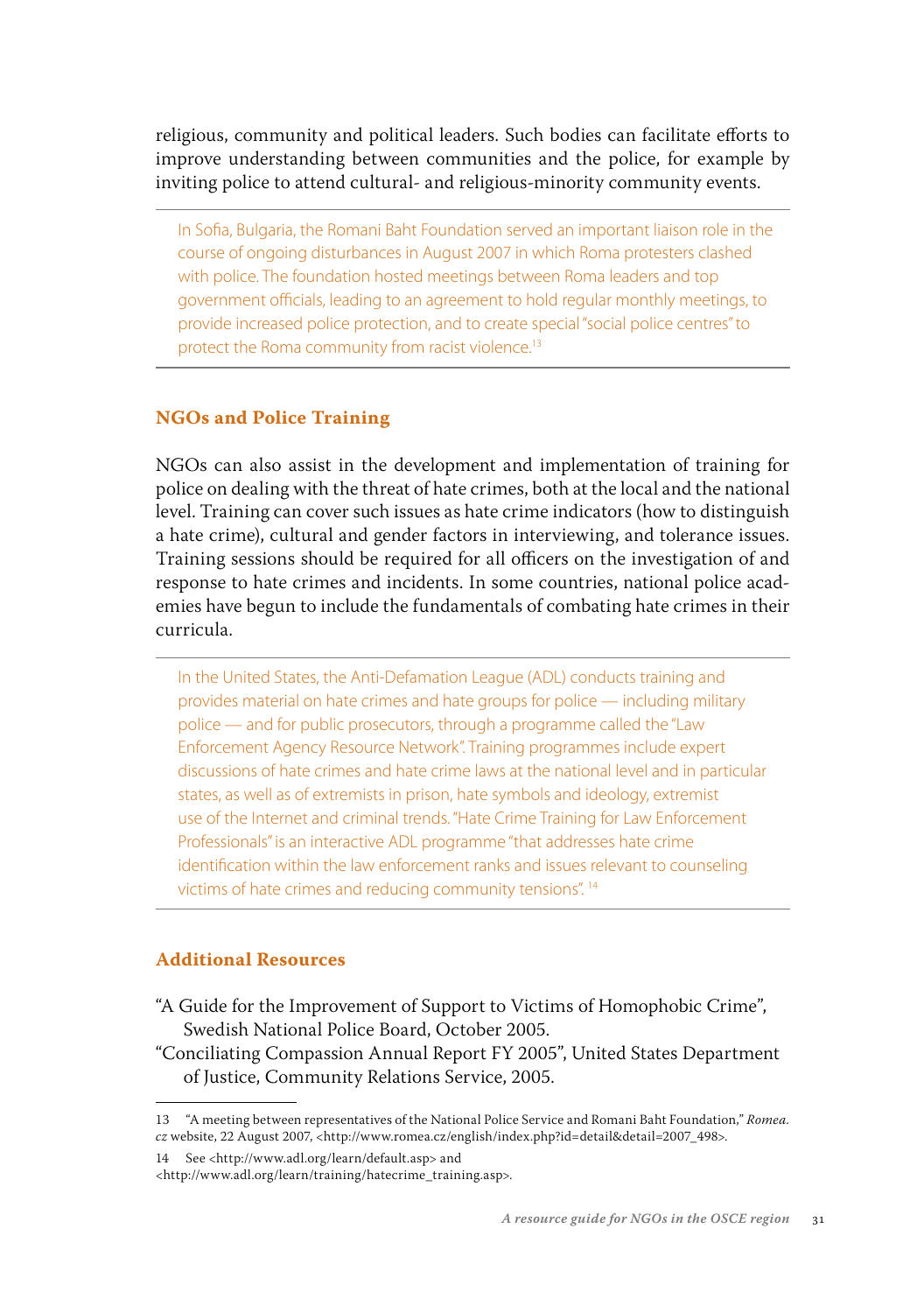religious, community and political leaders. Such bodies can facilitate efforts to improve understanding between communities and the police, for example by inviting police to attend cultural- and religious-minority community events.

---

In Sofia, Bulgaria, the Romani Baht Foundation served an important liaison role in the course of ongoing disturbances in August 2007 in which Roma protesters clashed with police. The foundation hosted meetings between Roma leaders and top government officials, leading to an agreement to hold regular monthly meetings, to provide increased police protection, and to create special "social police centres" to protect the Roma community from racist violence.[13]

---

## NGOs and Police Training

NGOs can also assist in the development and implementation of training for police on dealing with the threat of hate crimes, both at the local and the national level. Training can cover such issues as hate crime indicators (how to distinguish a hate crime), cultural and gender factors in interviewing, and tolerance issues. Training sessions should be required for all officers on the investigation of and response to hate crimes and incidents. In some countries, national police academies have begun to include the fundamentals of combating hate crimes in their curricula.

---

In the United States, the Anti-Defamation League (ADL) conducts training and provides material on hate crimes and hate groups for police — including military police — and for public prosecutors, through a programme called the "Law Enforcement Agency Resource Network". Training programmes include expert discussions of hate crimes and hate crime laws at the national level and in particular states, as well as of extremists in prison, hate symbols and ideology, extremist use of the Internet and criminal trends. "Hate Crime Training for Law Enforcement Professionals" is an interactive ADL programme "that addresses hate crime identification within the law enforcement ranks and issues relevant to counseling victims of hate crimes and reducing community tensions".[14]

---

## Additional Resources

"A Guide for the Improvement of Support to Victims of Homophobic Crime", Swedish National Police Board, October 2005.

"Conciliating Compassion Annual Report FY 2005", United States Department of Justice, Community Relations Service, 2005.

---

13 "A meeting between representatives of the National Police Service and Romani Baht Foundation," *Romea.cz* website, 22 August 2007, <http://www.romea.cz/english/index.php?id=detail&detail=2007_498>.

14 See <http://www.adl.org/learn/default.asp> and <http://www.adl.org/learn/training/hatecrime_training.asp>.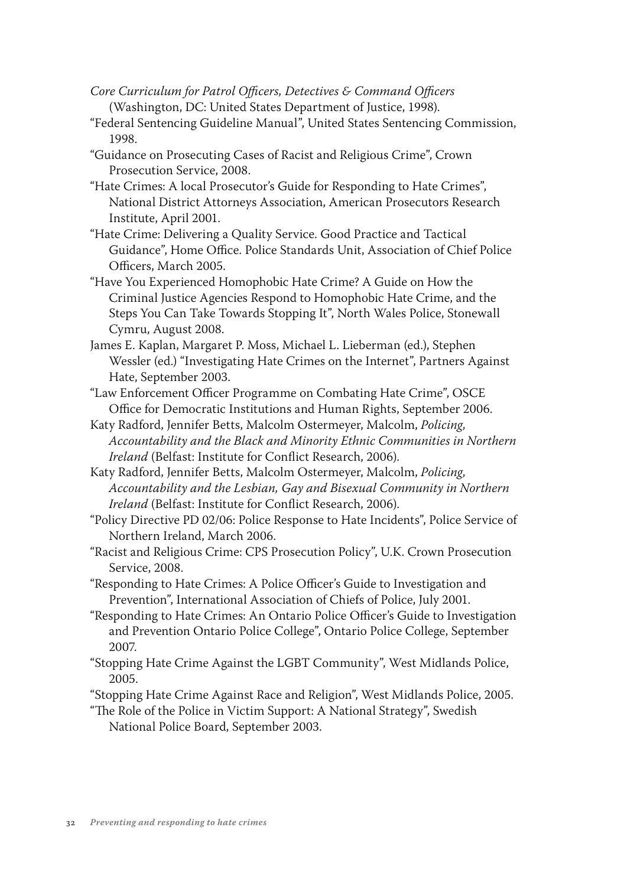*Core Curriculum for Patrol Officers, Detectives & Command Officers* (Washington, DC: United States Department of Justice, 1998).

"Federal Sentencing Guideline Manual", United States Sentencing Commission, 1998.

"Guidance on Prosecuting Cases of Racist and Religious Crime", Crown Prosecution Service, 2008.

"Hate Crimes: A local Prosecutor's Guide for Responding to Hate Crimes", National District Attorneys Association, American Prosecutors Research Institute, April 2001.

"Hate Crime: Delivering a Quality Service. Good Practice and Tactical Guidance", Home Office. Police Standards Unit, Association of Chief Police Officers, March 2005.

"Have You Experienced Homophobic Hate Crime? A Guide on How the Criminal Justice Agencies Respond to Homophobic Hate Crime, and the Steps You Can Take Towards Stopping It", North Wales Police, Stonewall Cymru, August 2008.

James E. Kaplan, Margaret P. Moss, Michael L. Lieberman (ed.), Stephen Wessler (ed.) "Investigating Hate Crimes on the Internet", Partners Against Hate, September 2003.

"Law Enforcement Officer Programme on Combating Hate Crime", OSCE Office for Democratic Institutions and Human Rights, September 2006.

Katy Radford, Jennifer Betts, Malcolm Ostermeyer, Malcolm, *Policing, Accountability and the Black and Minority Ethnic Communities in Northern Ireland* (Belfast: Institute for Conflict Research, 2006).

Katy Radford, Jennifer Betts, Malcolm Ostermeyer, Malcolm, *Policing, Accountability and the Lesbian, Gay and Bisexual Community in Northern Ireland* (Belfast: Institute for Conflict Research, 2006).

"Policy Directive PD 02/06: Police Response to Hate Incidents", Police Service of Northern Ireland, March 2006.

"Racist and Religious Crime: CPS Prosecution Policy", U.K. Crown Prosecution Service, 2008.

"Responding to Hate Crimes: A Police Officer's Guide to Investigation and Prevention", International Association of Chiefs of Police, July 2001.

"Responding to Hate Crimes: An Ontario Police Officer's Guide to Investigation and Prevention Ontario Police College", Ontario Police College, September 2007.

"Stopping Hate Crime Against the LGBT Community", West Midlands Police, 2005.

"Stopping Hate Crime Against Race and Religion", West Midlands Police, 2005.

"The Role of the Police in Victim Support: A National Strategy", Swedish National Police Board, September 2003.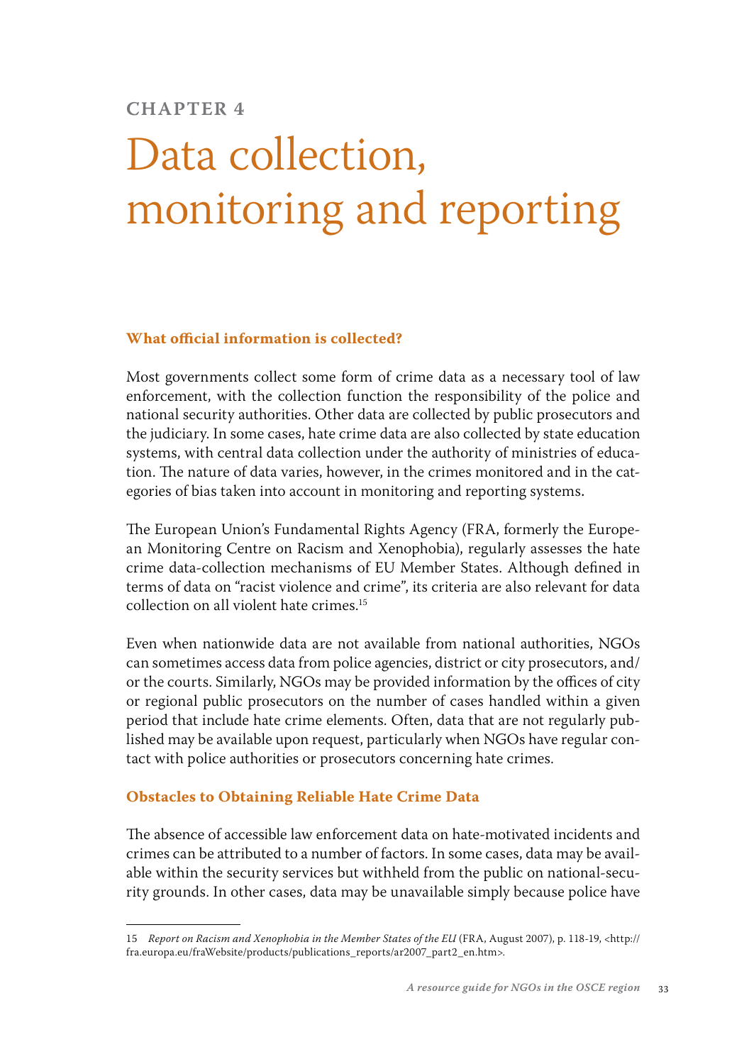# CHAPTER 4

# Data collection, monitoring and reporting

## What official information is collected?

Most governments collect some form of crime data as a necessary tool of law enforcement, with the collection function the responsibility of the police and national security authorities. Other data are collected by public prosecutors and the judiciary. In some cases, hate crime data are also collected by state education systems, with central data collection under the authority of ministries of education. The nature of data varies, however, in the crimes monitored and in the categories of bias taken into account in monitoring and reporting systems.

The European Union's Fundamental Rights Agency (FRA, formerly the European Monitoring Centre on Racism and Xenophobia), regularly assesses the hate crime data-collection mechanisms of EU Member States. Although defined in terms of data on "racist violence and crime", its criteria are also relevant for data collection on all violent hate crimes.[15]

Even when nationwide data are not available from national authorities, NGOs can sometimes access data from police agencies, district or city prosecutors, and/or the courts. Similarly, NGOs may be provided information by the offices of city or regional public prosecutors on the number of cases handled within a given period that include hate crime elements. Often, data that are not regularly published may be available upon request, particularly when NGOs have regular contact with police authorities or prosecutors concerning hate crimes.

## Obstacles to Obtaining Reliable Hate Crime Data

The absence of accessible law enforcement data on hate-motivated incidents and crimes can be attributed to a number of factors. In some cases, data may be available within the security services but withheld from the public on national-security grounds. In other cases, data may be unavailable simply because police have

---

15 *Report on Racism and Xenophobia in the Member States of the EU* (FRA, August 2007), p. 118-19, <http://fra.europa.eu/fraWebsite/products/publications_reports/ar2007_part2_en.htm>.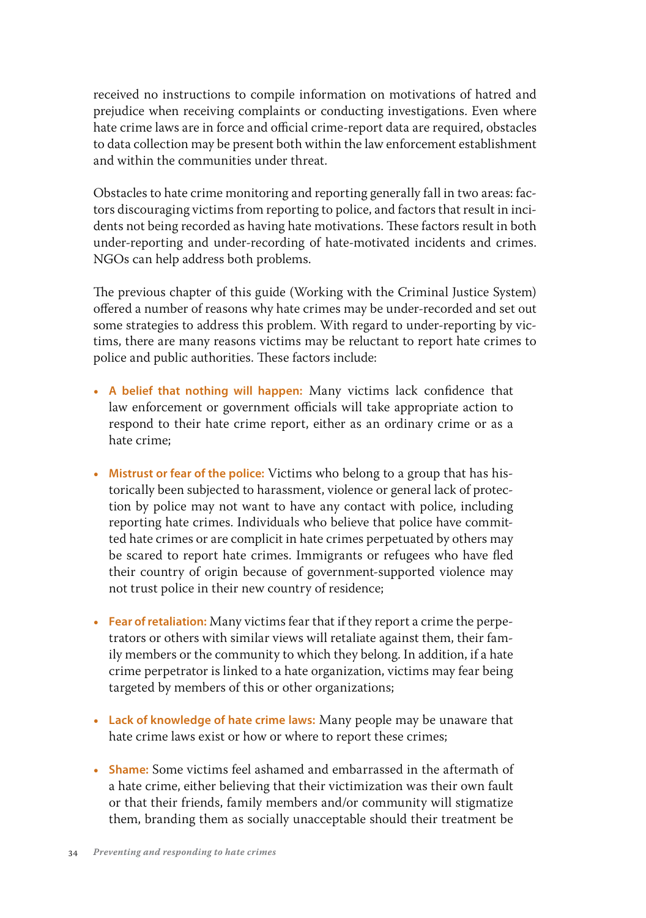received no instructions to compile information on motivations of hatred and prejudice when receiving complaints or conducting investigations. Even where hate crime laws are in force and official crime-report data are required, obstacles to data collection may be present both within the law enforcement establishment and within the communities under threat.

Obstacles to hate crime monitoring and reporting generally fall in two areas: factors discouraging victims from reporting to police, and factors that result in incidents not being recorded as having hate motivations. These factors result in both under-reporting and under-recording of hate-motivated incidents and crimes. NGOs can help address both problems.

The previous chapter of this guide (Working with the Criminal Justice System) offered a number of reasons why hate crimes may be under-recorded and set out some strategies to address this problem. With regard to under-reporting by victims, there are many reasons victims may be reluctant to report hate crimes to police and public authorities. These factors include:

- **A belief that nothing will happen:** Many victims lack confidence that law enforcement or government officials will take appropriate action to respond to their hate crime report, either as an ordinary crime or as a hate crime;

- **Mistrust or fear of the police:** Victims who belong to a group that has historically been subjected to harassment, violence or general lack of protection by police may not want to have any contact with police, including reporting hate crimes. Individuals who believe that police have committed hate crimes or are complicit in hate crimes perpetuated by others may be scared to report hate crimes. Immigrants or refugees who have fled their country of origin because of government-supported violence may not trust police in their new country of residence;

- **Fear of retaliation:** Many victims fear that if they report a crime the perpetrators or others with similar views will retaliate against them, their family members or the community to which they belong. In addition, if a hate crime perpetrator is linked to a hate organization, victims may fear being targeted by members of this or other organizations;

- **Lack of knowledge of hate crime laws:** Many people may be unaware that hate crime laws exist or how or where to report these crimes;

- **Shame:** Some victims feel ashamed and embarrassed in the aftermath of a hate crime, either believing that their victimization was their own fault or that their friends, family members and/or community will stigmatize them, branding them as socially unacceptable should their treatment be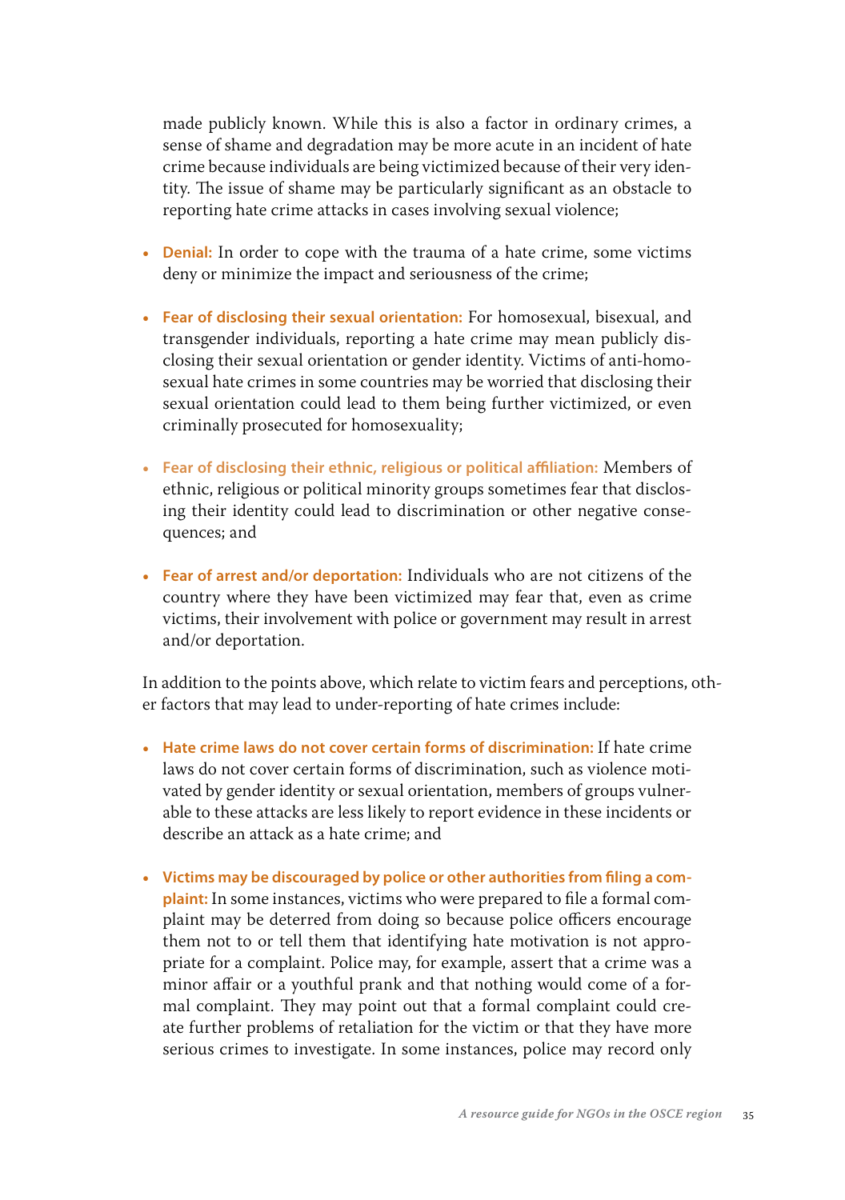made publicly known. While this is also a factor in ordinary crimes, a sense of shame and degradation may be more acute in an incident of hate crime because individuals are being victimized because of their very identity. The issue of shame may be particularly significant as an obstacle to reporting hate crime attacks in cases involving sexual violence;

- **Denial:** In order to cope with the trauma of a hate crime, some victims deny or minimize the impact and seriousness of the crime;

- **Fear of disclosing their sexual orientation:** For homosexual, bisexual, and transgender individuals, reporting a hate crime may mean publicly disclosing their sexual orientation or gender identity. Victims of anti-homosexual hate crimes in some countries may be worried that disclosing their sexual orientation could lead to them being further victimized, or even criminally prosecuted for homosexuality;

- **Fear of disclosing their ethnic, religious or political affiliation:** Members of ethnic, religious or political minority groups sometimes fear that disclosing their identity could lead to discrimination or other negative consequences; and

- **Fear of arrest and/or deportation:** Individuals who are not citizens of the country where they have been victimized may fear that, even as crime victims, their involvement with police or government may result in arrest and/or deportation.

In addition to the points above, which relate to victim fears and perceptions, other factors that may lead to under-reporting of hate crimes include:

- **Hate crime laws do not cover certain forms of discrimination:** If hate crime laws do not cover certain forms of discrimination, such as violence motivated by gender identity or sexual orientation, members of groups vulnerable to these attacks are less likely to report evidence in these incidents or describe an attack as a hate crime; and

- **Victims may be discouraged by police or other authorities from filing a complaint:** In some instances, victims who were prepared to file a formal complaint may be deterred from doing so because police officers encourage them not to or tell them that identifying hate motivation is not appropriate for a complaint. Police may, for example, assert that a crime was a minor affair or a youthful prank and that nothing would come of a formal complaint. They may point out that a formal complaint could create further problems of retaliation for the victim or that they have more serious crimes to investigate. In some instances, police may record only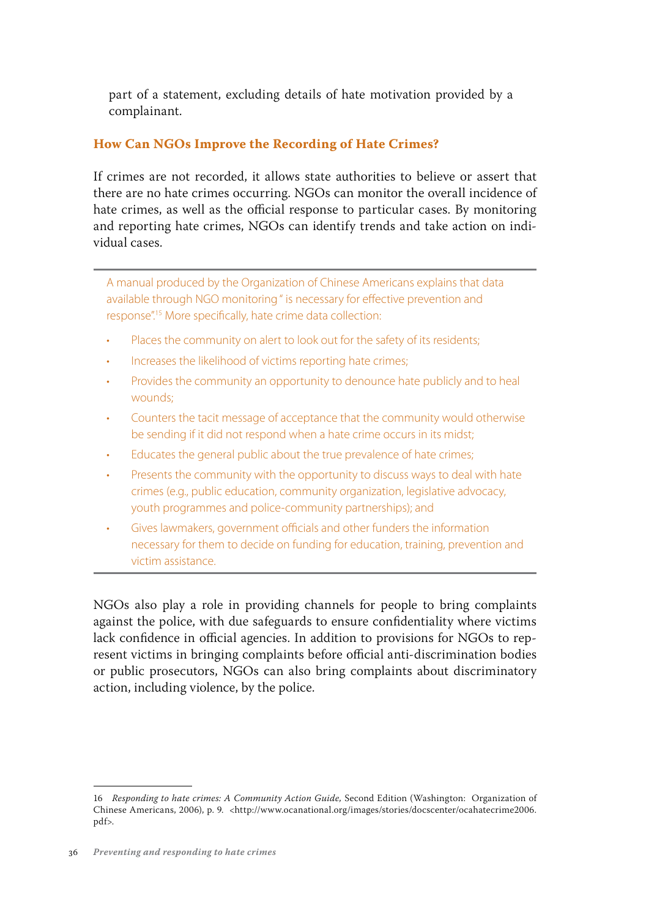part of a statement, excluding details of hate motivation provided by a complainant.

### How Can NGOs Improve the Recording of Hate Crimes?

If crimes are not recorded, it allows state authorities to believe or assert that there are no hate crimes occurring. NGOs can monitor the overall incidence of hate crimes, as well as the official response to particular cases. By monitoring and reporting hate crimes, NGOs can identify trends and take action on individual cases.

---

A manual produced by the Organization of Chinese Americans explains that data available through NGO monitoring " is necessary for effective prevention and response".[15] More specifically, hate crime data collection:

- Places the community on alert to look out for the safety of its residents;
- Increases the likelihood of victims reporting hate crimes;
- Provides the community an opportunity to denounce hate publicly and to heal wounds;
- Counters the tacit message of acceptance that the community would otherwise be sending if it did not respond when a hate crime occurs in its midst;
- Educates the general public about the true prevalence of hate crimes;
- Presents the community with the opportunity to discuss ways to deal with hate crimes (e.g., public education, community organization, legislative advocacy, youth programmes and police-community partnerships); and
- Gives lawmakers, government officials and other funders the information necessary for them to decide on funding for education, training, prevention and victim assistance.

---

NGOs also play a role in providing channels for people to bring complaints against the police, with due safeguards to ensure confidentiality where victims lack confidence in official agencies. In addition to provisions for NGOs to represent victims in bringing complaints before official anti-discrimination bodies or public prosecutors, NGOs can also bring complaints about discriminatory action, including violence, by the police.

---

16 *Responding to hate crimes: A Community Action Guide,* Second Edition (Washington: Organization of Chinese Americans, 2006), p. 9. <http://www.ocanational.org/images/stories/docscenter/ocahatecrime2006.pdf>.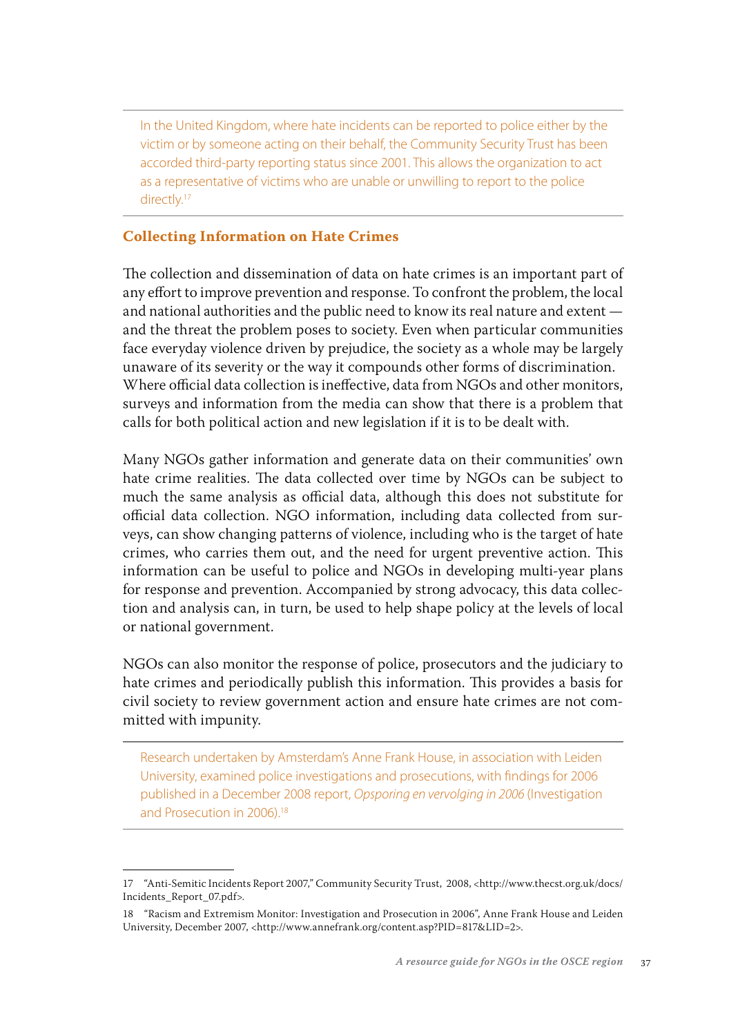In the United Kingdom, where hate incidents can be reported to police either by the victim or by someone acting on their behalf, the Community Security Trust has been accorded third-party reporting status since 2001. This allows the organization to act as a representative of victims who are unable or unwilling to report to the police directly.[17]

## Collecting Information on Hate Crimes

The collection and dissemination of data on hate crimes is an important part of any effort to improve prevention and response. To confront the problem, the local and national authorities and the public need to know its real nature and extent — and the threat the problem poses to society. Even when particular communities face everyday violence driven by prejudice, the society as a whole may be largely unaware of its severity or the way it compounds other forms of discrimination. Where official data collection is ineffective, data from NGOs and other monitors, surveys and information from the media can show that there is a problem that calls for both political action and new legislation if it is to be dealt with.

Many NGOs gather information and generate data on their communities' own hate crime realities. The data collected over time by NGOs can be subject to much the same analysis as official data, although this does not substitute for official data collection. NGO information, including data collected from surveys, can show changing patterns of violence, including who is the target of hate crimes, who carries them out, and the need for urgent preventive action. This information can be useful to police and NGOs in developing multi-year plans for response and prevention. Accompanied by strong advocacy, this data collection and analysis can, in turn, be used to help shape policy at the levels of local or national government.

NGOs can also monitor the response of police, prosecutors and the judiciary to hate crimes and periodically publish this information. This provides a basis for civil society to review government action and ensure hate crimes are not committed with impunity.

Research undertaken by Amsterdam's Anne Frank House, in association with Leiden University, examined police investigations and prosecutions, with findings for 2006 published in a December 2008 report, *Opsporing en vervolging in 2006* (Investigation and Prosecution in 2006).[18]

---

17 "Anti-Semitic Incidents Report 2007," Community Security Trust, 2008, <http://www.thecst.org.uk/docs/Incidents_Report_07.pdf>.

18 "Racism and Extremism Monitor: Investigation and Prosecution in 2006", Anne Frank House and Leiden University, December 2007, <http://www.annefrank.org/content.asp?PID=817&LID=2>.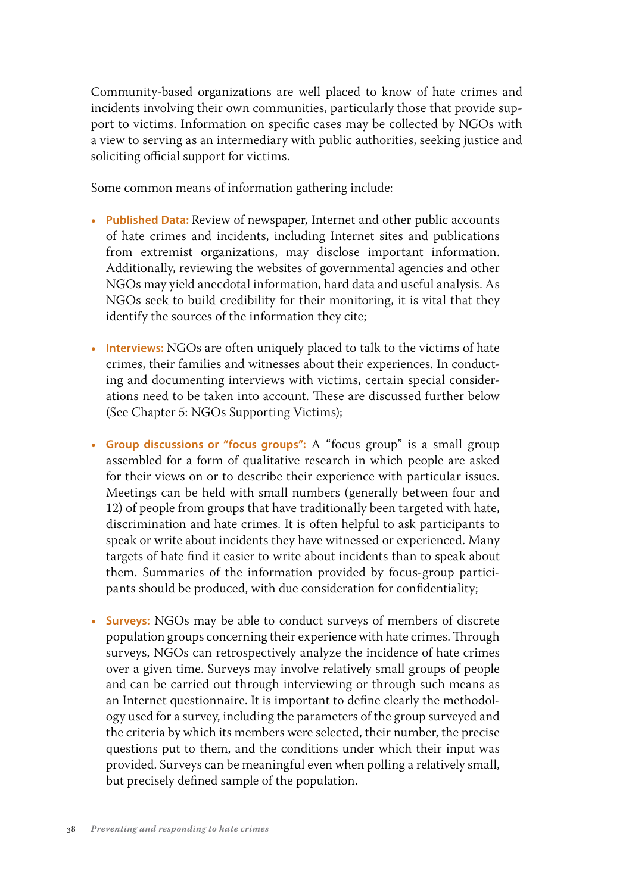Community-based organizations are well placed to know of hate crimes and incidents involving their own communities, particularly those that provide support to victims. Information on specific cases may be collected by NGOs with a view to serving as an intermediary with public authorities, seeking justice and soliciting official support for victims.

Some common means of information gathering include:

- **Published Data:** Review of newspaper, Internet and other public accounts of hate crimes and incidents, including Internet sites and publications from extremist organizations, may disclose important information. Additionally, reviewing the websites of governmental agencies and other NGOs may yield anecdotal information, hard data and useful analysis. As NGOs seek to build credibility for their monitoring, it is vital that they identify the sources of the information they cite;

- **Interviews:** NGOs are often uniquely placed to talk to the victims of hate crimes, their families and witnesses about their experiences. In conducting and documenting interviews with victims, certain special considerations need to be taken into account. These are discussed further below (See Chapter 5: NGOs Supporting Victims);

- **Group discussions or "focus groups":** A "focus group" is a small group assembled for a form of qualitative research in which people are asked for their views on or to describe their experience with particular issues. Meetings can be held with small numbers (generally between four and 12) of people from groups that have traditionally been targeted with hate, discrimination and hate crimes. It is often helpful to ask participants to speak or write about incidents they have witnessed or experienced. Many targets of hate find it easier to write about incidents than to speak about them. Summaries of the information provided by focus-group participants should be produced, with due consideration for confidentiality;

- **Surveys:** NGOs may be able to conduct surveys of members of discrete population groups concerning their experience with hate crimes. Through surveys, NGOs can retrospectively analyze the incidence of hate crimes over a given time. Surveys may involve relatively small groups of people and can be carried out through interviewing or through such means as an Internet questionnaire. It is important to define clearly the methodology used for a survey, including the parameters of the group surveyed and the criteria by which its members were selected, their number, the precise questions put to them, and the conditions under which their input was provided. Surveys can be meaningful even when polling a relatively small, but precisely defined sample of the population.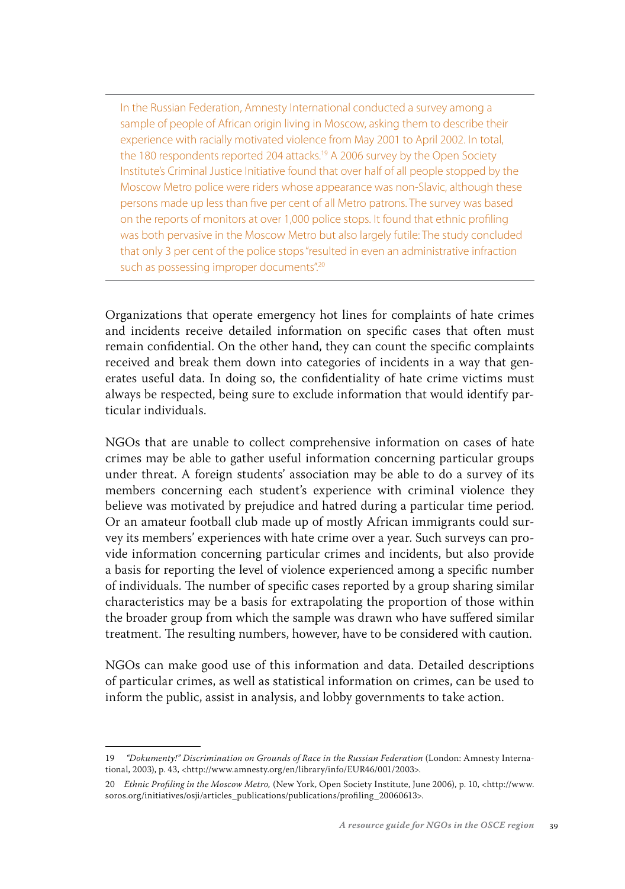In the Russian Federation, Amnesty International conducted a survey among a sample of people of African origin living in Moscow, asking them to describe their experience with racially motivated violence from May 2001 to April 2002. In total, the 180 respondents reported 204 attacks.[19] A 2006 survey by the Open Society Institute's Criminal Justice Initiative found that over half of all people stopped by the Moscow Metro police were riders whose appearance was non-Slavic, although these persons made up less than five per cent of all Metro patrons. The survey was based on the reports of monitors at over 1,000 police stops. It found that ethnic profiling was both pervasive in the Moscow Metro but also largely futile: The study concluded that only 3 per cent of the police stops "resulted in an administrative infraction such as possessing improper documents".[20]

---

Organizations that operate emergency hot lines for complaints of hate crimes and incidents receive detailed information on specific cases that often must remain confidential. On the other hand, they can count the specific complaints received and break them down into categories of incidents in a way that generates useful data. In doing so, the confidentiality of hate crime victims must always be respected, being sure to exclude information that would identify particular individuals.

NGOs that are unable to collect comprehensive information on cases of hate crimes may be able to gather useful information concerning particular groups under threat. A foreign students' association may be able to do a survey of its members concerning each student's experience with criminal violence they believe was motivated by prejudice and hatred during a particular time period. Or an amateur football club made up of mostly African immigrants could survey its members' experiences with hate crime over a year. Such surveys can provide information concerning particular crimes and incidents, but also provide a basis for reporting the level of violence experienced among a specific number of individuals. The number of specific cases reported by a group sharing similar characteristics may be a basis for extrapolating the proportion of those within the broader group from which the sample was drawn who have suffered similar treatment. The resulting numbers, however, have to be considered with caution.

NGOs can make good use of this information and data. Detailed descriptions of particular crimes, as well as statistical information on crimes, can be used to inform the public, assist in analysis, and lobby governments to take action.

---

19 *"Dokumenty!" Discrimination on Grounds of Race in the Russian Federation* (London: Amnesty International, 2003), p. 43, <http://www.amnesty.org/en/library/info/EUR46/001/2003>.

20 *Ethnic Profiling in the Moscow Metro,* (New York, Open Society Institute, June 2006), p. 10, <http://www.soros.org/initiatives/osji/articles_publications/publications/profiling_20060613>.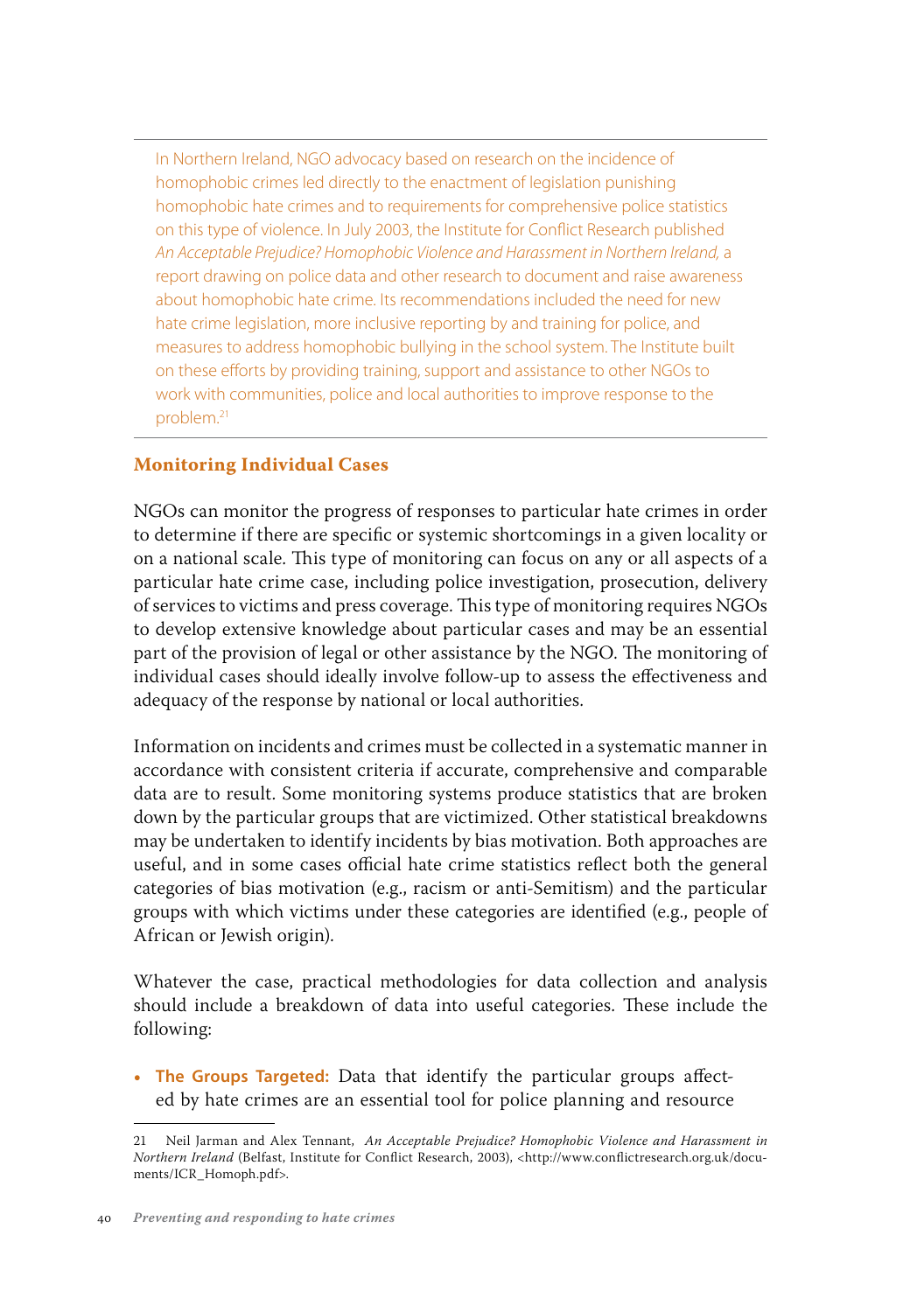In Northern Ireland, NGO advocacy based on research on the incidence of homophobic crimes led directly to the enactment of legislation punishing homophobic hate crimes and to requirements for comprehensive police statistics on this type of violence. In July 2003, the Institute for Conflict Research published *An Acceptable Prejudice? Homophobic Violence and Harassment in Northern Ireland,* a report drawing on police data and other research to document and raise awareness about homophobic hate crime. Its recommendations included the need for new hate crime legislation, more inclusive reporting by and training for police, and measures to address homophobic bullying in the school system. The Institute built on these efforts by providing training, support and assistance to other NGOs to work with communities, police and local authorities to improve response to the problem.[21]

## Monitoring Individual Cases

NGOs can monitor the progress of responses to particular hate crimes in order to determine if there are specific or systemic shortcomings in a given locality or on a national scale. This type of monitoring can focus on any or all aspects of a particular hate crime case, including police investigation, prosecution, delivery of services to victims and press coverage. This type of monitoring requires NGOs to develop extensive knowledge about particular cases and may be an essential part of the provision of legal or other assistance by the NGO. The monitoring of individual cases should ideally involve follow-up to assess the effectiveness and adequacy of the response by national or local authorities.

Information on incidents and crimes must be collected in a systematic manner in accordance with consistent criteria if accurate, comprehensive and comparable data are to result. Some monitoring systems produce statistics that are broken down by the particular groups that are victimized. Other statistical breakdowns may be undertaken to identify incidents by bias motivation. Both approaches are useful, and in some cases official hate crime statistics reflect both the general categories of bias motivation (e.g., racism or anti-Semitism) and the particular groups with which victims under these categories are identified (e.g., people of African or Jewish origin).

Whatever the case, practical methodologies for data collection and analysis should include a breakdown of data into useful categories. These include the following:

- **The Groups Targeted:** Data that identify the particular groups affected by hate crimes are an essential tool for police planning and resource

21 Neil Jarman and Alex Tennant, *An Acceptable Prejudice? Homophobic Violence and Harassment in Northern Ireland* (Belfast, Institute for Conflict Research, 2003), <http://www.conflictresearch.org.uk/documents/ICR_Homoph.pdf>.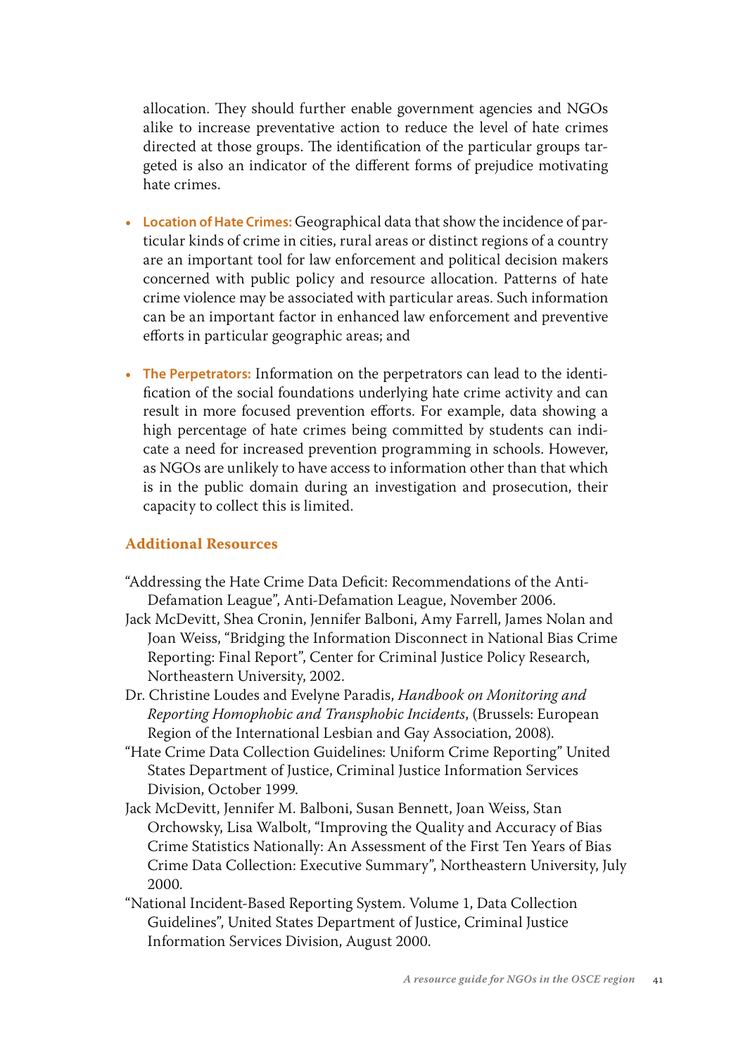allocation. They should further enable government agencies and NGOs alike to increase preventative action to reduce the level of hate crimes directed at those groups. The identification of the particular groups targeted is also an indicator of the different forms of prejudice motivating hate crimes.

- **Location of Hate Crimes:** Geographical data that show the incidence of particular kinds of crime in cities, rural areas or distinct regions of a country are an important tool for law enforcement and political decision makers concerned with public policy and resource allocation. Patterns of hate crime violence may be associated with particular areas. Such information can be an important factor in enhanced law enforcement and preventive efforts in particular geographic areas; and

- **The Perpetrators:** Information on the perpetrators can lead to the identification of the social foundations underlying hate crime activity and can result in more focused prevention efforts. For example, data showing a high percentage of hate crimes being committed by students can indicate a need for increased prevention programming in schools. However, as NGOs are unlikely to have access to information other than that which is in the public domain during an investigation and prosecution, their capacity to collect this is limited.

### Additional Resources

"Addressing the Hate Crime Data Deficit: Recommendations of the Anti-Defamation League", Anti-Defamation League, November 2006.

Jack McDevitt, Shea Cronin, Jennifer Balboni, Amy Farrell, James Nolan and Joan Weiss, "Bridging the Information Disconnect in National Bias Crime Reporting: Final Report", Center for Criminal Justice Policy Research, Northeastern University, 2002.

Dr. Christine Loudes and Evelyne Paradis, *Handbook on Monitoring and Reporting Homophobic and Transphobic Incidents*, (Brussels: European Region of the International Lesbian and Gay Association, 2008).

"Hate Crime Data Collection Guidelines: Uniform Crime Reporting" United States Department of Justice, Criminal Justice Information Services Division, October 1999.

Jack McDevitt, Jennifer M. Balboni, Susan Bennett, Joan Weiss, Stan Orchowsky, Lisa Walbolt, "Improving the Quality and Accuracy of Bias Crime Statistics Nationally: An Assessment of the First Ten Years of Bias Crime Data Collection: Executive Summary", Northeastern University, July 2000.

"National Incident-Based Reporting System. Volume 1, Data Collection Guidelines", United States Department of Justice, Criminal Justice Information Services Division, August 2000.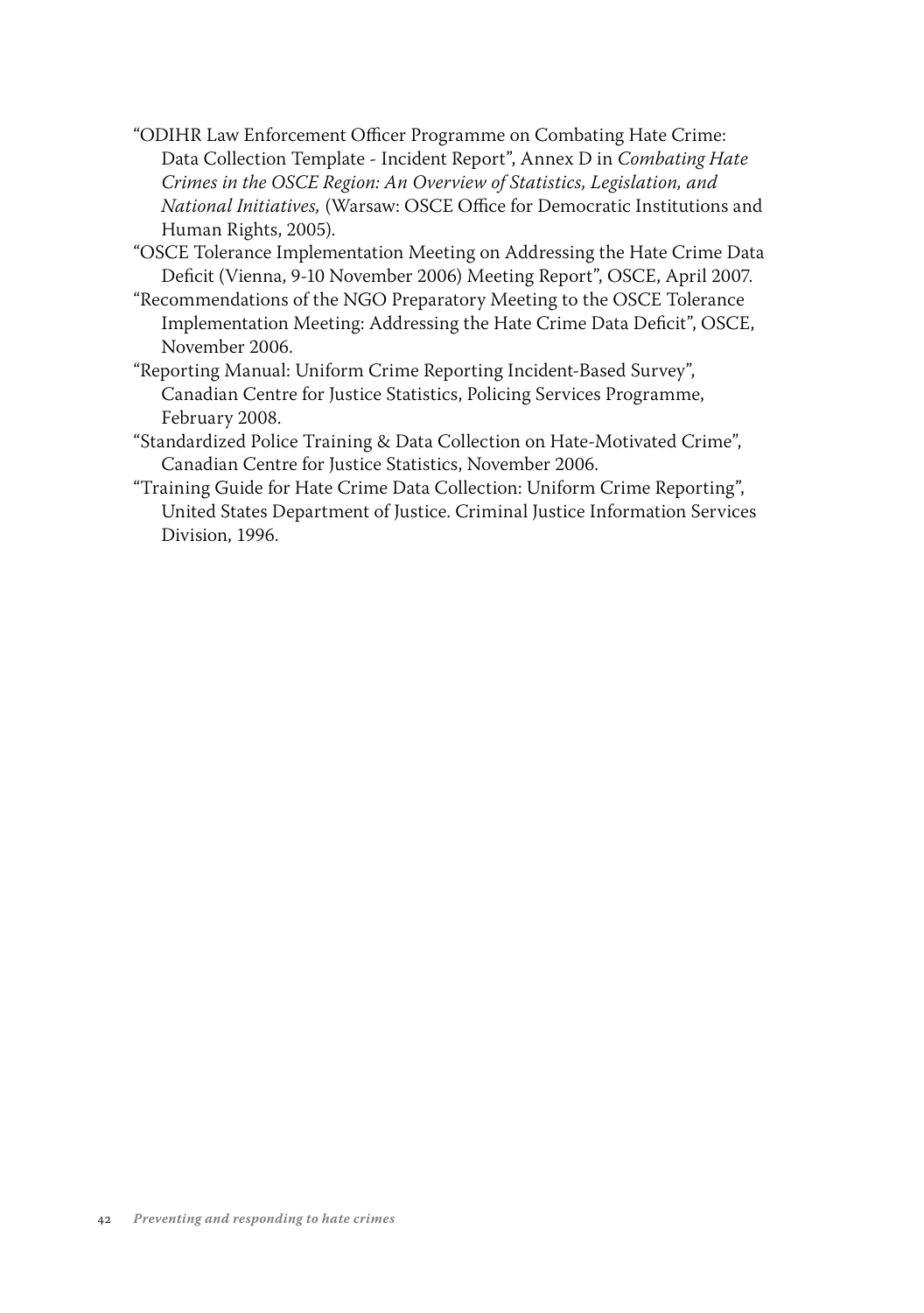"ODIHR Law Enforcement Officer Programme on Combating Hate Crime: Data Collection Template - Incident Report", Annex D in *Combating Hate Crimes in the OSCE Region: An Overview of Statistics, Legislation, and National Initiatives,* (Warsaw: OSCE Office for Democratic Institutions and Human Rights, 2005).

"OSCE Tolerance Implementation Meeting on Addressing the Hate Crime Data Deficit (Vienna, 9-10 November 2006) Meeting Report", OSCE, April 2007.

"Recommendations of the NGO Preparatory Meeting to the OSCE Tolerance Implementation Meeting: Addressing the Hate Crime Data Deficit", OSCE, November 2006.

"Reporting Manual: Uniform Crime Reporting Incident-Based Survey", Canadian Centre for Justice Statistics, Policing Services Programme, February 2008.

"Standardized Police Training & Data Collection on Hate-Motivated Crime", Canadian Centre for Justice Statistics, November 2006.

"Training Guide for Hate Crime Data Collection: Uniform Crime Reporting", United States Department of Justice. Criminal Justice Information Services Division, 1996.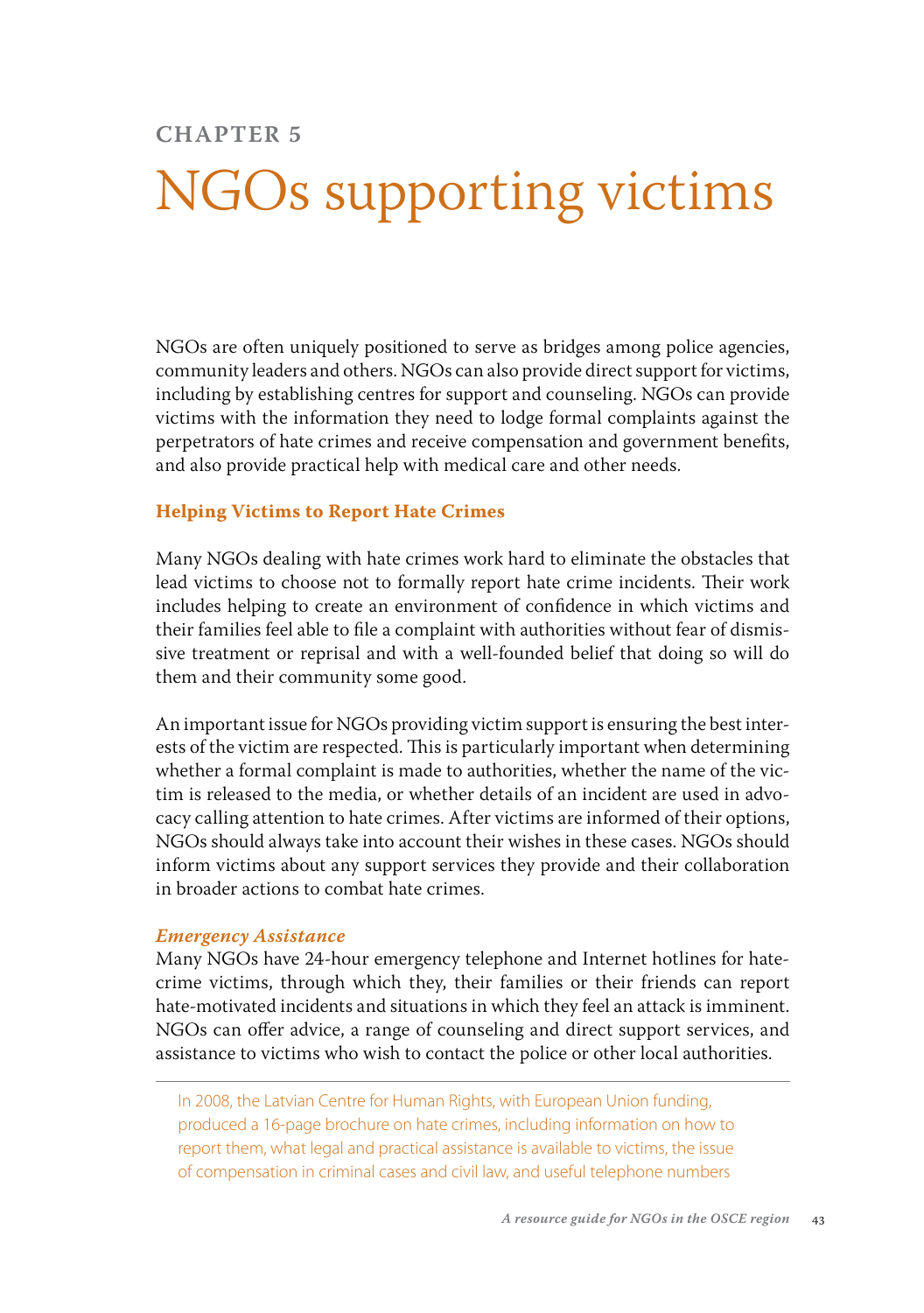## CHAPTER 5

# NGOs supporting victims

NGOs are often uniquely positioned to serve as bridges among police agencies, community leaders and others. NGOs can also provide direct support for victims, including by establishing centres for support and counseling. NGOs can provide victims with the information they need to lodge formal complaints against the perpetrators of hate crimes and receive compensation and government benefits, and also provide practical help with medical care and other needs.

### Helping Victims to Report Hate Crimes

Many NGOs dealing with hate crimes work hard to eliminate the obstacles that lead victims to choose not to formally report hate crime incidents. Their work includes helping to create an environment of confidence in which victims and their families feel able to file a complaint with authorities without fear of dismissive treatment or reprisal and with a well-founded belief that doing so will do them and their community some good.

An important issue for NGOs providing victim support is ensuring the best interests of the victim are respected. This is particularly important when determining whether a formal complaint is made to authorities, whether the name of the victim is released to the media, or whether details of an incident are used in advocacy calling attention to hate crimes. After victims are informed of their options, NGOs should always take into account their wishes in these cases. NGOs should inform victims about any support services they provide and their collaboration in broader actions to combat hate crimes.

#### *Emergency Assistance*

Many NGOs have 24-hour emergency telephone and Internet hotlines for hate-crime victims, through which they, their families or their friends can report hate-motivated incidents and situations in which they feel an attack is imminent. NGOs can offer advice, a range of counseling and direct support services, and assistance to victims who wish to contact the police or other local authorities.

---

In 2008, the Latvian Centre for Human Rights, with European Union funding, produced a 16-page brochure on hate crimes, including information on how to report them, what legal and practical assistance is available to victims, the issue of compensation in criminal cases and civil law, and useful telephone numbers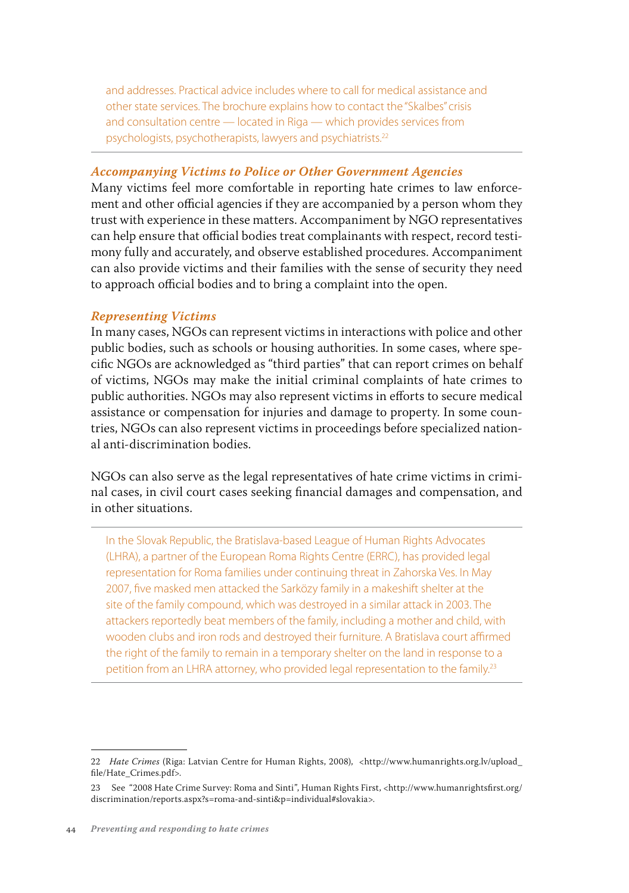and addresses. Practical advice includes where to call for medical assistance and other state services. The brochure explains how to contact the "Skalbes" crisis and consultation centre — located in Riga — which provides services from psychologists, psychotherapists, lawyers and psychiatrists.[22]

---

### *Accompanying Victims to Police or Other Government Agencies*

Many victims feel more comfortable in reporting hate crimes to law enforcement and other official agencies if they are accompanied by a person whom they trust with experience in these matters. Accompaniment by NGO representatives can help ensure that official bodies treat complainants with respect, record testimony fully and accurately, and observe established procedures. Accompaniment can also provide victims and their families with the sense of security they need to approach official bodies and to bring a complaint into the open.

### *Representing Victims*

In many cases, NGOs can represent victims in interactions with police and other public bodies, such as schools or housing authorities. In some cases, where specific NGOs are acknowledged as "third parties" that can report crimes on behalf of victims, NGOs may make the initial criminal complaints of hate crimes to public authorities. NGOs may also represent victims in efforts to secure medical assistance or compensation for injuries and damage to property. In some countries, NGOs can also represent victims in proceedings before specialized national anti-discrimination bodies.

NGOs can also serve as the legal representatives of hate crime victims in criminal cases, in civil court cases seeking financial damages and compensation, and in other situations.

---

In the Slovak Republic, the Bratislava-based League of Human Rights Advocates (LHRA), a partner of the European Roma Rights Centre (ERRC), has provided legal representation for Roma families under continuing threat in Zahorska Ves. In May 2007, five masked men attacked the Sarközy family in a makeshift shelter at the site of the family compound, which was destroyed in a similar attack in 2003. The attackers reportedly beat members of the family, including a mother and child, with wooden clubs and iron rods and destroyed their furniture. A Bratislava court affirmed the right of the family to remain in a temporary shelter on the land in response to a petition from an LHRA attorney, who provided legal representation to the family.[23]

---

22 *Hate Crimes* (Riga: Latvian Centre for Human Rights, 2008), <http://www.humanrights.org.lv/upload_file/Hate_Crimes.pdf>.

23 See "2008 Hate Crime Survey: Roma and Sinti", Human Rights First, <http://www.humanrightsfirst.org/discrimination/reports.aspx?s=roma-and-sinti&p=individual#slovakia>.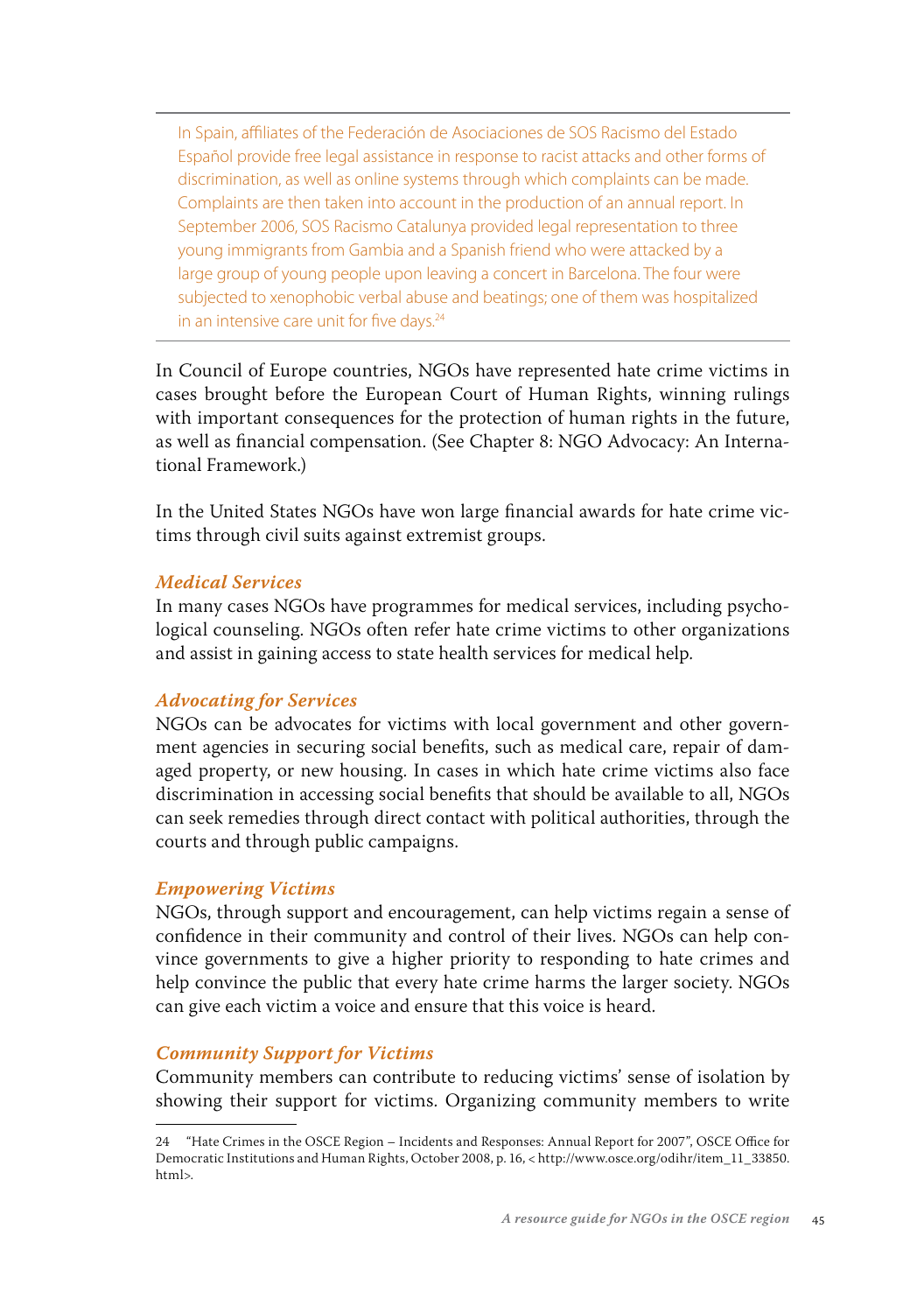In Spain, affiliates of the Federación de Asociaciones de SOS Racismo del Estado Español provide free legal assistance in response to racist attacks and other forms of discrimination, as well as online systems through which complaints can be made. Complaints are then taken into account in the production of an annual report. In September 2006, SOS Racismo Catalunya provided legal representation to three young immigrants from Gambia and a Spanish friend who were attacked by a large group of young people upon leaving a concert in Barcelona. The four were subjected to xenophobic verbal abuse and beatings; one of them was hospitalized in an intensive care unit for five days.[24]

In Council of Europe countries, NGOs have represented hate crime victims in cases brought before the European Court of Human Rights, winning rulings with important consequences for the protection of human rights in the future, as well as financial compensation. (See Chapter 8: NGO Advocacy: An International Framework.)

In the United States NGOs have won large financial awards for hate crime victims through civil suits against extremist groups.

### *Medical Services*

In many cases NGOs have programmes for medical services, including psychological counseling. NGOs often refer hate crime victims to other organizations and assist in gaining access to state health services for medical help.

### *Advocating for Services*

NGOs can be advocates for victims with local government and other government agencies in securing social benefits, such as medical care, repair of damaged property, or new housing. In cases in which hate crime victims also face discrimination in accessing social benefits that should be available to all, NGOs can seek remedies through direct contact with political authorities, through the courts and through public campaigns.

### *Empowering Victims*

NGOs, through support and encouragement, can help victims regain a sense of confidence in their community and control of their lives. NGOs can help convince governments to give a higher priority to responding to hate crimes and help convince the public that every hate crime harms the larger society. NGOs can give each victim a voice and ensure that this voice is heard.

### *Community Support for Victims*

Community members can contribute to reducing victims' sense of isolation by showing their support for victims. Organizing community members to write

---

24 "Hate Crimes in the OSCE Region – Incidents and Responses: Annual Report for 2007", OSCE Office for Democratic Institutions and Human Rights, October 2008, p. 16, < http://www.osce.org/odihr/item_11_33850.html>.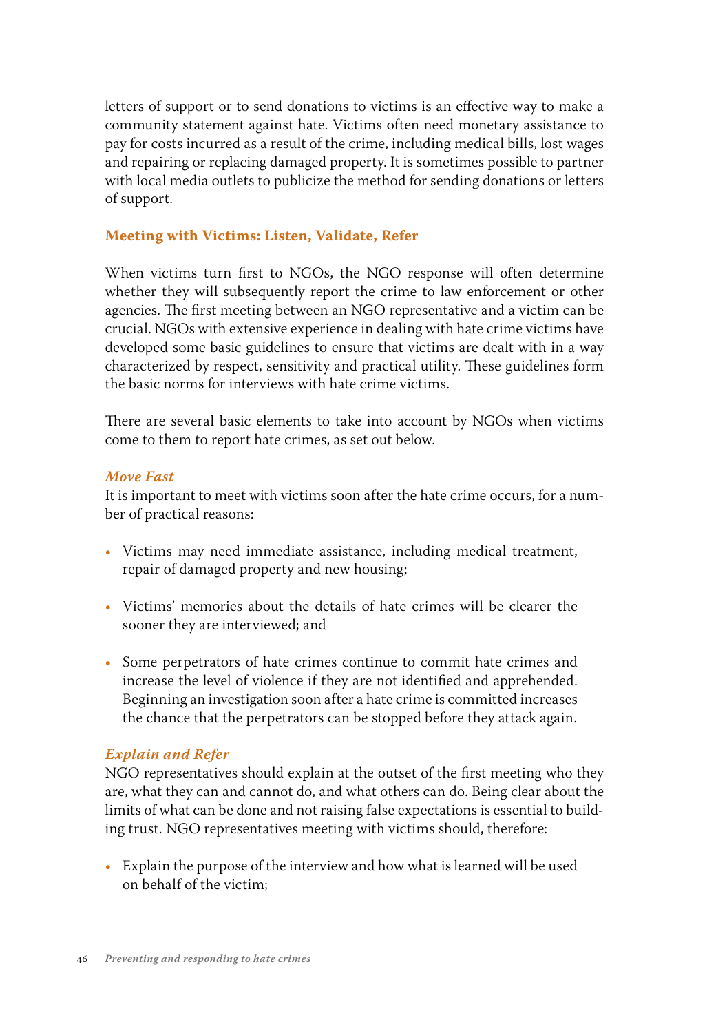letters of support or to send donations to victims is an effective way to make a community statement against hate. Victims often need monetary assistance to pay for costs incurred as a result of the crime, including medical bills, lost wages and repairing or replacing damaged property. It is sometimes possible to partner with local media outlets to publicize the method for sending donations or letters of support.

### Meeting with Victims: Listen, Validate, Refer

When victims turn first to NGOs, the NGO response will often determine whether they will subsequently report the crime to law enforcement or other agencies. The first meeting between an NGO representative and a victim can be crucial. NGOs with extensive experience in dealing with hate crime victims have developed some basic guidelines to ensure that victims are dealt with in a way characterized by respect, sensitivity and practical utility. These guidelines form the basic norms for interviews with hate crime victims.

There are several basic elements to take into account by NGOs when victims come to them to report hate crimes, as set out below.

#### *Move Fast*

It is important to meet with victims soon after the hate crime occurs, for a number of practical reasons:

- Victims may need immediate assistance, including medical treatment, repair of damaged property and new housing;
- Victims' memories about the details of hate crimes will be clearer the sooner they are interviewed; and
- Some perpetrators of hate crimes continue to commit hate crimes and increase the level of violence if they are not identified and apprehended. Beginning an investigation soon after a hate crime is committed increases the chance that the perpetrators can be stopped before they attack again.

#### *Explain and Refer*

NGO representatives should explain at the outset of the first meeting who they are, what they can and cannot do, and what others can do. Being clear about the limits of what can be done and not raising false expectations is essential to building trust. NGO representatives meeting with victims should, therefore:

- Explain the purpose of the interview and how what is learned will be used on behalf of the victim;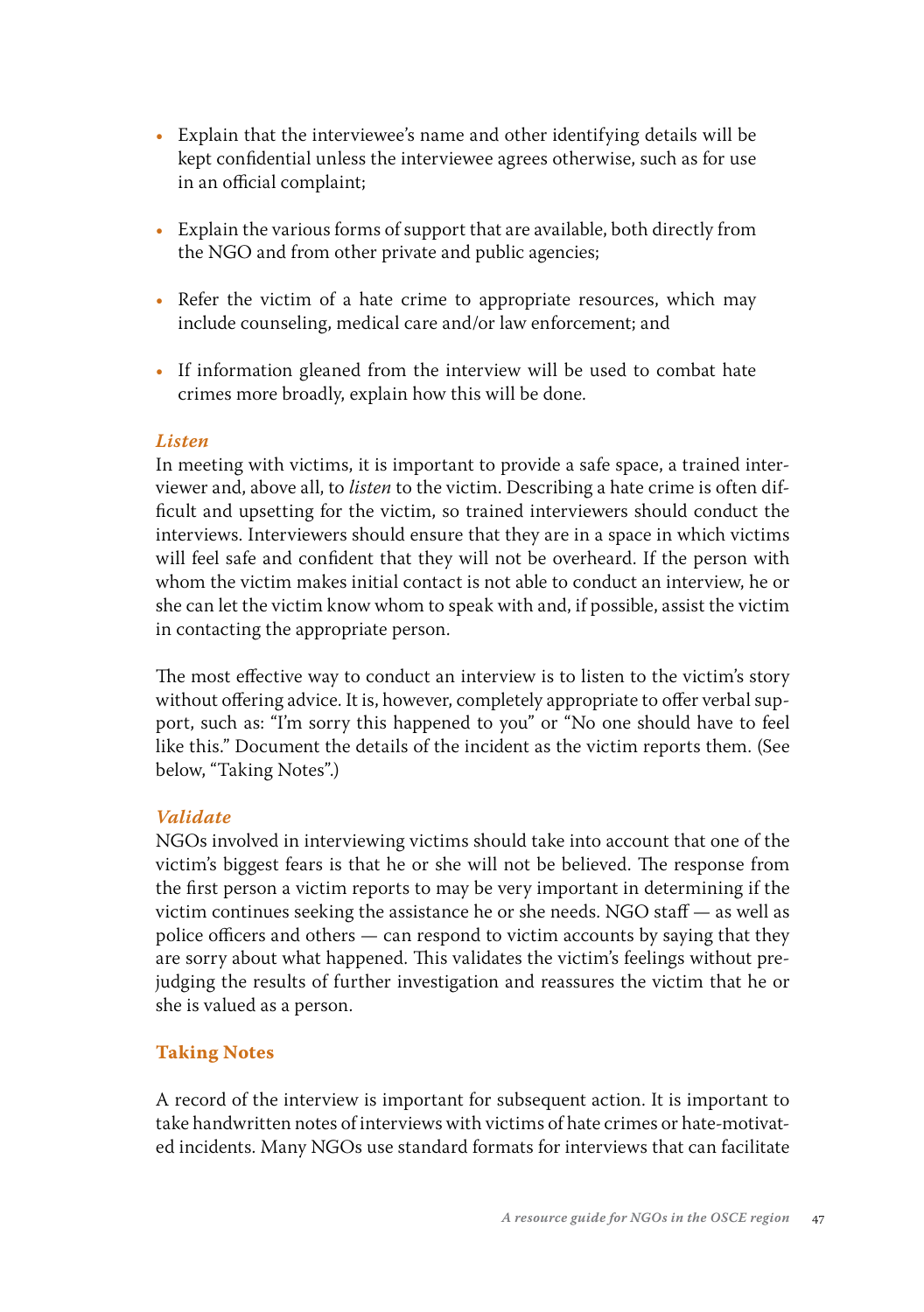- Explain that the interviewee's name and other identifying details will be kept confidential unless the interviewee agrees otherwise, such as for use in an official complaint;

- Explain the various forms of support that are available, both directly from the NGO and from other private and public agencies;

- Refer the victim of a hate crime to appropriate resources, which may include counseling, medical care and/or law enforcement; and

- If information gleaned from the interview will be used to combat hate crimes more broadly, explain how this will be done.

### *Listen*

In meeting with victims, it is important to provide a safe space, a trained interviewer and, above all, to *listen* to the victim. Describing a hate crime is often difficult and upsetting for the victim, so trained interviewers should conduct the interviews. Interviewers should ensure that they are in a space in which victims will feel safe and confident that they will not be overheard. If the person with whom the victim makes initial contact is not able to conduct an interview, he or she can let the victim know whom to speak with and, if possible, assist the victim in contacting the appropriate person.

The most effective way to conduct an interview is to listen to the victim's story without offering advice. It is, however, completely appropriate to offer verbal support, such as: "I'm sorry this happened to you" or "No one should have to feel like this." Document the details of the incident as the victim reports them. (See below, "Taking Notes".)

### *Validate*

NGOs involved in interviewing victims should take into account that one of the victim's biggest fears is that he or she will not be believed. The response from the first person a victim reports to may be very important in determining if the victim continues seeking the assistance he or she needs. NGO staff — as well as police officers and others — can respond to victim accounts by saying that they are sorry about what happened. This validates the victim's feelings without prejudging the results of further investigation and reassures the victim that he or she is valued as a person.

## Taking Notes

A record of the interview is important for subsequent action. It is important to take handwritten notes of interviews with victims of hate crimes or hate-motivated incidents. Many NGOs use standard formats for interviews that can facilitate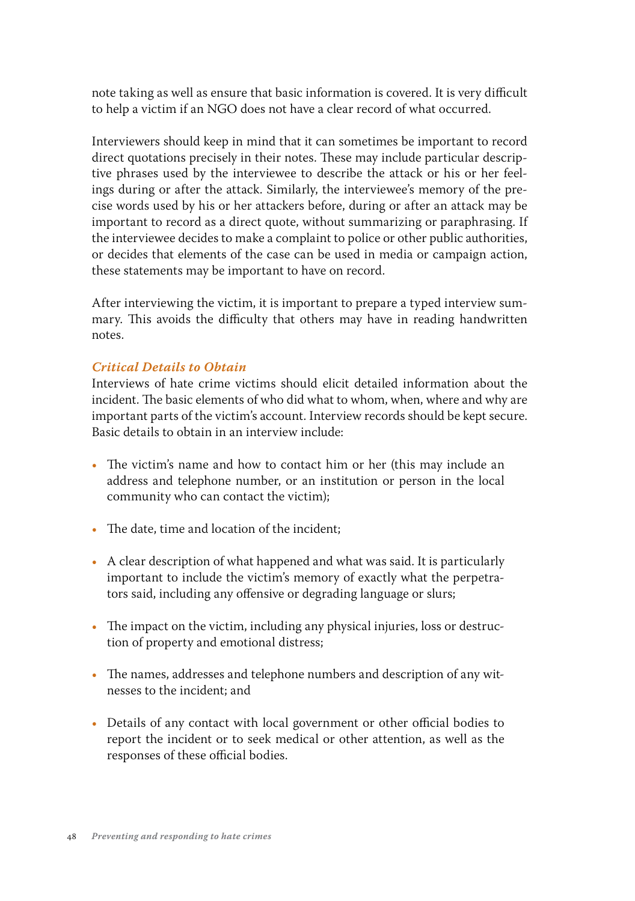note taking as well as ensure that basic information is covered. It is very difficult to help a victim if an NGO does not have a clear record of what occurred.

Interviewers should keep in mind that it can sometimes be important to record direct quotations precisely in their notes. These may include particular descriptive phrases used by the interviewee to describe the attack or his or her feelings during or after the attack. Similarly, the interviewee's memory of the precise words used by his or her attackers before, during or after an attack may be important to record as a direct quote, without summarizing or paraphrasing. If the interviewee decides to make a complaint to police or other public authorities, or decides that elements of the case can be used in media or campaign action, these statements may be important to have on record.

After interviewing the victim, it is important to prepare a typed interview summary. This avoids the difficulty that others may have in reading handwritten notes.

### *Critical Details to Obtain*

Interviews of hate crime victims should elicit detailed information about the incident. The basic elements of who did what to whom, when, where and why are important parts of the victim's account. Interview records should be kept secure. Basic details to obtain in an interview include:

- The victim's name and how to contact him or her (this may include an address and telephone number, or an institution or person in the local community who can contact the victim);
- The date, time and location of the incident;
- A clear description of what happened and what was said. It is particularly important to include the victim's memory of exactly what the perpetrators said, including any offensive or degrading language or slurs;
- The impact on the victim, including any physical injuries, loss or destruction of property and emotional distress;
- The names, addresses and telephone numbers and description of any witnesses to the incident; and
- Details of any contact with local government or other official bodies to report the incident or to seek medical or other attention, as well as the responses of these official bodies.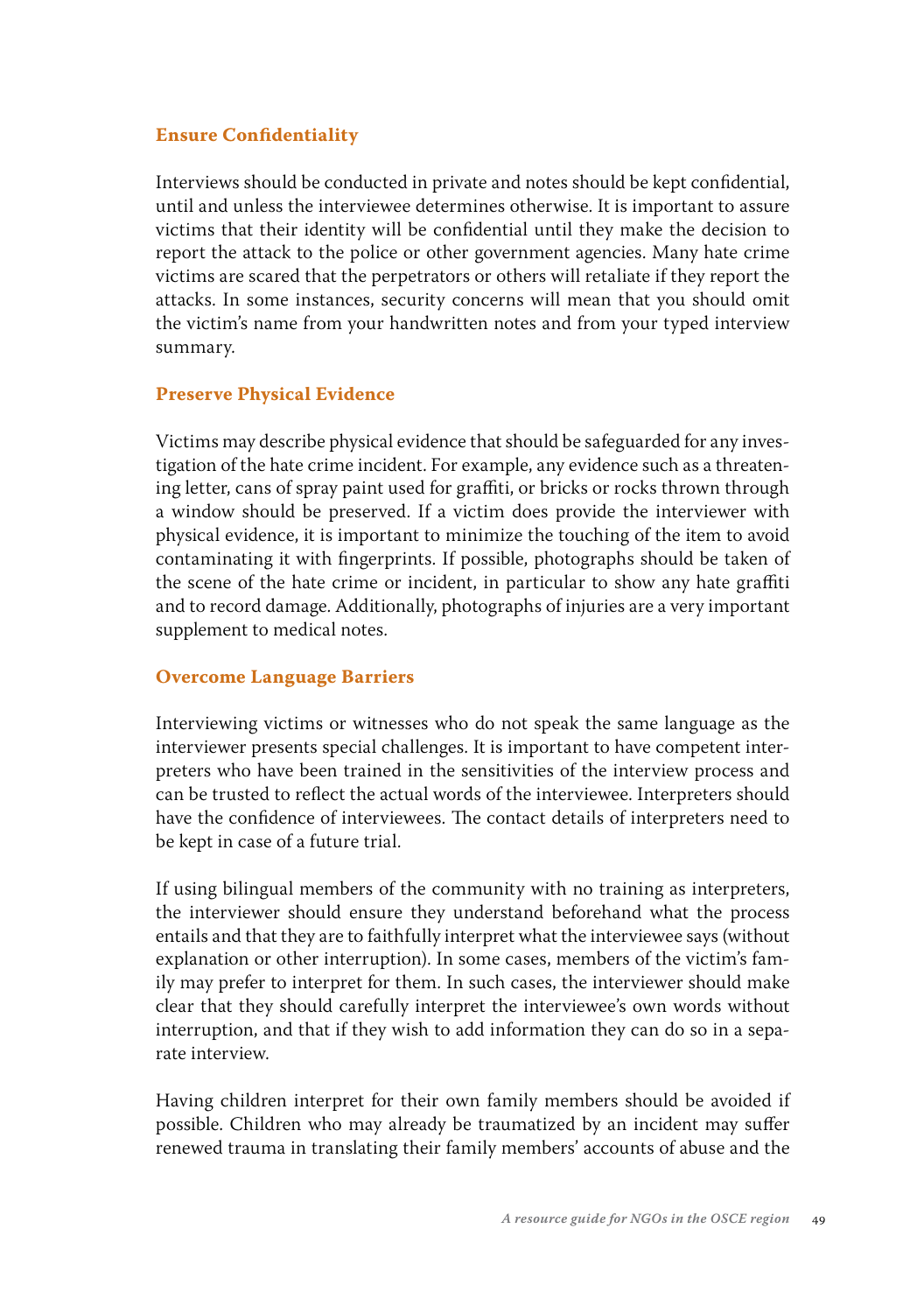### Ensure Confidentiality

Interviews should be conducted in private and notes should be kept confidential, until and unless the interviewee determines otherwise. It is important to assure victims that their identity will be confidential until they make the decision to report the attack to the police or other government agencies. Many hate crime victims are scared that the perpetrators or others will retaliate if they report the attacks. In some instances, security concerns will mean that you should omit the victim's name from your handwritten notes and from your typed interview summary.

### Preserve Physical Evidence

Victims may describe physical evidence that should be safeguarded for any investigation of the hate crime incident. For example, any evidence such as a threatening letter, cans of spray paint used for graffiti, or bricks or rocks thrown through a window should be preserved. If a victim does provide the interviewer with physical evidence, it is important to minimize the touching of the item to avoid contaminating it with fingerprints. If possible, photographs should be taken of the scene of the hate crime or incident, in particular to show any hate graffiti and to record damage. Additionally, photographs of injuries are a very important supplement to medical notes.

### Overcome Language Barriers

Interviewing victims or witnesses who do not speak the same language as the interviewer presents special challenges. It is important to have competent interpreters who have been trained in the sensitivities of the interview process and can be trusted to reflect the actual words of the interviewee. Interpreters should have the confidence of interviewees. The contact details of interpreters need to be kept in case of a future trial.

If using bilingual members of the community with no training as interpreters, the interviewer should ensure they understand beforehand what the process entails and that they are to faithfully interpret what the interviewee says (without explanation or other interruption). In some cases, members of the victim's family may prefer to interpret for them. In such cases, the interviewer should make clear that they should carefully interpret the interviewee's own words without interruption, and that if they wish to add information they can do so in a separate interview.

Having children interpret for their own family members should be avoided if possible. Children who may already be traumatized by an incident may suffer renewed trauma in translating their family members' accounts of abuse and the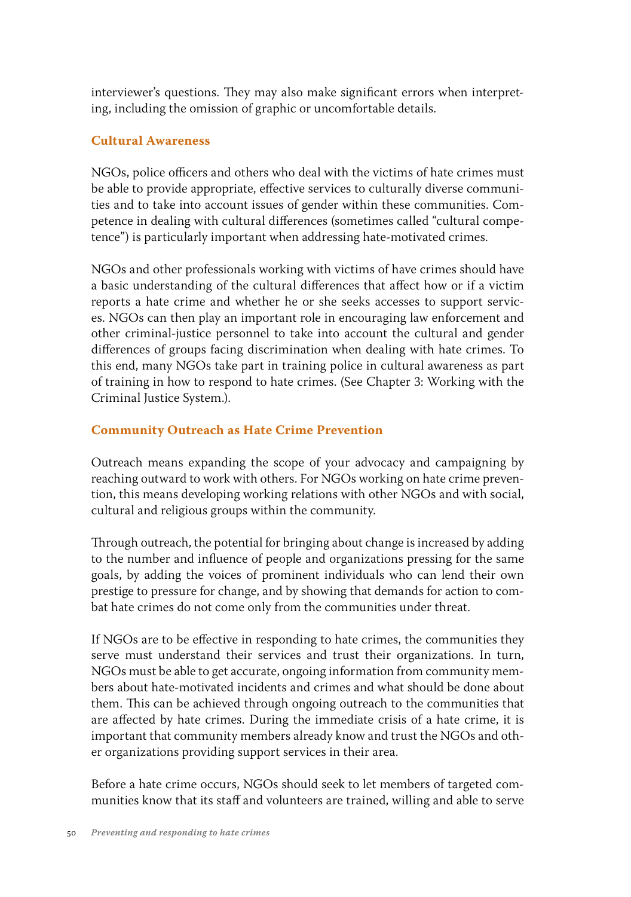interviewer's questions. They may also make significant errors when interpreting, including the omission of graphic or uncomfortable details.

### Cultural Awareness

NGOs, police officers and others who deal with the victims of hate crimes must be able to provide appropriate, effective services to culturally diverse communities and to take into account issues of gender within these communities. Competence in dealing with cultural differences (sometimes called "cultural competence") is particularly important when addressing hate-motivated crimes.

NGOs and other professionals working with victims of have crimes should have a basic understanding of the cultural differences that affect how or if a victim reports a hate crime and whether he or she seeks accesses to support services. NGOs can then play an important role in encouraging law enforcement and other criminal-justice personnel to take into account the cultural and gender differences of groups facing discrimination when dealing with hate crimes. To this end, many NGOs take part in training police in cultural awareness as part of training in how to respond to hate crimes. (See Chapter 3: Working with the Criminal Justice System.).

### Community Outreach as Hate Crime Prevention

Outreach means expanding the scope of your advocacy and campaigning by reaching outward to work with others. For NGOs working on hate crime prevention, this means developing working relations with other NGOs and with social, cultural and religious groups within the community.

Through outreach, the potential for bringing about change is increased by adding to the number and influence of people and organizations pressing for the same goals, by adding the voices of prominent individuals who can lend their own prestige to pressure for change, and by showing that demands for action to combat hate crimes do not come only from the communities under threat.

If NGOs are to be effective in responding to hate crimes, the communities they serve must understand their services and trust their organizations. In turn, NGOs must be able to get accurate, ongoing information from community members about hate-motivated incidents and crimes and what should be done about them. This can be achieved through ongoing outreach to the communities that are affected by hate crimes. During the immediate crisis of a hate crime, it is important that community members already know and trust the NGOs and other organizations providing support services in their area.

Before a hate crime occurs, NGOs should seek to let members of targeted communities know that its staff and volunteers are trained, willing and able to serve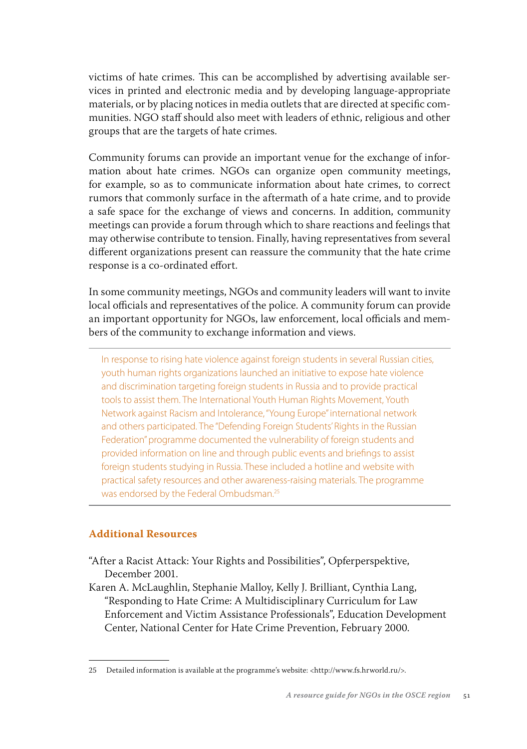victims of hate crimes. This can be accomplished by advertising available services in printed and electronic media and by developing language-appropriate materials, or by placing notices in media outlets that are directed at specific communities. NGO staff should also meet with leaders of ethnic, religious and other groups that are the targets of hate crimes.

Community forums can provide an important venue for the exchange of information about hate crimes. NGOs can organize open community meetings, for example, so as to communicate information about hate crimes, to correct rumors that commonly surface in the aftermath of a hate crime, and to provide a safe space for the exchange of views and concerns. In addition, community meetings can provide a forum through which to share reactions and feelings that may otherwise contribute to tension. Finally, having representatives from several different organizations present can reassure the community that the hate crime response is a co-ordinated effort.

In some community meetings, NGOs and community leaders will want to invite local officials and representatives of the police. A community forum can provide an important opportunity for NGOs, law enforcement, local officials and members of the community to exchange information and views.

---

In response to rising hate violence against foreign students in several Russian cities, youth human rights organizations launched an initiative to expose hate violence and discrimination targeting foreign students in Russia and to provide practical tools to assist them. The International Youth Human Rights Movement, Youth Network against Racism and Intolerance, "Young Europe" international network and others participated. The "Defending Foreign Students' Rights in the Russian Federation" programme documented the vulnerability of foreign students and provided information on line and through public events and briefings to assist foreign students studying in Russia. These included a hotline and website with practical safety resources and other awareness-raising materials. The programme was endorsed by the Federal Ombudsman.[25]

---

### Additional Resources

"After a Racist Attack: Your Rights and Possibilities", Opferperspektive, December 2001.

Karen A. McLaughlin, Stephanie Malloy, Kelly J. Brilliant, Cynthia Lang, "Responding to Hate Crime: A Multidisciplinary Curriculum for Law Enforcement and Victim Assistance Professionals", Education Development Center, National Center for Hate Crime Prevention, February 2000.

---

25 Detailed information is available at the programme's website: <http://www.fs.hrworld.ru/>.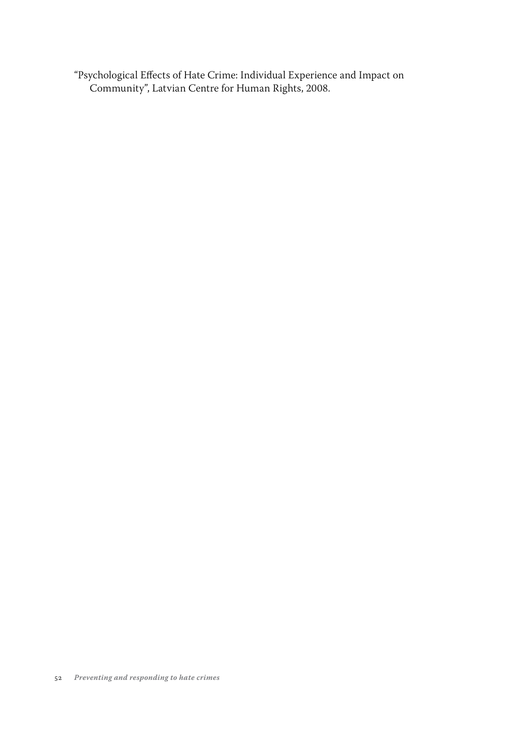“Psychological Effects of Hate Crime: Individual Experience and Impact on Community”, Latvian Centre for Human Rights, 2008.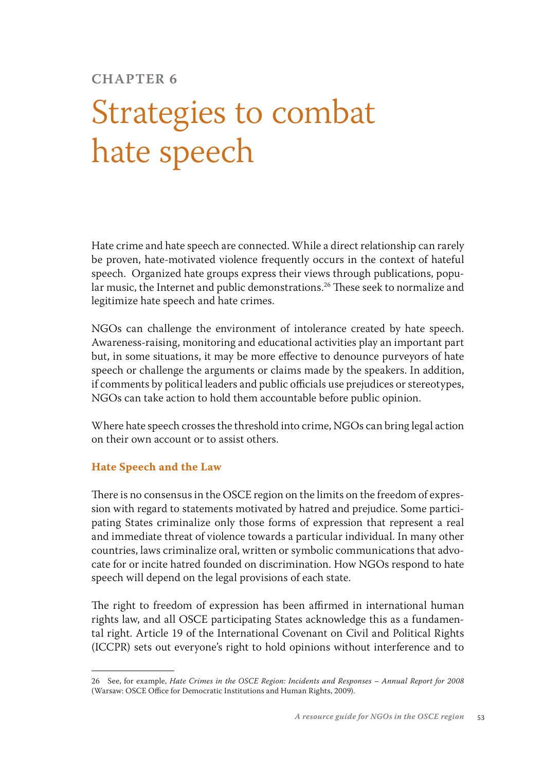# CHAPTER 6

# Strategies to combat hate speech

Hate crime and hate speech are connected. While a direct relationship can rarely be proven, hate-motivated violence frequently occurs in the context of hateful speech. Organized hate groups express their views through publications, popular music, the Internet and public demonstrations.[26] These seek to normalize and legitimize hate speech and hate crimes.

NGOs can challenge the environment of intolerance created by hate speech. Awareness-raising, monitoring and educational activities play an important part but, in some situations, it may be more effective to denounce purveyors of hate speech or challenge the arguments or claims made by the speakers. In addition, if comments by political leaders and public officials use prejudices or stereotypes, NGOs can take action to hold them accountable before public opinion.

Where hate speech crosses the threshold into crime, NGOs can bring legal action on their own account or to assist others.

## Hate Speech and the Law

There is no consensus in the OSCE region on the limits on the freedom of expression with regard to statements motivated by hatred and prejudice. Some participating States criminalize only those forms of expression that represent a real and immediate threat of violence towards a particular individual. In many other countries, laws criminalize oral, written or symbolic communications that advocate for or incite hatred founded on discrimination. How NGOs respond to hate speech will depend on the legal provisions of each state.

The right to freedom of expression has been affirmed in international human rights law, and all OSCE participating States acknowledge this as a fundamental right. Article 19 of the International Covenant on Civil and Political Rights (ICCPR) sets out everyone's right to hold opinions without interference and to

---

26 See, for example, *Hate Crimes in the OSCE Region: Incidents and Responses – Annual Report for 2008* (Warsaw: OSCE Office for Democratic Institutions and Human Rights, 2009).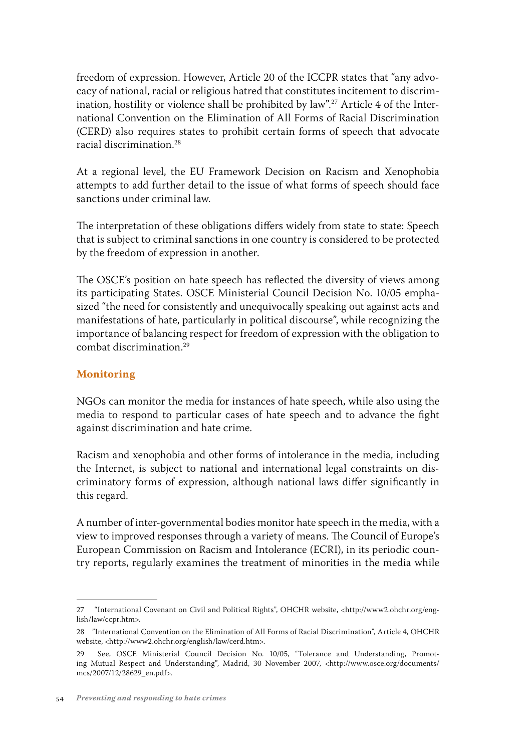freedom of expression. However, Article 20 of the ICCPR states that "any advocacy of national, racial or religious hatred that constitutes incitement to discrimination, hostility or violence shall be prohibited by law".[27] Article 4 of the International Convention on the Elimination of All Forms of Racial Discrimination (CERD) also requires states to prohibit certain forms of speech that advocate racial discrimination.[28]

At a regional level, the EU Framework Decision on Racism and Xenophobia attempts to add further detail to the issue of what forms of speech should face sanctions under criminal law.

The interpretation of these obligations differs widely from state to state: Speech that is subject to criminal sanctions in one country is considered to be protected by the freedom of expression in another.

The OSCE's position on hate speech has reflected the diversity of views among its participating States. OSCE Ministerial Council Decision No. 10/05 emphasized "the need for consistently and unequivocally speaking out against acts and manifestations of hate, particularly in political discourse", while recognizing the importance of balancing respect for freedom of expression with the obligation to combat discrimination.[29]

## Monitoring

NGOs can monitor the media for instances of hate speech, while also using the media to respond to particular cases of hate speech and to advance the fight against discrimination and hate crime.

Racism and xenophobia and other forms of intolerance in the media, including the Internet, is subject to national and international legal constraints on discriminatory forms of expression, although national laws differ significantly in this regard.

A number of inter-governmental bodies monitor hate speech in the media, with a view to improved responses through a variety of means. The Council of Europe's European Commission on Racism and Intolerance (ECRI), in its periodic country reports, regularly examines the treatment of minorities in the media while

---

27 "International Covenant on Civil and Political Rights", OHCHR website, <http://www2.ohchr.org/english/law/ccpr.htm>.

28 "International Convention on the Elimination of All Forms of Racial Discrimination", Article 4, OHCHR website, <http://www2.ohchr.org/english/law/cerd.htm>.

29 See, OSCE Ministerial Council Decision No. 10/05, "Tolerance and Understanding, Promoting Mutual Respect and Understanding", Madrid, 30 November 2007, <http://www.osce.org/documents/mcs/2007/12/28629_en.pdf>.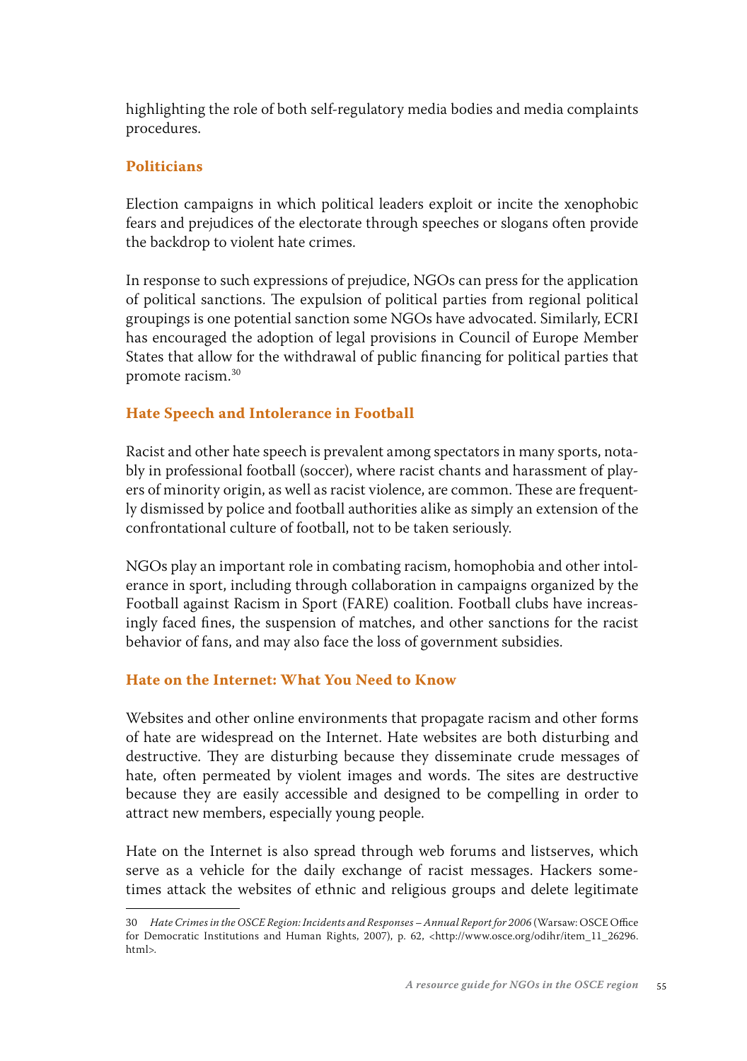highlighting the role of both self-regulatory media bodies and media complaints procedures.

### Politicians

Election campaigns in which political leaders exploit or incite the xenophobic fears and prejudices of the electorate through speeches or slogans often provide the backdrop to violent hate crimes.

In response to such expressions of prejudice, NGOs can press for the application of political sanctions. The expulsion of political parties from regional political groupings is one potential sanction some NGOs have advocated. Similarly, ECRI has encouraged the adoption of legal provisions in Council of Europe Member States that allow for the withdrawal of public financing for political parties that promote racism.[30]

### Hate Speech and Intolerance in Football

Racist and other hate speech is prevalent among spectators in many sports, notably in professional football (soccer), where racist chants and harassment of players of minority origin, as well as racist violence, are common. These are frequently dismissed by police and football authorities alike as simply an extension of the confrontational culture of football, not to be taken seriously.

NGOs play an important role in combating racism, homophobia and other intolerance in sport, including through collaboration in campaigns organized by the Football against Racism in Sport (FARE) coalition. Football clubs have increasingly faced fines, the suspension of matches, and other sanctions for the racist behavior of fans, and may also face the loss of government subsidies.

### Hate on the Internet: What You Need to Know

Websites and other online environments that propagate racism and other forms of hate are widespread on the Internet. Hate websites are both disturbing and destructive. They are disturbing because they disseminate crude messages of hate, often permeated by violent images and words. The sites are destructive because they are easily accessible and designed to be compelling in order to attract new members, especially young people.

Hate on the Internet is also spread through web forums and listserves, which serve as a vehicle for the daily exchange of racist messages. Hackers sometimes attack the websites of ethnic and religious groups and delete legitimate

---

30 *Hate Crimes in the OSCE Region: Incidents and Responses – Annual Report for 2006* (Warsaw: OSCE Office for Democratic Institutions and Human Rights, 2007), p. 62, <http://www.osce.org/odihr/item_11_26296.html>.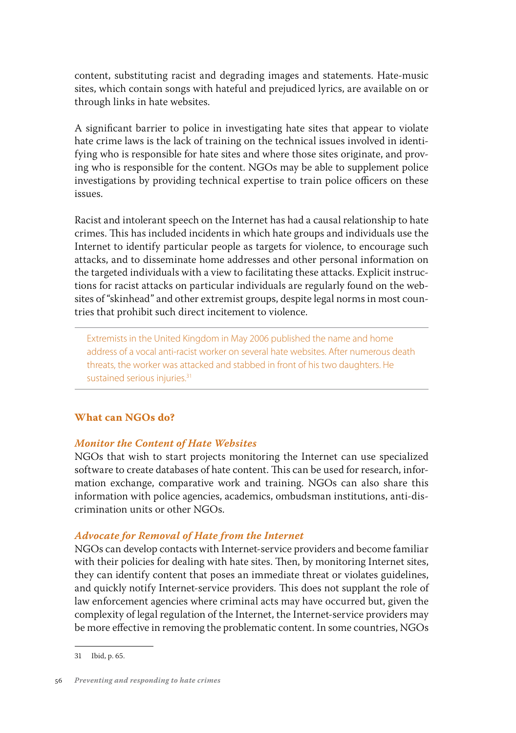content, substituting racist and degrading images and statements. Hate-music sites, which contain songs with hateful and prejudiced lyrics, are available on or through links in hate websites.

A significant barrier to police in investigating hate sites that appear to violate hate crime laws is the lack of training on the technical issues involved in identifying who is responsible for hate sites and where those sites originate, and proving who is responsible for the content. NGOs may be able to supplement police investigations by providing technical expertise to train police officers on these issues.

Racist and intolerant speech on the Internet has had a causal relationship to hate crimes. This has included incidents in which hate groups and individuals use the Internet to identify particular people as targets for violence, to encourage such attacks, and to disseminate home addresses and other personal information on the targeted individuals with a view to facilitating these attacks. Explicit instructions for racist attacks on particular individuals are regularly found on the websites of "skinhead" and other extremist groups, despite legal norms in most countries that prohibit such direct incitement to violence.

---

Extremists in the United Kingdom in May 2006 published the name and home address of a vocal anti-racist worker on several hate websites. After numerous death threats, the worker was attacked and stabbed in front of his two daughters. He sustained serious injuries.[31]

---

### What can NGOs do?

#### *Monitor the Content of Hate Websites*

NGOs that wish to start projects monitoring the Internet can use specialized software to create databases of hate content. This can be used for research, information exchange, comparative work and training. NGOs can also share this information with police agencies, academics, ombudsman institutions, anti-discrimination units or other NGOs.

#### *Advocate for Removal of Hate from the Internet*

NGOs can develop contacts with Internet-service providers and become familiar with their policies for dealing with hate sites. Then, by monitoring Internet sites, they can identify content that poses an immediate threat or violates guidelines, and quickly notify Internet-service providers. This does not supplant the role of law enforcement agencies where criminal acts may have occurred but, given the complexity of legal regulation of the Internet, the Internet-service providers may be more effective in removing the problematic content. In some countries, NGOs

---

31 Ibid, p. 65.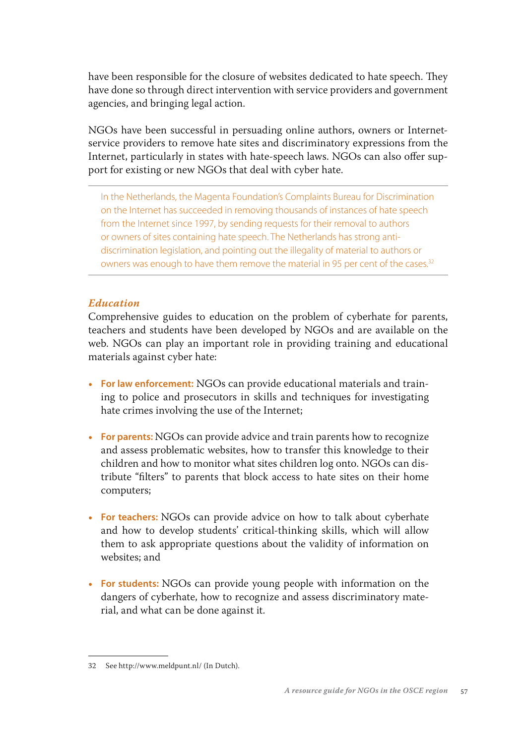have been responsible for the closure of websites dedicated to hate speech. They have done so through direct intervention with service providers and government agencies, and bringing legal action.

NGOs have been successful in persuading online authors, owners or Internet-service providers to remove hate sites and discriminatory expressions from the Internet, particularly in states with hate-speech laws. NGOs can also offer support for existing or new NGOs that deal with cyber hate.

---

In the Netherlands, the Magenta Foundation's Complaints Bureau for Discrimination on the Internet has succeeded in removing thousands of instances of hate speech from the Internet since 1997, by sending requests for their removal to authors or owners of sites containing hate speech. The Netherlands has strong anti-discrimination legislation, and pointing out the illegality of material to authors or owners was enough to have them remove the material in 95 per cent of the cases.[32]

---

### *Education*

Comprehensive guides to education on the problem of cyberhate for parents, teachers and students have been developed by NGOs and are available on the web. NGOs can play an important role in providing training and educational materials against cyber hate:

- **For law enforcement:** NGOs can provide educational materials and training to police and prosecutors in skills and techniques for investigating hate crimes involving the use of the Internet;
- **For parents:** NGOs can provide advice and train parents how to recognize and assess problematic websites, how to transfer this knowledge to their children and how to monitor what sites children log onto. NGOs can distribute "filters" to parents that block access to hate sites on their home computers;
- **For teachers:** NGOs can provide advice on how to talk about cyberhate and how to develop students' critical-thinking skills, which will allow them to ask appropriate questions about the validity of information on websites; and
- **For students:** NGOs can provide young people with information on the dangers of cyberhate, how to recognize and assess discriminatory material, and what can be done against it.

---

32 See http://www.meldpunt.nl/ (In Dutch).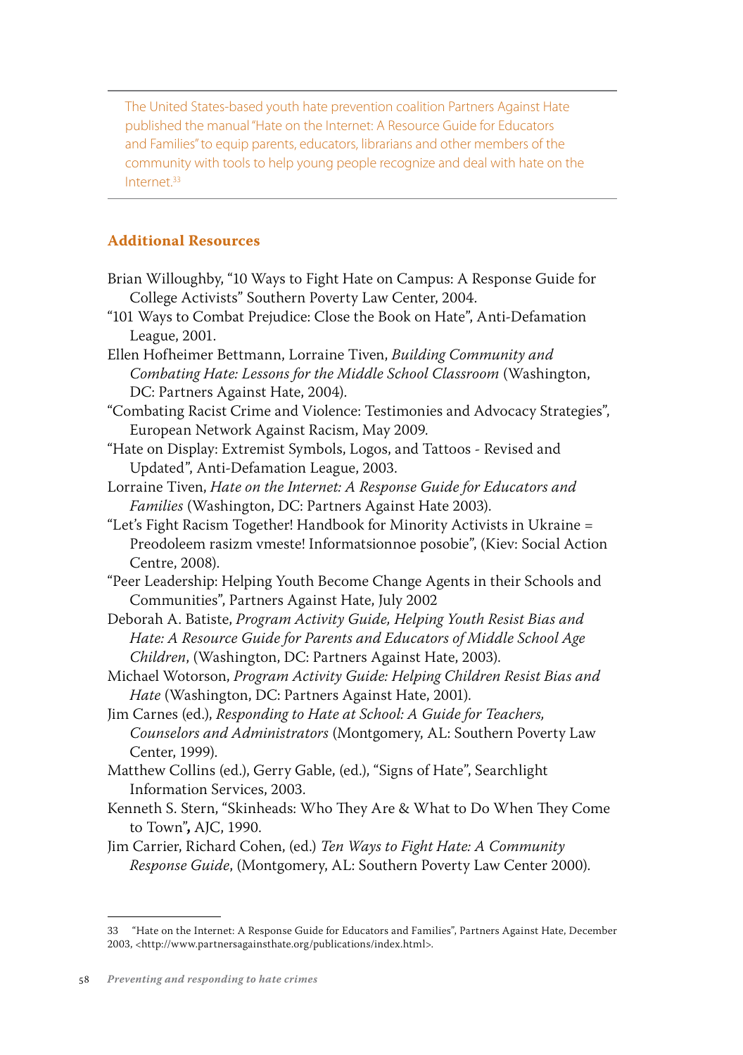The United States-based youth hate prevention coalition Partners Against Hate published the manual "Hate on the Internet: A Resource Guide for Educators and Families" to equip parents, educators, librarians and other members of the community with tools to help young people recognize and deal with hate on the Internet.[33]

## Additional Resources

Brian Willoughby, "10 Ways to Fight Hate on Campus: A Response Guide for College Activists" Southern Poverty Law Center, 2004.

"101 Ways to Combat Prejudice: Close the Book on Hate", Anti-Defamation League, 2001.

Ellen Hofheimer Bettmann, Lorraine Tiven, *Building Community and Combating Hate: Lessons for the Middle School Classroom* (Washington, DC: Partners Against Hate, 2004).

"Combating Racist Crime and Violence: Testimonies and Advocacy Strategies", European Network Against Racism, May 2009.

"Hate on Display: Extremist Symbols, Logos, and Tattoos - Revised and Updated", Anti-Defamation League, 2003.

Lorraine Tiven, *Hate on the Internet: A Response Guide for Educators and Families* (Washington, DC: Partners Against Hate 2003).

"Let's Fight Racism Together! Handbook for Minority Activists in Ukraine = Preodoleem rasizm vmeste! Informatsionnoe posobie", (Kiev: Social Action Centre, 2008).

"Peer Leadership: Helping Youth Become Change Agents in their Schools and Communities", Partners Against Hate, July 2002

Deborah A. Batiste, *Program Activity Guide, Helping Youth Resist Bias and Hate: A Resource Guide for Parents and Educators of Middle School Age Children*, (Washington, DC: Partners Against Hate, 2003).

Michael Wotorson, *Program Activity Guide: Helping Children Resist Bias and Hate* (Washington, DC: Partners Against Hate, 2001).

Jim Carnes (ed.), *Responding to Hate at School: A Guide for Teachers, Counselors and Administrators* (Montgomery, AL: Southern Poverty Law Center, 1999).

Matthew Collins (ed.), Gerry Gable, (ed.), "Signs of Hate", Searchlight Information Services, 2003.

Kenneth S. Stern, "Skinheads: Who They Are & What to Do When They Come to Town"**,** AJC, 1990.

Jim Carrier, Richard Cohen, (ed.) *Ten Ways to Fight Hate: A Community Response Guide*, (Montgomery, AL: Southern Poverty Law Center 2000).

---

33 "Hate on the Internet: A Response Guide for Educators and Families", Partners Against Hate, December 2003, <http://www.partnersagainsthate.org/publications/index.html>.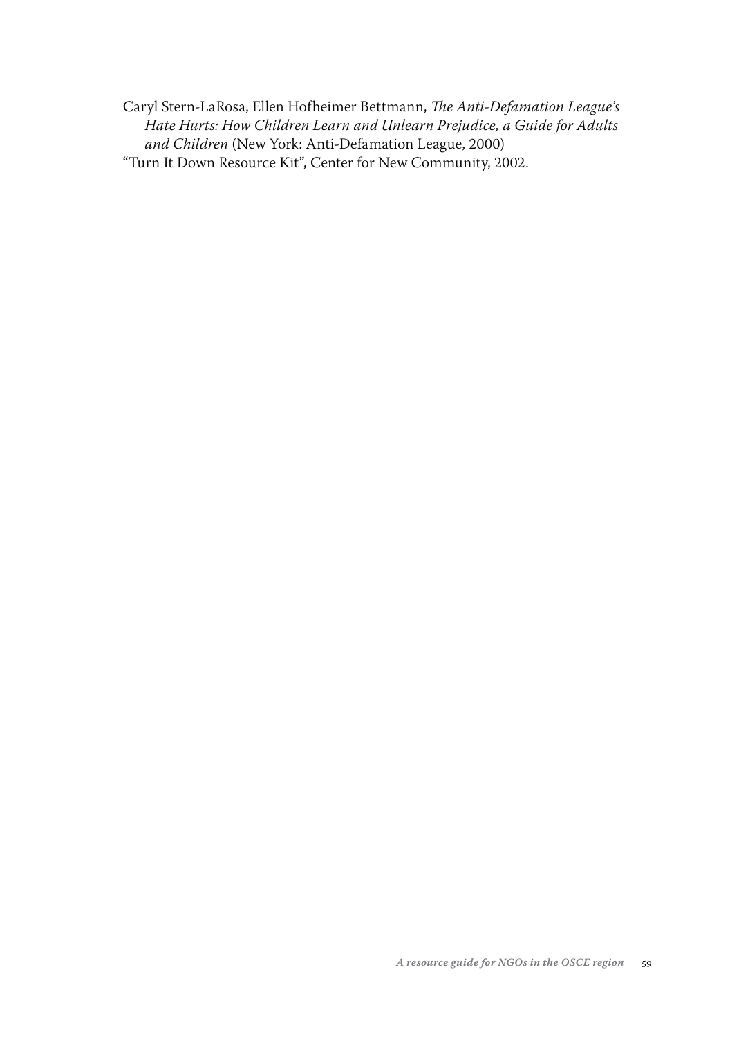Caryl Stern-LaRosa, Ellen Hofheimer Bettmann, *The Anti-Defamation League's Hate Hurts: How Children Learn and Unlearn Prejudice, a Guide for Adults and Children* (New York: Anti-Defamation League, 2000)

"Turn It Down Resource Kit", Center for New Community, 2002.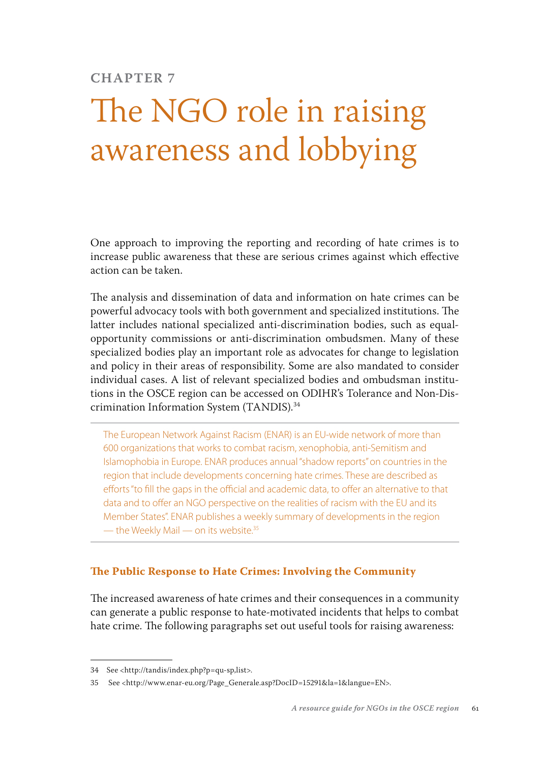# Chapter 7

# The NGO role in raising awareness and lobbying

One approach to improving the reporting and recording of hate crimes is to increase public awareness that these are serious crimes against which effective action can be taken.

The analysis and dissemination of data and information on hate crimes can be powerful advocacy tools with both government and specialized institutions. The latter includes national specialized anti-discrimination bodies, such as equal-opportunity commissions or anti-discrimination ombudsmen. Many of these specialized bodies play an important role as advocates for change to legislation and policy in their areas of responsibility. Some are also mandated to consider individual cases. A list of relevant specialized bodies and ombudsman institutions in the OSCE region can be accessed on ODIHR's Tolerance and Non-Discrimination Information System (TANDIS).[34]

---

The European Network Against Racism (ENAR) is an EU-wide network of more than 600 organizations that works to combat racism, xenophobia, anti-Semitism and Islamophobia in Europe. ENAR produces annual "shadow reports" on countries in the region that include developments concerning hate crimes. These are described as efforts "to fill the gaps in the official and academic data, to offer an alternative to that data and to offer an NGO perspective on the realities of racism with the EU and its Member States". ENAR publishes a weekly summary of developments in the region — the Weekly Mail — on its website.[35]

---

### The Public Response to Hate Crimes: Involving the Community

The increased awareness of hate crimes and their consequences in a community can generate a public response to hate-motivated incidents that helps to combat hate crime. The following paragraphs set out useful tools for raising awareness:

---

34 See <http://tandis/index.php?p=qu-sp,list>.

35 See <http://www.enar-eu.org/Page_Generale.asp?DocID=15291&la=1&langue=EN>.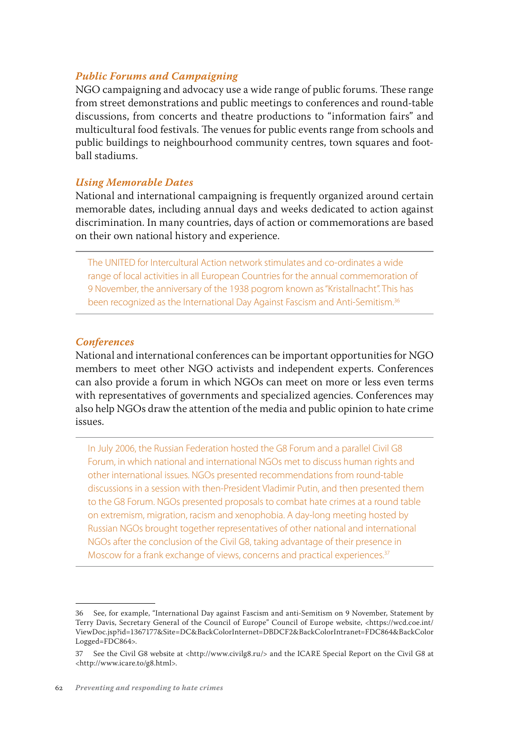### *Public Forums and Campaigning*

NGO campaigning and advocacy use a wide range of public forums. These range from street demonstrations and public meetings to conferences and round-table discussions, from concerts and theatre productions to "information fairs" and multicultural food festivals. The venues for public events range from schools and public buildings to neighbourhood community centres, town squares and football stadiums.

### *Using Memorable Dates*

National and international campaigning is frequently organized around certain memorable dates, including annual days and weeks dedicated to action against discrimination. In many countries, days of action or commemorations are based on their own national history and experience.

> The UNITED for Intercultural Action network stimulates and co-ordinates a wide range of local activities in all European Countries for the annual commemoration of 9 November, the anniversary of the 1938 pogrom known as "Kristallnacht". This has been recognized as the International Day Against Fascism and Anti-Semitism.[36]

### *Conferences*

National and international conferences can be important opportunities for NGO members to meet other NGO activists and independent experts. Conferences can also provide a forum in which NGOs can meet on more or less even terms with representatives of governments and specialized agencies. Conferences may also help NGOs draw the attention of the media and public opinion to hate crime issues.

> In July 2006, the Russian Federation hosted the G8 Forum and a parallel Civil G8 Forum, in which national and international NGOs met to discuss human rights and other international issues. NGOs presented recommendations from round-table discussions in a session with then-President Vladimir Putin, and then presented them to the G8 Forum. NGOs presented proposals to combat hate crimes at a round table on extremism, migration, racism and xenophobia. A day-long meeting hosted by Russian NGOs brought together representatives of other national and international NGOs after the conclusion of the Civil G8, taking advantage of their presence in Moscow for a frank exchange of views, concerns and practical experiences.[37]

---

36 See, for example, "International Day against Fascism and anti-Semitism on 9 November, Statement by Terry Davis, Secretary General of the Council of Europe" Council of Europe website, <https://wcd.coe.int/ViewDoc.jsp?id=1367177&Site=DC&BackColorInternet=DBDCF2&BackColorIntranet=FDC864&BackColorLogged=FDC864>.

37 See the Civil G8 website at <http://www.civilg8.ru/> and the ICARE Special Report on the Civil G8 at <http://www.icare.to/g8.html>.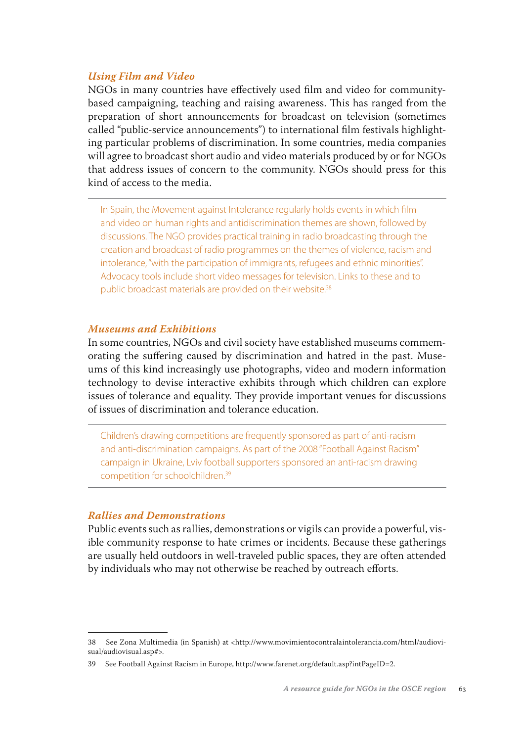### *Using Film and Video*

NGOs in many countries have effectively used film and video for community-based campaigning, teaching and raising awareness. This has ranged from the preparation of short announcements for broadcast on television (sometimes called "public-service announcements") to international film festivals highlighting particular problems of discrimination. In some countries, media companies will agree to broadcast short audio and video materials produced by or for NGOs that address issues of concern to the community. NGOs should press for this kind of access to the media.

---

In Spain, the Movement against Intolerance regularly holds events in which film and video on human rights and antidiscrimination themes are shown, followed by discussions. The NGO provides practical training in radio broadcasting through the creation and broadcast of radio programmes on the themes of violence, racism and intolerance, "with the participation of immigrants, refugees and ethnic minorities". Advocacy tools include short video messages for television. Links to these and to public broadcast materials are provided on their website.[38]

---

### *Museums and Exhibitions*

In some countries, NGOs and civil society have established museums commemorating the suffering caused by discrimination and hatred in the past. Museums of this kind increasingly use photographs, video and modern information technology to devise interactive exhibits through which children can explore issues of tolerance and equality. They provide important venues for discussions of issues of discrimination and tolerance education.

---

Children's drawing competitions are frequently sponsored as part of anti-racism and anti-discrimination campaigns. As part of the 2008 "Football Against Racism" campaign in Ukraine, Lviv football supporters sponsored an anti-racism drawing competition for schoolchildren.[39]

---

### *Rallies and Demonstrations*

Public events such as rallies, demonstrations or vigils can provide a powerful, visible community response to hate crimes or incidents. Because these gatherings are usually held outdoors in well-traveled public spaces, they are often attended by individuals who may not otherwise be reached by outreach efforts.

---

38 See Zona Multimedia (in Spanish) at <http://www.movimientocontralaintolerancia.com/html/audiovisual/audiovisual.asp#>.

39 See Football Against Racism in Europe, http://www.farenet.org/default.asp?intPageID=2.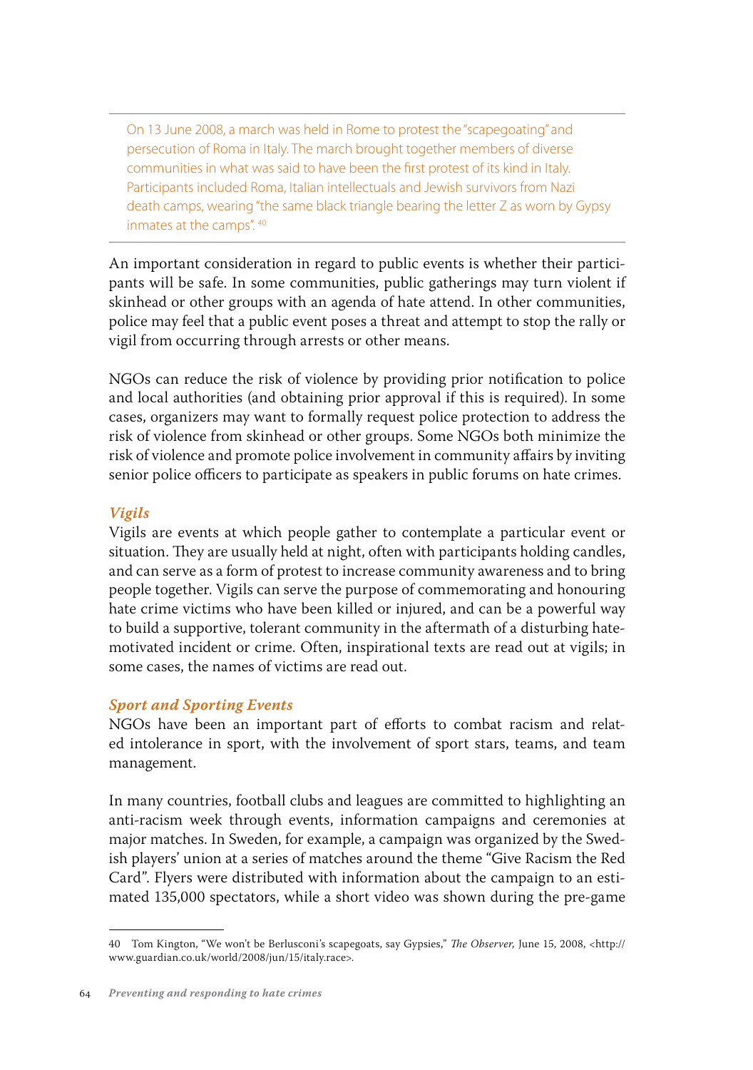> On 13 June 2008, a march was held in Rome to protest the "scapegoating" and persecution of Roma in Italy. The march brought together members of diverse communities in what was said to have been the first protest of its kind in Italy. Participants included Roma, Italian intellectuals and Jewish survivors from Nazi death camps, wearing "the same black triangle bearing the letter Z as worn by Gypsy inmates at the camps". [40]

An important consideration in regard to public events is whether their participants will be safe. In some communities, public gatherings may turn violent if skinhead or other groups with an agenda of hate attend. In other communities, police may feel that a public event poses a threat and attempt to stop the rally or vigil from occurring through arrests or other means.

NGOs can reduce the risk of violence by providing prior notification to police and local authorities (and obtaining prior approval if this is required). In some cases, organizers may want to formally request police protection to address the risk of violence from skinhead or other groups. Some NGOs both minimize the risk of violence and promote police involvement in community affairs by inviting senior police officers to participate as speakers in public forums on hate crimes.

### *Vigils*

Vigils are events at which people gather to contemplate a particular event or situation. They are usually held at night, often with participants holding candles, and can serve as a form of protest to increase community awareness and to bring people together. Vigils can serve the purpose of commemorating and honouring hate crime victims who have been killed or injured, and can be a powerful way to build a supportive, tolerant community in the aftermath of a disturbing hate-motivated incident or crime. Often, inspirational texts are read out at vigils; in some cases, the names of victims are read out.

### *Sport and Sporting Events*

NGOs have been an important part of efforts to combat racism and related intolerance in sport, with the involvement of sport stars, teams, and team management.

In many countries, football clubs and leagues are committed to highlighting an anti-racism week through events, information campaigns and ceremonies at major matches. In Sweden, for example, a campaign was organized by the Swedish players' union at a series of matches around the theme "Give Racism the Red Card". Flyers were distributed with information about the campaign to an estimated 135,000 spectators, while a short video was shown during the pre-game

---

40 Tom Kington, "We won't be Berlusconi's scapegoats, say Gypsies," *The Observer*, June 15, 2008, <http://www.guardian.co.uk/world/2008/jun/15/italy.race>.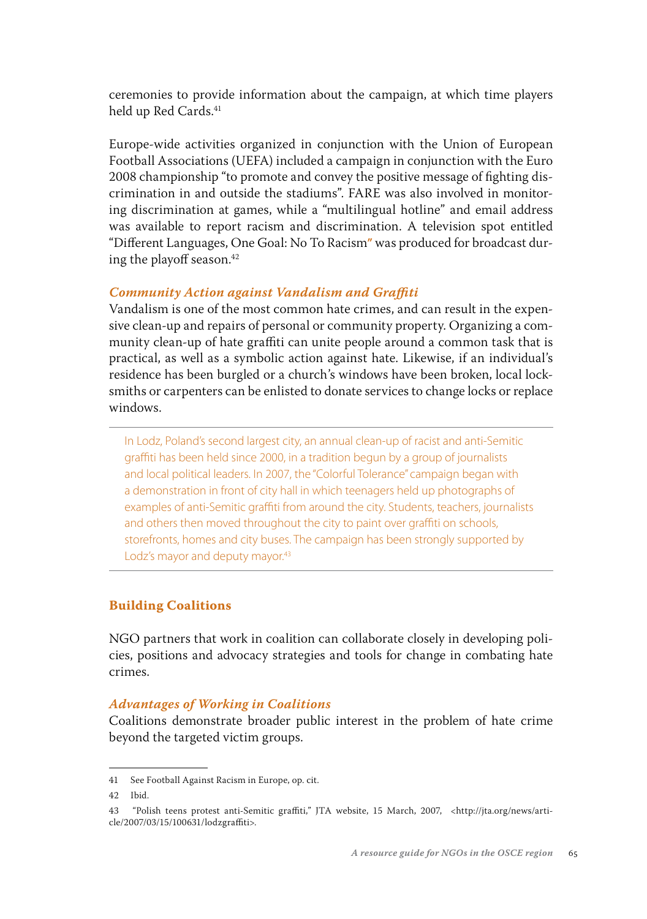ceremonies to provide information about the campaign, at which time players held up Red Cards.[41]

Europe-wide activities organized in conjunction with the Union of European Football Associations (UEFA) included a campaign in conjunction with the Euro 2008 championship "to promote and convey the positive message of fighting discrimination in and outside the stadiums". FARE was also involved in monitoring discrimination at games, while a "multilingual hotline" and email address was available to report racism and discrimination. A television spot entitled "Different Languages, One Goal: No To Racism" was produced for broadcast during the playoff season.[42]

### *Community Action against Vandalism and Graffiti*

Vandalism is one of the most common hate crimes, and can result in the expensive clean-up and repairs of personal or community property. Organizing a community clean-up of hate graffiti can unite people around a common task that is practical, as well as a symbolic action against hate. Likewise, if an individual's residence has been burgled or a church's windows have been broken, local locksmiths or carpenters can be enlisted to donate services to change locks or replace windows.

---

In Lodz, Poland's second largest city, an annual clean-up of racist and anti-Semitic graffiti has been held since 2000, in a tradition begun by a group of journalists and local political leaders. In 2007, the "Colorful Tolerance" campaign began with a demonstration in front of city hall in which teenagers held up photographs of examples of anti-Semitic graffiti from around the city. Students, teachers, journalists and others then moved throughout the city to paint over graffiti on schools, storefronts, homes and city buses. The campaign has been strongly supported by Lodz's mayor and deputy mayor.[43]

---

## Building Coalitions

NGO partners that work in coalition can collaborate closely in developing policies, positions and advocacy strategies and tools for change in combating hate crimes.

### *Advantages of Working in Coalitions*

Coalitions demonstrate broader public interest in the problem of hate crime beyond the targeted victim groups.

---

41 See Football Against Racism in Europe, op. cit.

42 Ibid.

43 "Polish teens protest anti-Semitic graffiti," JTA website, 15 March, 2007, <http://jta.org/news/article/2007/03/15/100631/lodzgraffiti>.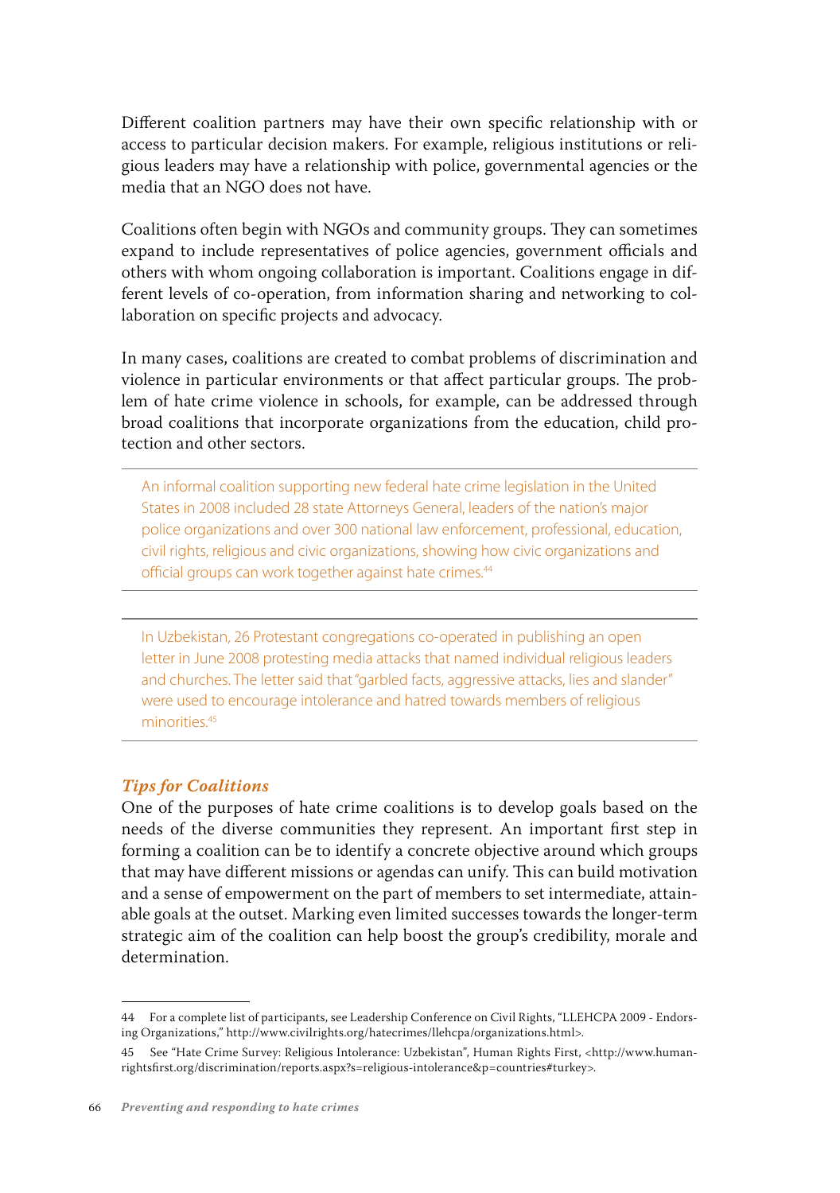Different coalition partners may have their own specific relationship with or access to particular decision makers. For example, religious institutions or religious leaders may have a relationship with police, governmental agencies or the media that an NGO does not have.

Coalitions often begin with NGOs and community groups. They can sometimes expand to include representatives of police agencies, government officials and others with whom ongoing collaboration is important. Coalitions engage in different levels of co-operation, from information sharing and networking to collaboration on specific projects and advocacy.

In many cases, coalitions are created to combat problems of discrimination and violence in particular environments or that affect particular groups. The problem of hate crime violence in schools, for example, can be addressed through broad coalitions that incorporate organizations from the education, child protection and other sectors.

---

An informal coalition supporting new federal hate crime legislation in the United States in 2008 included 28 state Attorneys General, leaders of the nation's major police organizations and over 300 national law enforcement, professional, education, civil rights, religious and civic organizations, showing how civic organizations and official groups can work together against hate crimes.[44]

---

In Uzbekistan, 26 Protestant congregations co-operated in publishing an open letter in June 2008 protesting media attacks that named individual religious leaders and churches. The letter said that "garbled facts, aggressive attacks, lies and slander" were used to encourage intolerance and hatred towards members of religious minorities.[45]

---

### *Tips for Coalitions*

One of the purposes of hate crime coalitions is to develop goals based on the needs of the diverse communities they represent. An important first step in forming a coalition can be to identify a concrete objective around which groups that may have different missions or agendas can unify. This can build motivation and a sense of empowerment on the part of members to set intermediate, attainable goals at the outset. Marking even limited successes towards the longer-term strategic aim of the coalition can help boost the group's credibility, morale and determination.

---

44 For a complete list of participants, see Leadership Conference on Civil Rights, "LLEHCPA 2009 - Endorsing Organizations," http://www.civilrights.org/hatecrimes/llehcpa/organizations.html>.

45 See "Hate Crime Survey: Religious Intolerance: Uzbekistan", Human Rights First, <http://www.humanrightsfirst.org/discrimination/reports.aspx?s=religious-intolerance&p=countries#turkey>.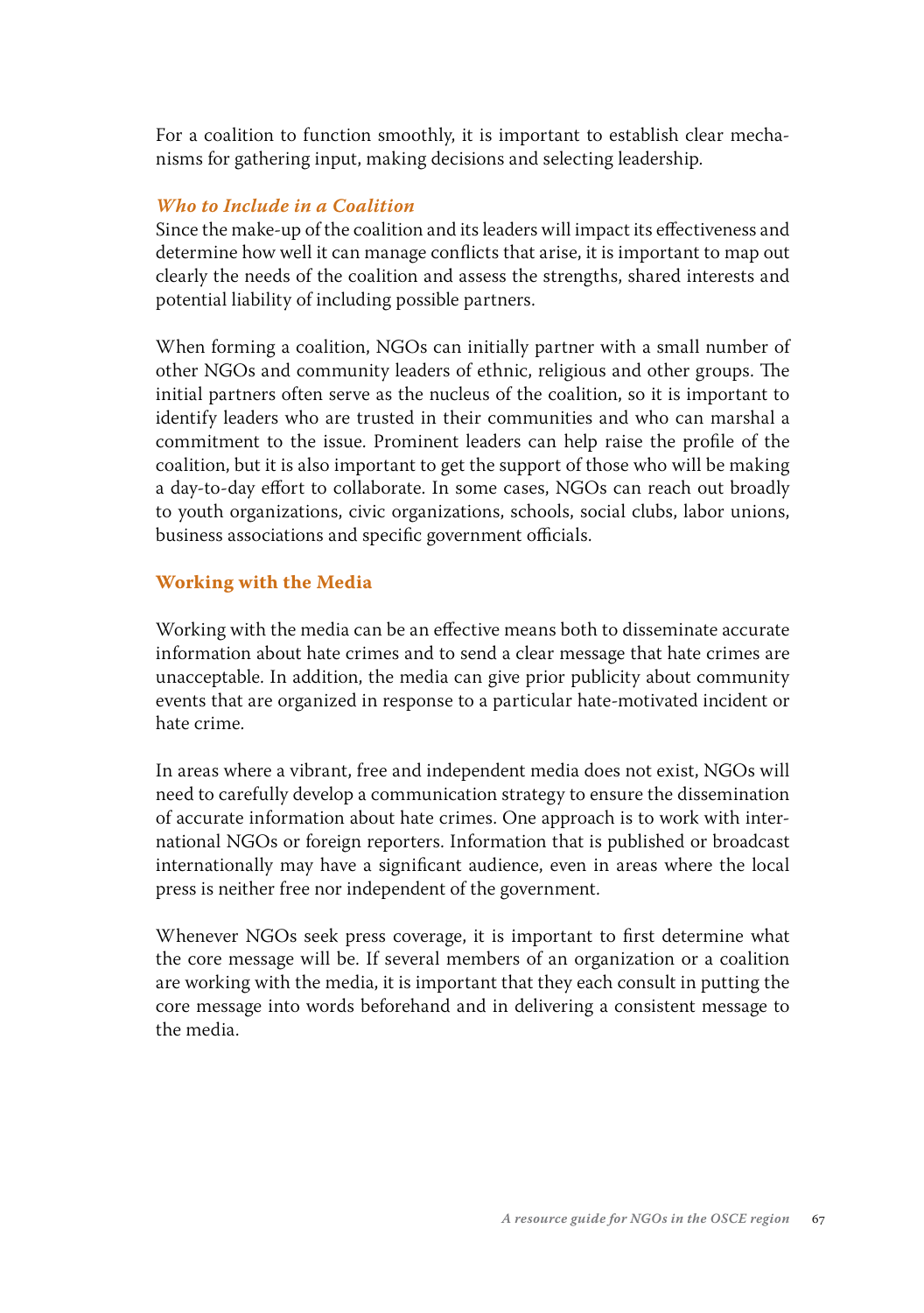For a coalition to function smoothly, it is important to establish clear mechanisms for gathering input, making decisions and selecting leadership.

### *Who to Include in a Coalition*

Since the make-up of the coalition and its leaders will impact its effectiveness and determine how well it can manage conflicts that arise, it is important to map out clearly the needs of the coalition and assess the strengths, shared interests and potential liability of including possible partners.

When forming a coalition, NGOs can initially partner with a small number of other NGOs and community leaders of ethnic, religious and other groups. The initial partners often serve as the nucleus of the coalition, so it is important to identify leaders who are trusted in their communities and who can marshal a commitment to the issue. Prominent leaders can help raise the profile of the coalition, but it is also important to get the support of those who will be making a day-to-day effort to collaborate. In some cases, NGOs can reach out broadly to youth organizations, civic organizations, schools, social clubs, labor unions, business associations and specific government officials.

## Working with the Media

Working with the media can be an effective means both to disseminate accurate information about hate crimes and to send a clear message that hate crimes are unacceptable. In addition, the media can give prior publicity about community events that are organized in response to a particular hate-motivated incident or hate crime.

In areas where a vibrant, free and independent media does not exist, NGOs will need to carefully develop a communication strategy to ensure the dissemination of accurate information about hate crimes. One approach is to work with international NGOs or foreign reporters. Information that is published or broadcast internationally may have a significant audience, even in areas where the local press is neither free nor independent of the government.

Whenever NGOs seek press coverage, it is important to first determine what the core message will be. If several members of an organization or a coalition are working with the media, it is important that they each consult in putting the core message into words beforehand and in delivering a consistent message to the media.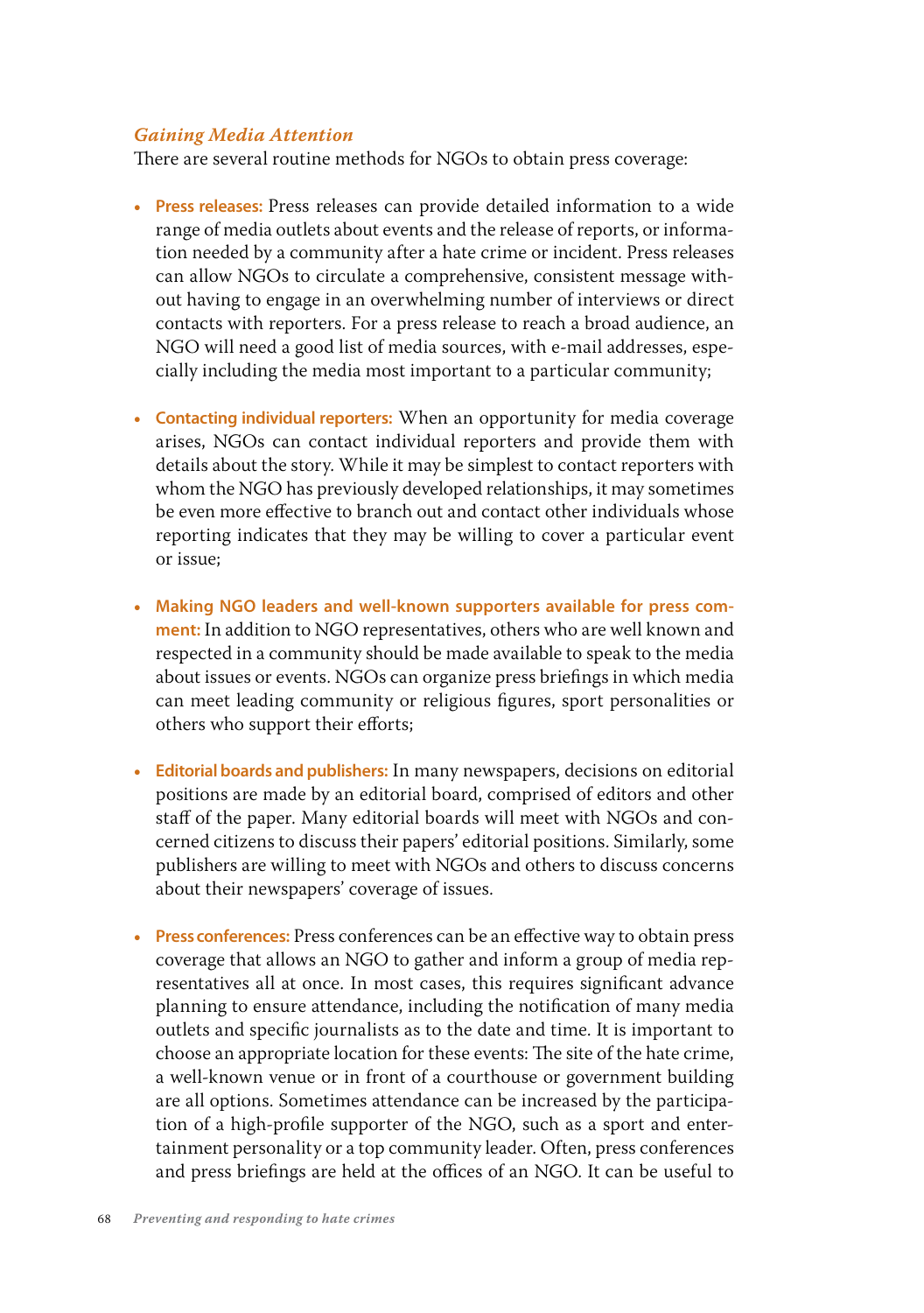### *Gaining Media Attention*

There are several routine methods for NGOs to obtain press coverage:

- **Press releases:** Press releases can provide detailed information to a wide range of media outlets about events and the release of reports, or information needed by a community after a hate crime or incident. Press releases can allow NGOs to circulate a comprehensive, consistent message without having to engage in an overwhelming number of interviews or direct contacts with reporters. For a press release to reach a broad audience, an NGO will need a good list of media sources, with e-mail addresses, especially including the media most important to a particular community;

- **Contacting individual reporters:** When an opportunity for media coverage arises, NGOs can contact individual reporters and provide them with details about the story. While it may be simplest to contact reporters with whom the NGO has previously developed relationships, it may sometimes be even more effective to branch out and contact other individuals whose reporting indicates that they may be willing to cover a particular event or issue;

- **Making NGO leaders and well-known supporters available for press comment:** In addition to NGO representatives, others who are well known and respected in a community should be made available to speak to the media about issues or events. NGOs can organize press briefings in which media can meet leading community or religious figures, sport personalities or others who support their efforts;

- **Editorial boards and publishers:** In many newspapers, decisions on editorial positions are made by an editorial board, comprised of editors and other staff of the paper. Many editorial boards will meet with NGOs and concerned citizens to discuss their papers' editorial positions. Similarly, some publishers are willing to meet with NGOs and others to discuss concerns about their newspapers' coverage of issues.

- **Press conferences:** Press conferences can be an effective way to obtain press coverage that allows an NGO to gather and inform a group of media representatives all at once. In most cases, this requires significant advance planning to ensure attendance, including the notification of many media outlets and specific journalists as to the date and time. It is important to choose an appropriate location for these events: The site of the hate crime, a well-known venue or in front of a courthouse or government building are all options. Sometimes attendance can be increased by the participation of a high-profile supporter of the NGO, such as a sport and entertainment personality or a top community leader. Often, press conferences and press briefings are held at the offices of an NGO. It can be useful to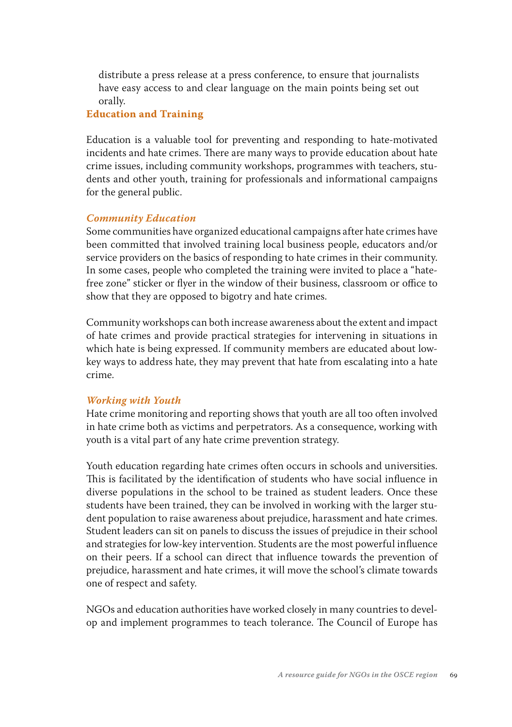distribute a press release at a press conference, to ensure that journalists have easy access to and clear language on the main points being set out orally.

## Education and Training

Education is a valuable tool for preventing and responding to hate-motivated incidents and hate crimes. There are many ways to provide education about hate crime issues, including community workshops, programmes with teachers, students and other youth, training for professionals and informational campaigns for the general public.

### *Community Education*

Some communities have organized educational campaigns after hate crimes have been committed that involved training local business people, educators and/or service providers on the basics of responding to hate crimes in their community. In some cases, people who completed the training were invited to place a "hate-free zone" sticker or flyer in the window of their business, classroom or office to show that they are opposed to bigotry and hate crimes.

Community workshops can both increase awareness about the extent and impact of hate crimes and provide practical strategies for intervening in situations in which hate is being expressed. If community members are educated about low-key ways to address hate, they may prevent that hate from escalating into a hate crime.

### *Working with Youth*

Hate crime monitoring and reporting shows that youth are all too often involved in hate crime both as victims and perpetrators. As a consequence, working with youth is a vital part of any hate crime prevention strategy.

Youth education regarding hate crimes often occurs in schools and universities. This is facilitated by the identification of students who have social influence in diverse populations in the school to be trained as student leaders. Once these students have been trained, they can be involved in working with the larger student population to raise awareness about prejudice, harassment and hate crimes. Student leaders can sit on panels to discuss the issues of prejudice in their school and strategies for low-key intervention. Students are the most powerful influence on their peers. If a school can direct that influence towards the prevention of prejudice, harassment and hate crimes, it will move the school's climate towards one of respect and safety.

NGOs and education authorities have worked closely in many countries to develop and implement programmes to teach tolerance. The Council of Europe has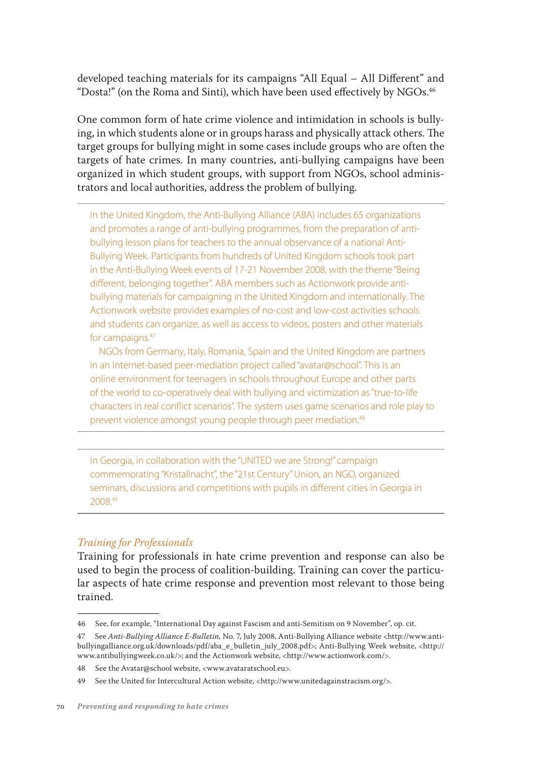developed teaching materials for its campaigns "All Equal – All Different" and "Dosta!" (on the Roma and Sinti), which have been used effectively by NGOs.[46]

One common form of hate crime violence and intimidation in schools is bullying, in which students alone or in groups harass and physically attack others. The target groups for bullying might in some cases include groups who are often the targets of hate crimes. In many countries, anti-bullying campaigns have been organized in which student groups, with support from NGOs, school administrators and local authorities, address the problem of bullying.

---

In the United Kingdom, the Anti-Bullying Alliance (ABA) includes 65 organizations and promotes a range of anti-bullying programmes, from the preparation of anti-bullying lesson plans for teachers to the annual observance of a national Anti-Bullying Week. Participants from hundreds of United Kingdom schools took part in the Anti-Bullying Week events of 17-21 November 2008, with the theme "Being different, belonging together". ABA members such as Actionwork provide anti-bullying materials for campaigning in the United Kingdom and internationally. The Actionwork website provides examples of no-cost and low-cost activities schools and students can organize, as well as access to videos, posters and other materials for campaigns.[47]

NGOs from Germany, Italy, Romania, Spain and the United Kingdom are partners in an Internet-based peer-mediation project called "avatar@school". This is an online environment for teenagers in schools throughout Europe and other parts of the world to co-operatively deal with bullying and victimization as "true-to-life characters in real conflict scenarios". The system uses game scenarios and role play to prevent violence amongst young people through peer mediation.[48]

---

In Georgia, in collaboration with the "UNITED we are Strong!" campaign commemorating "Kristallnacht", the "21st Century" Union, an NGO, organized seminars, discussions and competitions with pupils in different cities in Georgia in 2008.[49]

---

### *Training for Professionals*

Training for professionals in hate crime prevention and response can also be used to begin the process of coalition-building. Training can cover the particular aspects of hate crime response and prevention most relevant to those being trained.

---

46 See, for example, "International Day against Fascism and anti-Semitism on 9 November", op. cit.

47 See *Anti-Bullying Alliance E-Bulletin*, No. 7, July 2008, Anti-Bullying Alliance website <http://www.anti-bullyingalliance.org.uk/downloads/pdf/aba_e_bulletin_july_2008.pdf>; Anti-Bullying Week website, <http://www.antibullyingweek.co.uk/>; and the Actionwork website, <http://www.actionwork.com/>.

48 See the Avatar@school website, <www.avataratschool.eu>.

49 See the United for Intercultural Action website, <http://www.unitedagainstracism.org/>.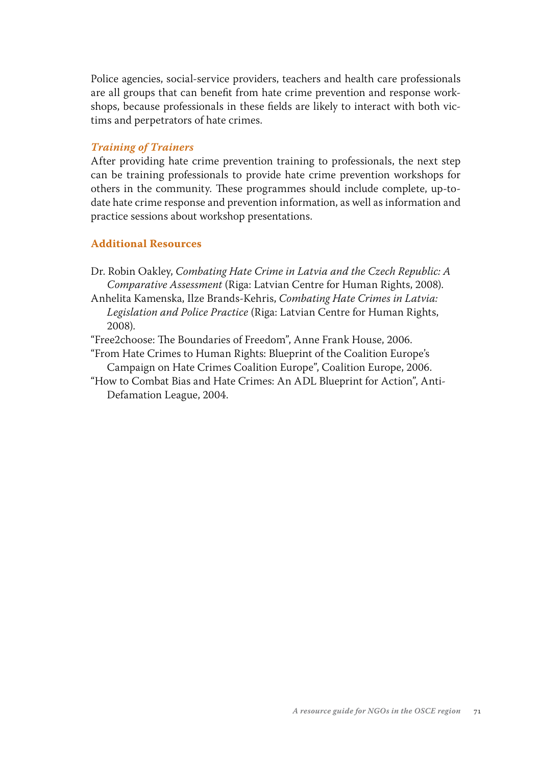Police agencies, social-service providers, teachers and health care professionals are all groups that can benefit from hate crime prevention and response workshops, because professionals in these fields are likely to interact with both victims and perpetrators of hate crimes.

### *Training of Trainers*

After providing hate crime prevention training to professionals, the next step can be training professionals to provide hate crime prevention workshops for others in the community. These programmes should include complete, up-to-date hate crime response and prevention information, as well as information and practice sessions about workshop presentations.

## Additional Resources

Dr. Robin Oakley, *Combating Hate Crime in Latvia and the Czech Republic: A Comparative Assessment* (Riga: Latvian Centre for Human Rights, 2008).

Anhelita Kamenska, Ilze Brands-Kehris, *Combating Hate Crimes in Latvia: Legislation and Police Practice* (Riga: Latvian Centre for Human Rights, 2008).

"Free2choose: The Boundaries of Freedom", Anne Frank House, 2006.

"From Hate Crimes to Human Rights: Blueprint of the Coalition Europe's Campaign on Hate Crimes Coalition Europe", Coalition Europe, 2006.

"How to Combat Bias and Hate Crimes: An ADL Blueprint for Action", Anti-Defamation League, 2004.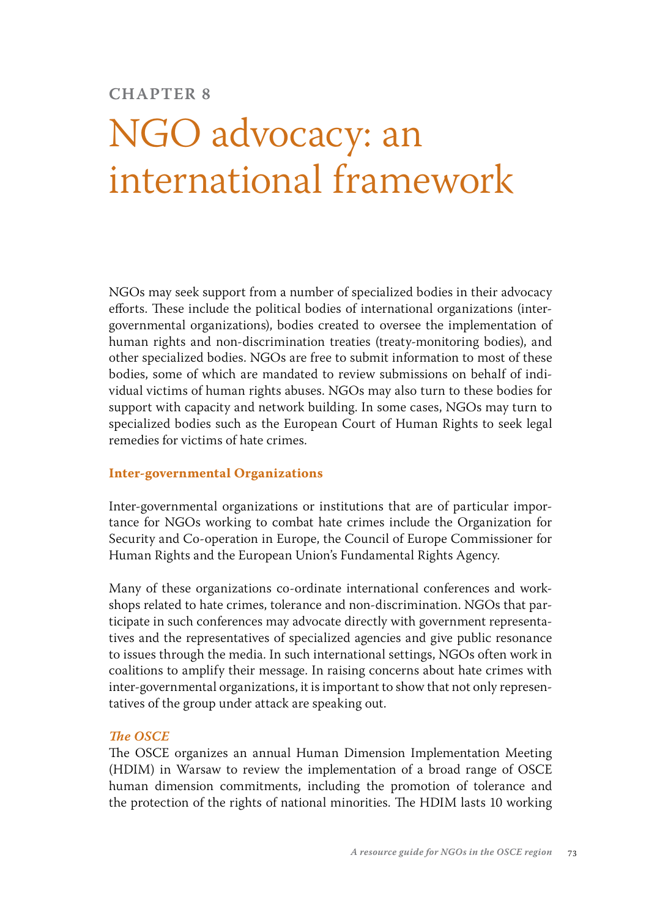CHAPTER 8

# NGO advocacy: an international framework

NGOs may seek support from a number of specialized bodies in their advocacy efforts. These include the political bodies of international organizations (inter-governmental organizations), bodies created to oversee the implementation of human rights and non-discrimination treaties (treaty-monitoring bodies), and other specialized bodies. NGOs are free to submit information to most of these bodies, some of which are mandated to review submissions on behalf of individual victims of human rights abuses. NGOs may also turn to these bodies for support with capacity and network building. In some cases, NGOs may turn to specialized bodies such as the European Court of Human Rights to seek legal remedies for victims of hate crimes.

## Inter-governmental Organizations

Inter-governmental organizations or institutions that are of particular importance for NGOs working to combat hate crimes include the Organization for Security and Co-operation in Europe, the Council of Europe Commissioner for Human Rights and the European Union's Fundamental Rights Agency.

Many of these organizations co-ordinate international conferences and workshops related to hate crimes, tolerance and non-discrimination. NGOs that participate in such conferences may advocate directly with government representatives and the representatives of specialized agencies and give public resonance to issues through the media. In such international settings, NGOs often work in coalitions to amplify their message. In raising concerns about hate crimes with inter-governmental organizations, it is important to show that not only representatives of the group under attack are speaking out.

### *The OSCE*

The OSCE organizes an annual Human Dimension Implementation Meeting (HDIM) in Warsaw to review the implementation of a broad range of OSCE human dimension commitments, including the promotion of tolerance and the protection of the rights of national minorities. The HDIM lasts 10 working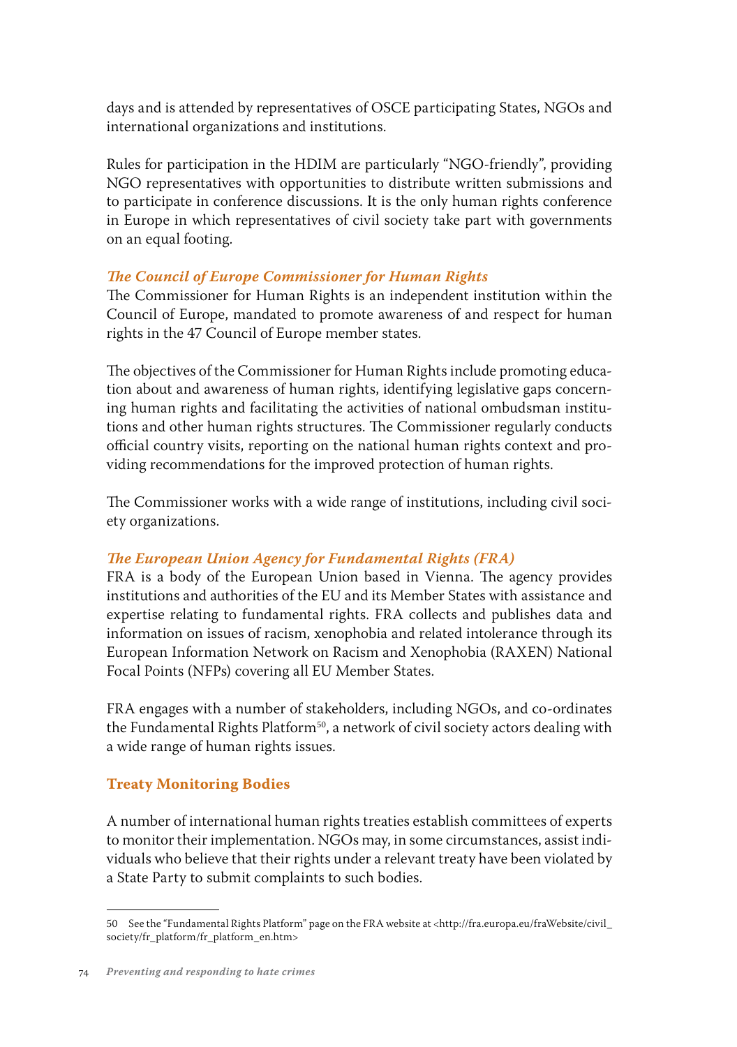days and is attended by representatives of OSCE participating States, NGOs and international organizations and institutions.

Rules for participation in the HDIM are particularly "NGO-friendly", providing NGO representatives with opportunities to distribute written submissions and to participate in conference discussions. It is the only human rights conference in Europe in which representatives of civil society take part with governments on an equal footing.

### *The Council of Europe Commissioner for Human Rights*

The Commissioner for Human Rights is an independent institution within the Council of Europe, mandated to promote awareness of and respect for human rights in the 47 Council of Europe member states.

The objectives of the Commissioner for Human Rights include promoting education about and awareness of human rights, identifying legislative gaps concerning human rights and facilitating the activities of national ombudsman institutions and other human rights structures. The Commissioner regularly conducts official country visits, reporting on the national human rights context and providing recommendations for the improved protection of human rights.

The Commissioner works with a wide range of institutions, including civil society organizations.

### *The European Union Agency for Fundamental Rights (FRA)*

FRA is a body of the European Union based in Vienna. The agency provides institutions and authorities of the EU and its Member States with assistance and expertise relating to fundamental rights. FRA collects and publishes data and information on issues of racism, xenophobia and related intolerance through its European Information Network on Racism and Xenophobia (RAXEN) National Focal Points (NFPs) covering all EU Member States.

FRA engages with a number of stakeholders, including NGOs, and co-ordinates the Fundamental Rights Platform[50], a network of civil society actors dealing with a wide range of human rights issues.

## Treaty Monitoring Bodies

A number of international human rights treaties establish committees of experts to monitor their implementation. NGOs may, in some circumstances, assist individuals who believe that their rights under a relevant treaty have been violated by a State Party to submit complaints to such bodies.

50 See the "Fundamental Rights Platform" page on the FRA website at <http://fra.europa.eu/fraWebsite/civil_society/fr_platform/fr_platform_en.htm>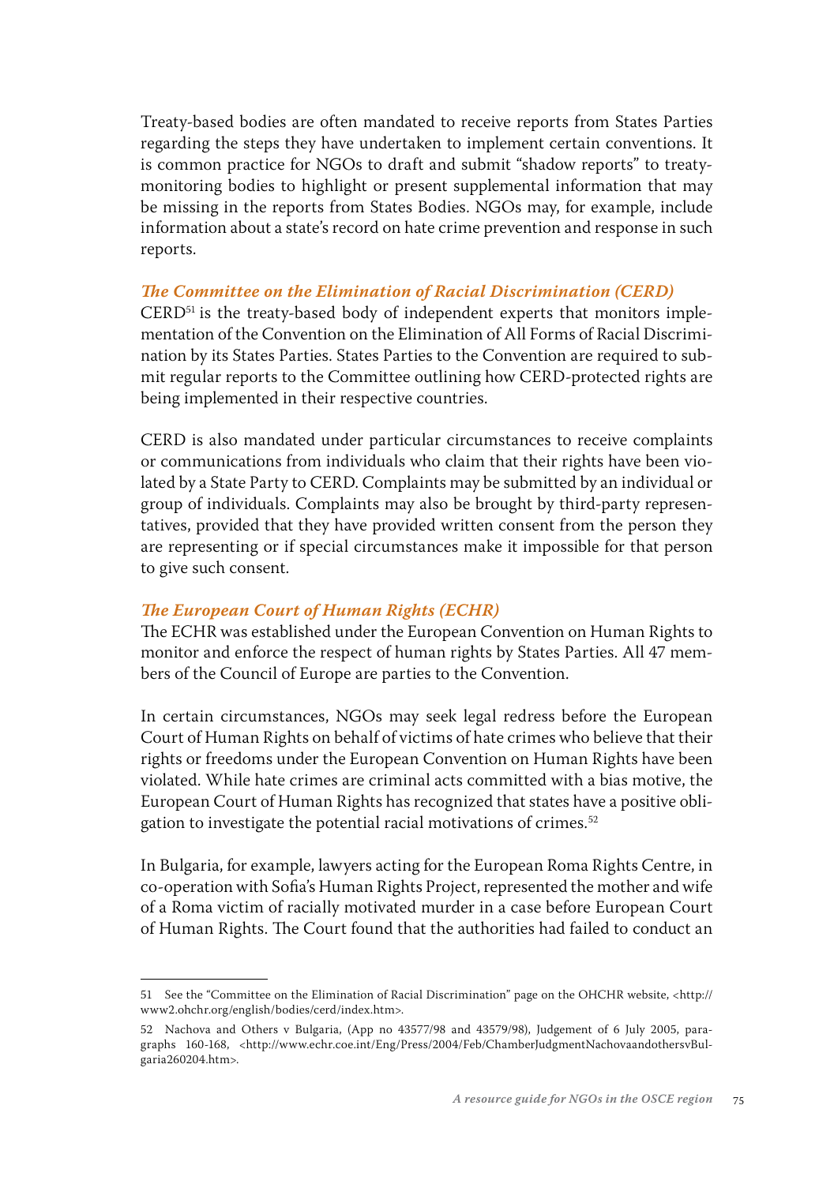Treaty-based bodies are often mandated to receive reports from States Parties regarding the steps they have undertaken to implement certain conventions. It is common practice for NGOs to draft and submit "shadow reports" to treaty-monitoring bodies to highlight or present supplemental information that may be missing in the reports from States Bodies. NGOs may, for example, include information about a state's record on hate crime prevention and response in such reports.

### *The Committee on the Elimination of Racial Discrimination (CERD)*

CERD[51] is the treaty-based body of independent experts that monitors implementation of the Convention on the Elimination of All Forms of Racial Discrimination by its States Parties. States Parties to the Convention are required to submit regular reports to the Committee outlining how CERD-protected rights are being implemented in their respective countries.

CERD is also mandated under particular circumstances to receive complaints or communications from individuals who claim that their rights have been violated by a State Party to CERD. Complaints may be submitted by an individual or group of individuals. Complaints may also be brought by third-party representatives, provided that they have provided written consent from the person they are representing or if special circumstances make it impossible for that person to give such consent.

### *The European Court of Human Rights (ECHR)*

The ECHR was established under the European Convention on Human Rights to monitor and enforce the respect of human rights by States Parties. All 47 members of the Council of Europe are parties to the Convention.

In certain circumstances, NGOs may seek legal redress before the European Court of Human Rights on behalf of victims of hate crimes who believe that their rights or freedoms under the European Convention on Human Rights have been violated. While hate crimes are criminal acts committed with a bias motive, the European Court of Human Rights has recognized that states have a positive obligation to investigate the potential racial motivations of crimes.[52]

In Bulgaria, for example, lawyers acting for the European Roma Rights Centre, in co-operation with Sofia's Human Rights Project, represented the mother and wife of a Roma victim of racially motivated murder in a case before European Court of Human Rights. The Court found that the authorities had failed to conduct an

---

51 See the "Committee on the Elimination of Racial Discrimination" page on the OHCHR website, <http://www2.ohchr.org/english/bodies/cerd/index.htm>.

52 Nachova and Others v Bulgaria, (App no 43577/98 and 43579/98), Judgement of 6 July 2005, paragraphs 160-168, <http://www.echr.coe.int/Eng/Press/2004/Feb/ChamberJudgmentNachovaandothersvBulgaria260204.htm>.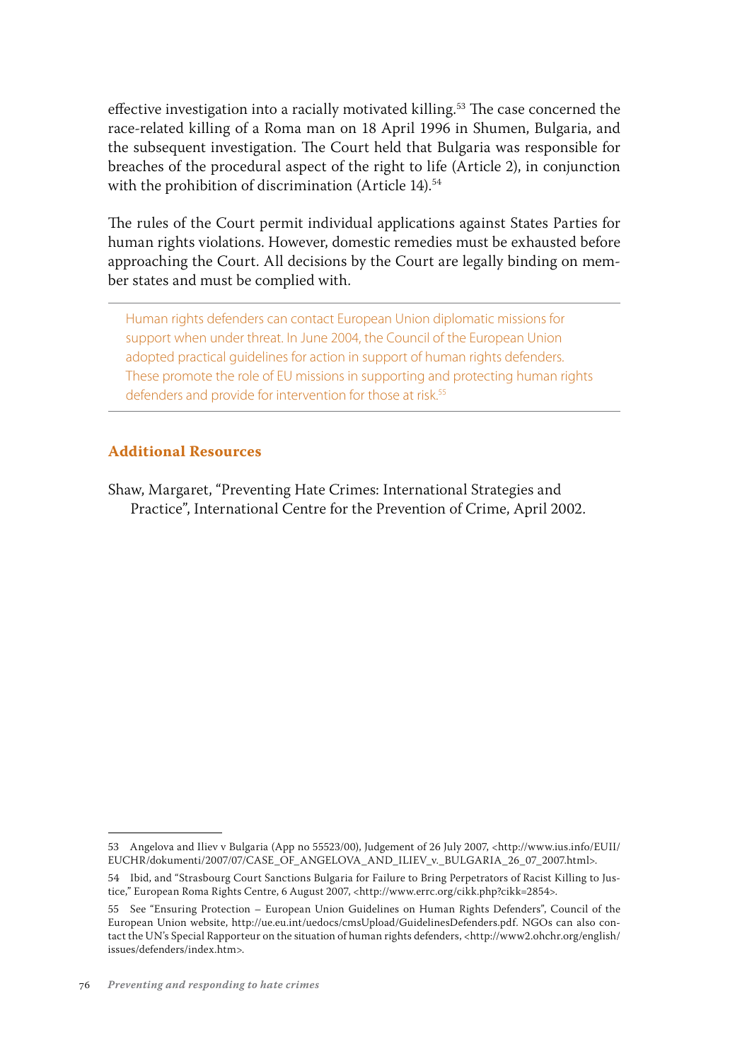effective investigation into a racially motivated killing.[53] The case concerned the race-related killing of a Roma man on 18 April 1996 in Shumen, Bulgaria, and the subsequent investigation. The Court held that Bulgaria was responsible for breaches of the procedural aspect of the right to life (Article 2), in conjunction with the prohibition of discrimination (Article 14).[54]

The rules of the Court permit individual applications against States Parties for human rights violations. However, domestic remedies must be exhausted before approaching the Court. All decisions by the Court are legally binding on member states and must be complied with.

---

Human rights defenders can contact European Union diplomatic missions for support when under threat. In June 2004, the Council of the European Union adopted practical guidelines for action in support of human rights defenders. These promote the role of EU missions in supporting and protecting human rights defenders and provide for intervention for those at risk.[55]

---

## Additional Resources

Shaw, Margaret, "Preventing Hate Crimes: International Strategies and Practice", International Centre for the Prevention of Crime, April 2002.

---

53 Angelova and Iliev v Bulgaria (App no 55523/00), Judgement of 26 July 2007, <http://www.ius.info/EUII/EUCHR/dokumenti/2007/07/CASE_OF_ANGELOVA_AND_ILIEV_v._BULGARIA_26_07_2007.html>.

54 Ibid, and "Strasbourg Court Sanctions Bulgaria for Failure to Bring Perpetrators of Racist Killing to Justice," European Roma Rights Centre, 6 August 2007, <http://www.errc.org/cikk.php?cikk=2854>.

55 See "Ensuring Protection – European Union Guidelines on Human Rights Defenders", Council of the European Union website, http://ue.eu.int/uedocs/cmsUpload/GuidelinesDefenders.pdf. NGOs can also contact the UN's Special Rapporteur on the situation of human rights defenders, <http://www2.ohchr.org/english/issues/defenders/index.htm>.